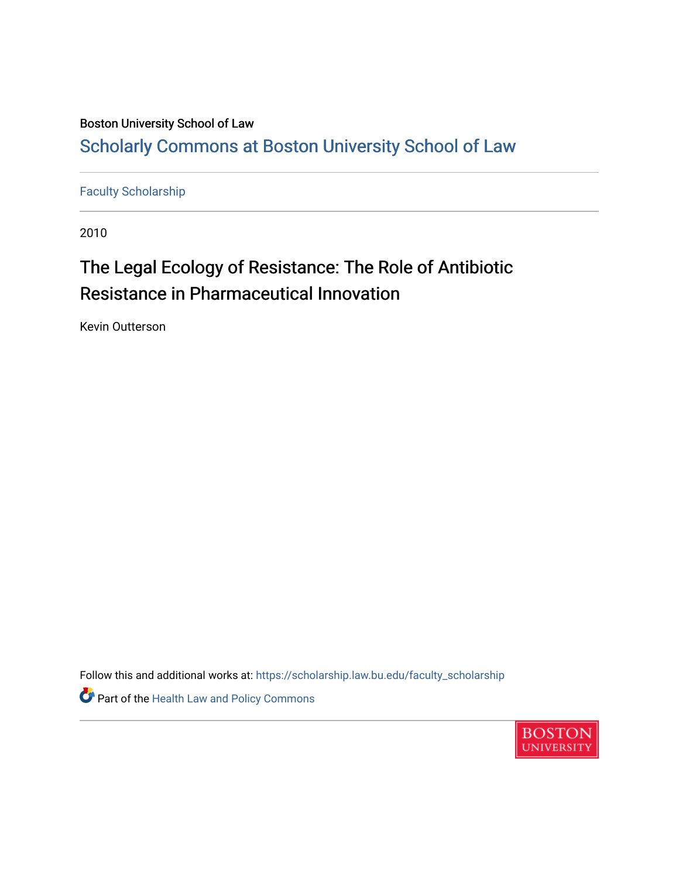Boston University School of Law

# Scholarly Commons at Boston University School of Law

Faculty Scholarship

2010

## The Legal Ecology of Resistance: The Role of Antibiotic Resistance in Pharmaceutical Innovation

Kevin Outterson

Follow this and additional works at: https://scholarship.law.bu.edu/faculty_scholarship

Part of the Health Law and Policy Commons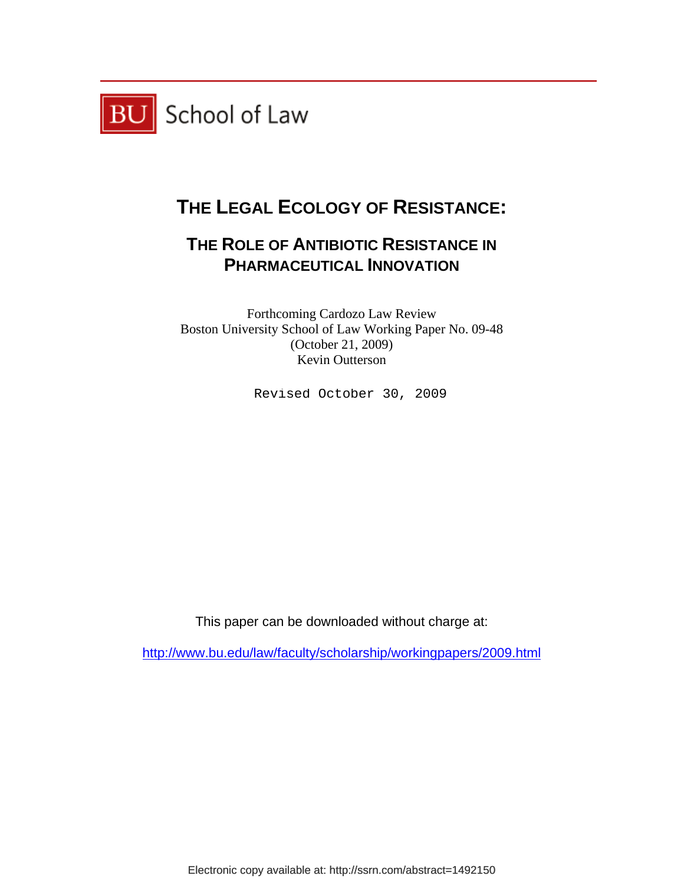BU School of Law

# THE LEGAL ECOLOGY OF RESISTANCE:

## THE ROLE OF ANTIBIOTIC RESISTANCE IN PHARMACEUTICAL INNOVATION

Forthcoming Cardozo Law Review
Boston University School of Law Working Paper No. 09-48
(October 21, 2009)
Kevin Outterson

Revised October 30, 2009

This paper can be downloaded without charge at:

http://www.bu.edu/law/faculty/scholarship/workingpapers/2009.html

Electronic copy available at: http://ssrn.com/abstract=1492150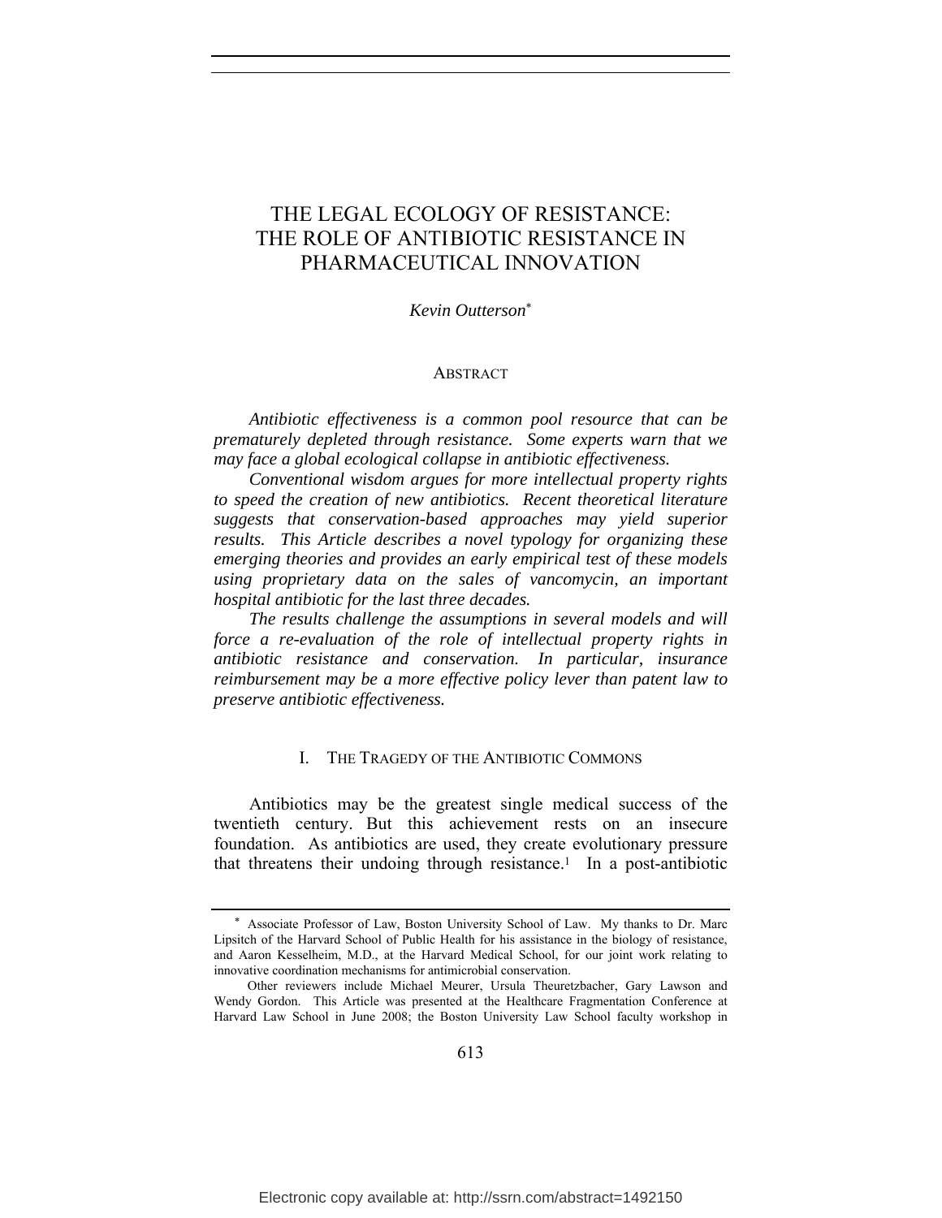# THE LEGAL ECOLOGY OF RESISTANCE: THE ROLE OF ANTIBIOTIC RESISTANCE IN PHARMACEUTICAL INNOVATION

*Kevin Outterson*[*]

## ABSTRACT

*Antibiotic effectiveness is a common pool resource that can be prematurely depleted through resistance. Some experts warn that we may face a global ecological collapse in antibiotic effectiveness.*

*Conventional wisdom argues for more intellectual property rights to speed the creation of new antibiotics. Recent theoretical literature suggests that conservation-based approaches may yield superior results. This Article describes a novel typology for organizing these emerging theories and provides an early empirical test of these models using proprietary data on the sales of vancomycin, an important hospital antibiotic for the last three decades.*

*The results challenge the assumptions in several models and will force a re-evaluation of the role of intellectual property rights in antibiotic resistance and conservation. In particular, insurance reimbursement may be a more effective policy lever than patent law to preserve antibiotic effectiveness.*

## I. THE TRAGEDY OF THE ANTIBIOTIC COMMONS

Antibiotics may be the greatest single medical success of the twentieth century. But this achievement rests on an insecure foundation. As antibiotics are used, they create evolutionary pressure that threatens their undoing through resistance.[1] In a post-antibiotic

---

[*] Associate Professor of Law, Boston University School of Law. My thanks to Dr. Marc Lipsitch of the Harvard School of Public Health for his assistance in the biology of resistance, and Aaron Kesselheim, M.D., at the Harvard Medical School, for our joint work relating to innovative coordination mechanisms for antimicrobial conservation.

Other reviewers include Michael Meurer, Ursula Theuretzbacher, Gary Lawson and Wendy Gordon. This Article was presented at the Healthcare Fragmentation Conference at Harvard Law School in June 2008; the Boston University Law School faculty workshop in

Electronic copy available at: http://ssrn.com/abstract=1492150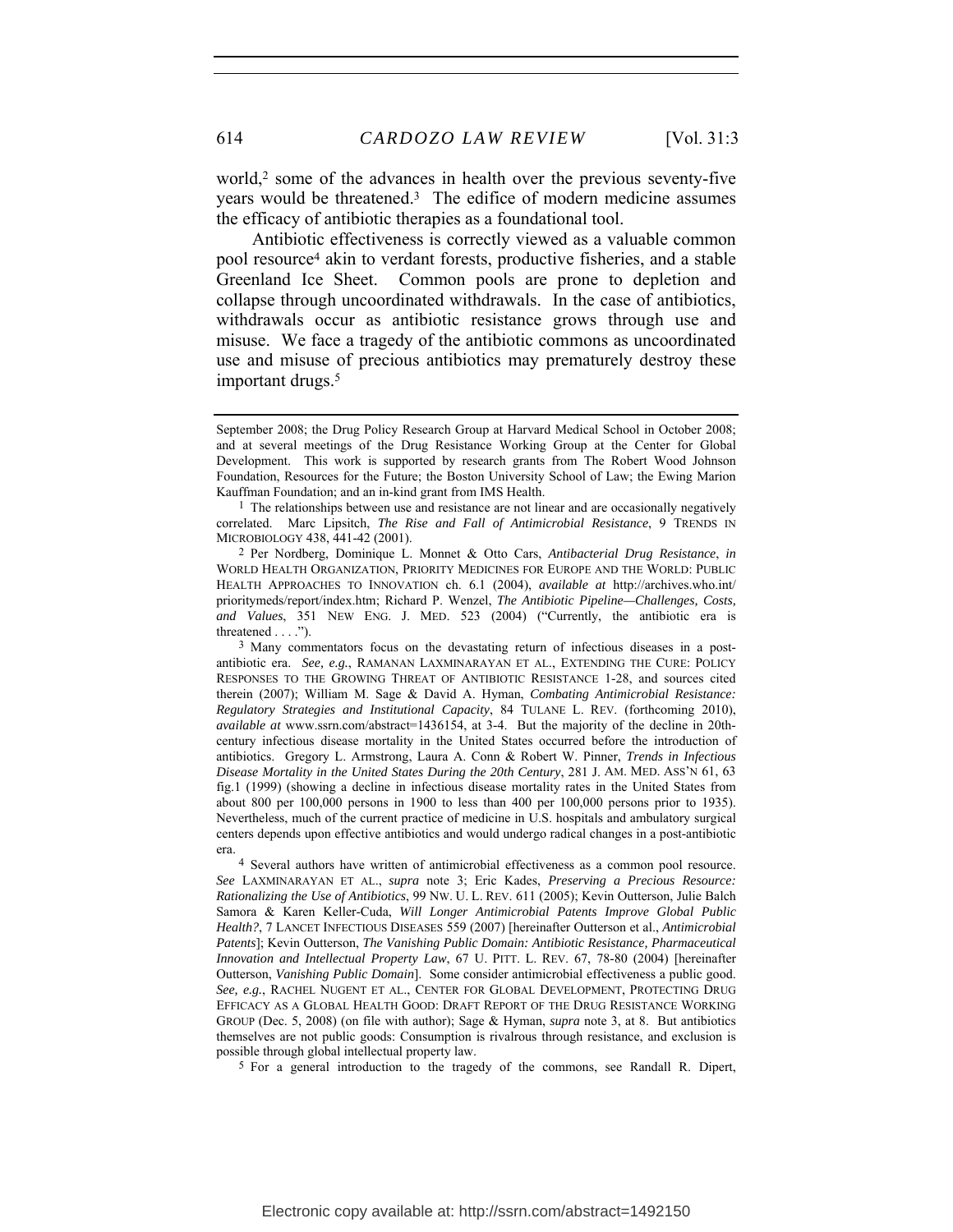world,[2] some of the advances in health over the previous seventy-five years would be threatened.[3] The edifice of modern medicine assumes the efficacy of antibiotic therapies as a foundational tool.

Antibiotic effectiveness is correctly viewed as a valuable common pool resource[4] akin to verdant forests, productive fisheries, and a stable Greenland Ice Sheet. Common pools are prone to depletion and collapse through uncoordinated withdrawals. In the case of antibiotics, withdrawals occur as antibiotic resistance grows through use and misuse. We face a tragedy of the antibiotic commons as uncoordinated use and misuse of precious antibiotics may prematurely destroy these important drugs.[5]

---

September 2008; the Drug Policy Research Group at Harvard Medical School in October 2008; and at several meetings of the Drug Resistance Working Group at the Center for Global Development. This work is supported by research grants from The Robert Wood Johnson Foundation, Resources for the Future; the Boston University School of Law; the Ewing Marion Kauffman Foundation; and an in-kind grant from IMS Health.

[1] The relationships between use and resistance are not linear and are occasionally negatively correlated. Marc Lipsitch, *The Rise and Fall of Antimicrobial Resistance*, 9 TRENDS IN MICROBIOLOGY 438, 441-42 (2001).

[2] Per Nordberg, Dominique L. Monnet & Otto Cars, *Antibacterial Drug Resistance*, *in* WORLD HEALTH ORGANIZATION, PRIORITY MEDICINES FOR EUROPE AND THE WORLD: PUBLIC HEALTH APPROACHES TO INNOVATION ch. 6.1 (2004), *available at* http://archives.who.int/prioritymeds/report/index.htm; Richard P. Wenzel, *The Antibiotic Pipeline—Challenges, Costs, and Values*, 351 NEW ENG. J. MED. 523 (2004) ("Currently, the antibiotic era is threatened . . . .").

[3] Many commentators focus on the devastating return of infectious diseases in a post-antibiotic era. *See, e.g.*, RAMANAN LAXMINARAYAN ET AL., EXTENDING THE CURE: POLICY RESPONSES TO THE GROWING THREAT OF ANTIBIOTIC RESISTANCE 1-28, and sources cited therein (2007); William M. Sage & David A. Hyman, *Combating Antimicrobial Resistance: Regulatory Strategies and Institutional Capacity*, 84 TULANE L. REV. (forthcoming 2010), *available at* www.ssrn.com/abstract=1436154, at 3-4. But the majority of the decline in 20th-century infectious disease mortality in the United States occurred before the introduction of antibiotics. Gregory L. Armstrong, Laura A. Conn & Robert W. Pinner, *Trends in Infectious Disease Mortality in the United States During the 20th Century*, 281 J. AM. MED. ASS'N 61, 63 fig.1 (1999) (showing a decline in infectious disease mortality rates in the United States from about 800 per 100,000 persons in 1900 to less than 400 per 100,000 persons prior to 1935). Nevertheless, much of the current practice of medicine in U.S. hospitals and ambulatory surgical centers depends upon effective antibiotics and would undergo radical changes in a post-antibiotic era.

[4] Several authors have written of antimicrobial effectiveness as a common pool resource. *See* LAXMINARAYAN ET AL., *supra* note 3; Eric Kades, *Preserving a Precious Resource: Rationalizing the Use of Antibiotics*, 99 NW. U. L. REV. 611 (2005); Kevin Outterson, Julie Balch Samora & Karen Keller-Cuda, *Will Longer Antimicrobial Patents Improve Global Public Health?*, 7 LANCET INFECTIOUS DISEASES 559 (2007) [hereinafter Outterson et al., *Antimicrobial Patents*]; Kevin Outterson, *The Vanishing Public Domain: Antibiotic Resistance, Pharmaceutical Innovation and Intellectual Property Law*, 67 U. PITT. L. REV. 67, 78-80 (2004) [hereinafter Outterson, *Vanishing Public Domain*]. Some consider antimicrobial effectiveness a public good. *See, e.g.*, RACHEL NUGENT ET AL., CENTER FOR GLOBAL DEVELOPMENT, PROTECTING DRUG EFFICACY AS A GLOBAL HEALTH GOOD: DRAFT REPORT OF THE DRUG RESISTANCE WORKING GROUP (Dec. 5, 2008) (on file with author); Sage & Hyman, *supra* note 3, at 8. But antibiotics themselves are not public goods: Consumption is rivalrous through resistance, and exclusion is possible through global intellectual property law.

[5] For a general introduction to the tragedy of the commons, see Randall R. Dipert,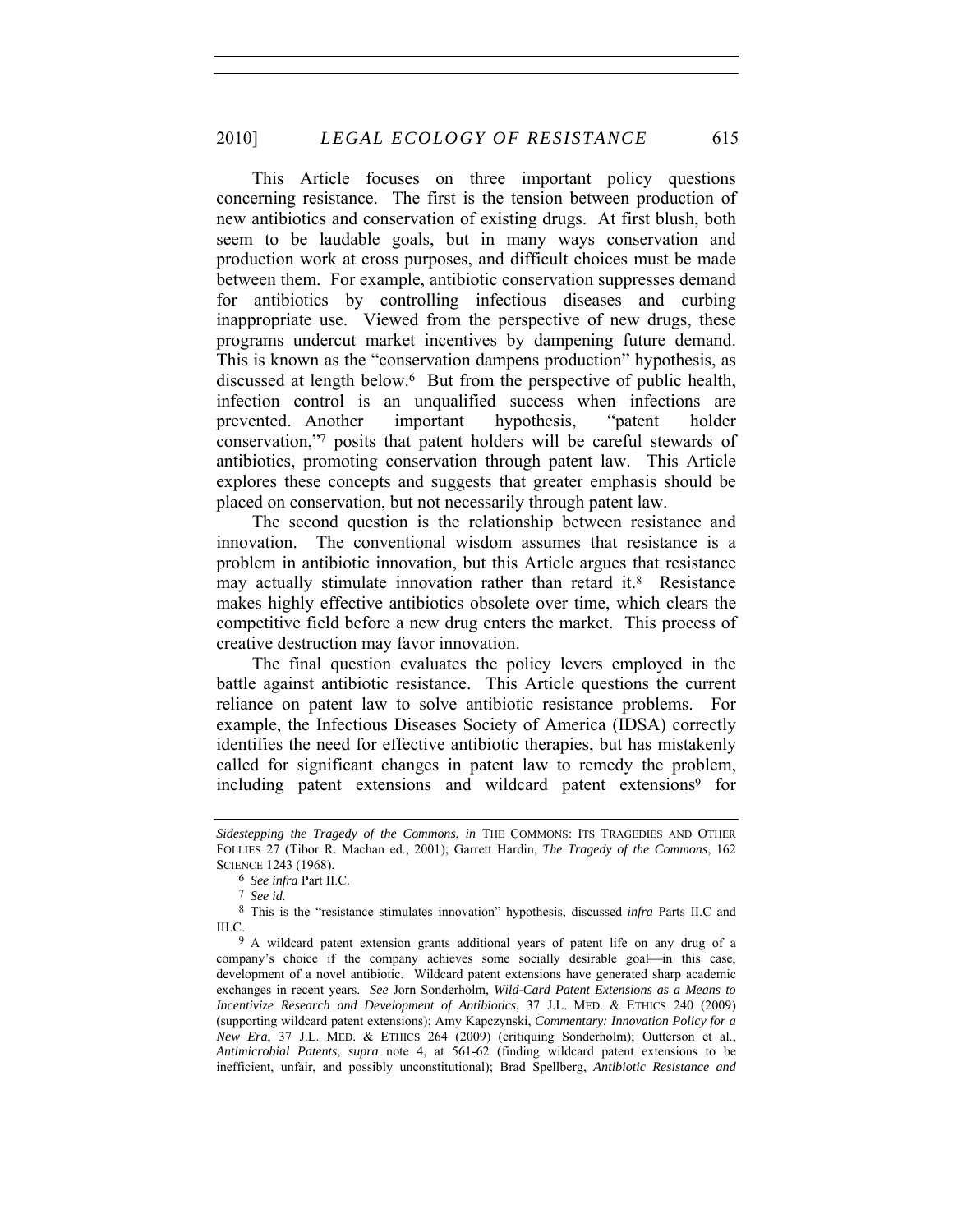This Article focuses on three important policy questions concerning resistance. The first is the tension between production of new antibiotics and conservation of existing drugs. At first blush, both seem to be laudable goals, but in many ways conservation and production work at cross purposes, and difficult choices must be made between them. For example, antibiotic conservation suppresses demand for antibiotics by controlling infectious diseases and curbing inappropriate use. Viewed from the perspective of new drugs, these programs undercut market incentives by dampening future demand. This is known as the "conservation dampens production" hypothesis, as discussed at length below.[6] But from the perspective of public health, infection control is an unqualified success when infections are prevented. Another important hypothesis, "patent holder conservation,"[7] posits that patent holders will be careful stewards of antibiotics, promoting conservation through patent law. This Article explores these concepts and suggests that greater emphasis should be placed on conservation, but not necessarily through patent law.

The second question is the relationship between resistance and innovation. The conventional wisdom assumes that resistance is a problem in antibiotic innovation, but this Article argues that resistance may actually stimulate innovation rather than retard it.[8] Resistance makes highly effective antibiotics obsolete over time, which clears the competitive field before a new drug enters the market. This process of creative destruction may favor innovation.

The final question evaluates the policy levers employed in the battle against antibiotic resistance. This Article questions the current reliance on patent law to solve antibiotic resistance problems. For example, the Infectious Diseases Society of America (IDSA) correctly identifies the need for effective antibiotic therapies, but has mistakenly called for significant changes in patent law to remedy the problem, including patent extensions and wildcard patent extensions[9] for

---

*Sidestepping the Tragedy of the Commons*, *in* THE COMMONS: ITS TRAGEDIES AND OTHER FOLLIES 27 (Tibor R. Machan ed., 2001); Garrett Hardin, *The Tragedy of the Commons*, 162 SCIENCE 1243 (1968).

[6] *See infra* Part II.C.

[7] *See id.*

[8] This is the "resistance stimulates innovation" hypothesis, discussed *infra* Parts II.C and III.C.

[9] A wildcard patent extension grants additional years of patent life on any drug of a company's choice if the company achieves some socially desirable goal—in this case, development of a novel antibiotic. Wildcard patent extensions have generated sharp academic exchanges in recent years. *See* Jorn Sonderholm, *Wild-Card Patent Extensions as a Means to Incentivize Research and Development of Antibiotics*, 37 J.L. MED. & ETHICS 240 (2009) (supporting wildcard patent extensions); Amy Kapczynski, *Commentary: Innovation Policy for a New Era*, 37 J.L. MED. & ETHICS 264 (2009) (critiquing Sonderholm); Outterson et al., *Antimicrobial Patents*, *supra* note 4, at 561-62 (finding wildcard patent extensions to be inefficient, unfair, and possibly unconstitutional); Brad Spellberg, *Antibiotic Resistance and*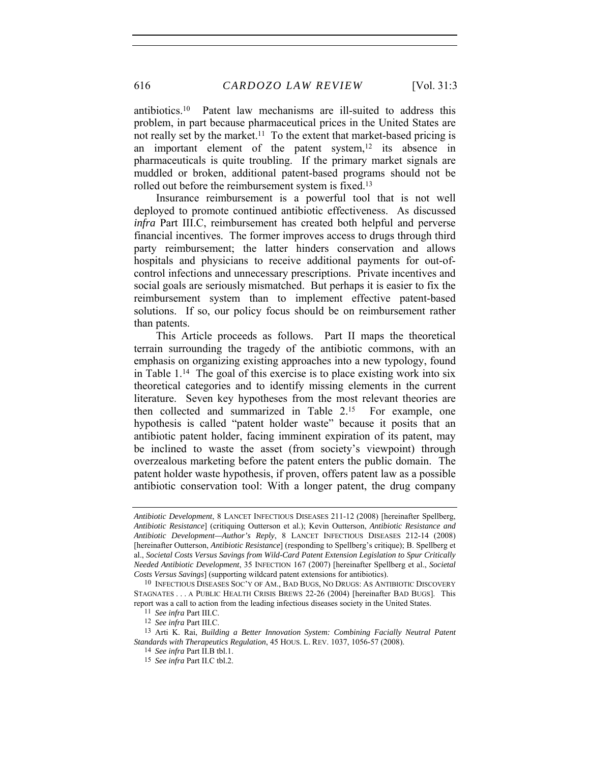antibiotics.[10] Patent law mechanisms are ill-suited to address this problem, in part because pharmaceutical prices in the United States are not really set by the market.[11] To the extent that market-based pricing is an important element of the patent system,[12] its absence in pharmaceuticals is quite troubling. If the primary market signals are muddled or broken, additional patent-based programs should not be rolled out before the reimbursement system is fixed.[13]

Insurance reimbursement is a powerful tool that is not well deployed to promote continued antibiotic effectiveness. As discussed *infra* Part III.C, reimbursement has created both helpful and perverse financial incentives. The former improves access to drugs through third party reimbursement; the latter hinders conservation and allows hospitals and physicians to receive additional payments for out-of-control infections and unnecessary prescriptions. Private incentives and social goals are seriously mismatched. But perhaps it is easier to fix the reimbursement system than to implement effective patent-based solutions. If so, our policy focus should be on reimbursement rather than patents.

This Article proceeds as follows. Part II maps the theoretical terrain surrounding the tragedy of the antibiotic commons, with an emphasis on organizing existing approaches into a new typology, found in Table 1.[14] The goal of this exercise is to place existing work into six theoretical categories and to identify missing elements in the current literature. Seven key hypotheses from the most relevant theories are then collected and summarized in Table 2.[15] For example, one hypothesis is called "patent holder waste" because it posits that an antibiotic patent holder, facing imminent expiration of its patent, may be inclined to waste the asset (from society's viewpoint) through overzealous marketing before the patent enters the public domain. The patent holder waste hypothesis, if proven, offers patent law as a possible antibiotic conservation tool: With a longer patent, the drug company

---

*Antibiotic Development*, 8 LANCET INFECTIOUS DISEASES 211-12 (2008) [hereinafter Spellberg, *Antibiotic Resistance*] (critiquing Outterson et al.); Kevin Outterson, *Antibiotic Resistance and Antibiotic Development—Author's Reply*, 8 LANCET INFECTIOUS DISEASES 212-14 (2008) [hereinafter Outterson, *Antibiotic Resistance*] (responding to Spellberg's critique); B. Spellberg et al., *Societal Costs Versus Savings from Wild-Card Patent Extension Legislation to Spur Critically Needed Antibiotic Development*, 35 INFECTION 167 (2007) [hereinafter Spellberg et al., *Societal Costs Versus Savings*] (supporting wildcard patent extensions for antibiotics).

[10] INFECTIOUS DISEASES SOC'Y OF AM., BAD BUGS, NO DRUGS: AS ANTIBIOTIC DISCOVERY STAGNATES . . . A PUBLIC HEALTH CRISIS BREWS 22-26 (2004) [hereinafter BAD BUGS]. This report was a call to action from the leading infectious diseases society in the United States.

[11] *See infra* Part III.C.

[12] *See infra* Part III.C.

[13] Arti K. Rai, *Building a Better Innovation System: Combining Facially Neutral Patent Standards with Therapeutics Regulation*, 45 HOUS. L. REV. 1037, 1056-57 (2008).

[14] *See infra* Part II.B tbl.1.

[15] *See infra* Part II.C tbl.2.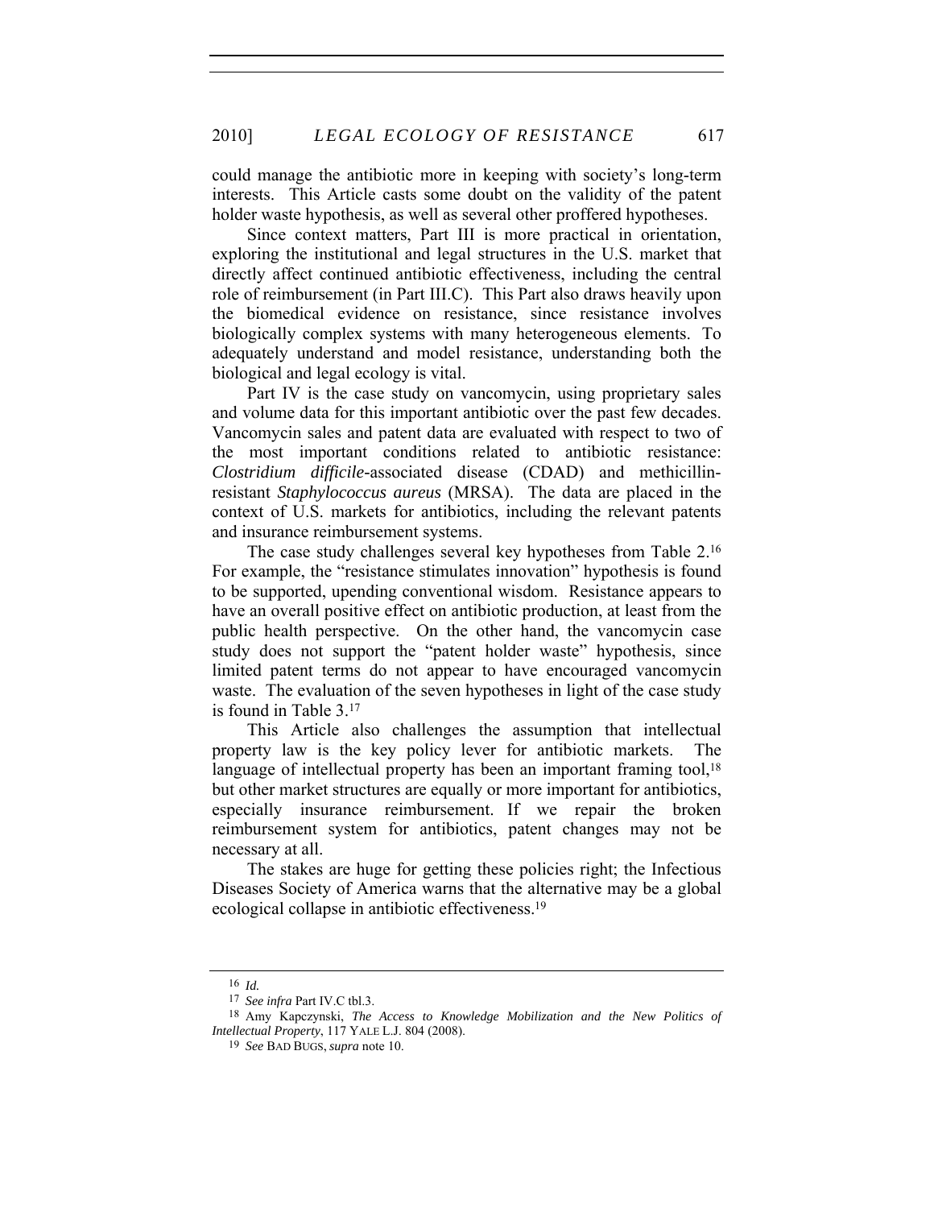could manage the antibiotic more in keeping with society's long-term interests. This Article casts some doubt on the validity of the patent holder waste hypothesis, as well as several other proffered hypotheses.

Since context matters, Part III is more practical in orientation, exploring the institutional and legal structures in the U.S. market that directly affect continued antibiotic effectiveness, including the central role of reimbursement (in Part III.C). This Part also draws heavily upon the biomedical evidence on resistance, since resistance involves biologically complex systems with many heterogeneous elements. To adequately understand and model resistance, understanding both the biological and legal ecology is vital.

Part IV is the case study on vancomycin, using proprietary sales and volume data for this important antibiotic over the past few decades. Vancomycin sales and patent data are evaluated with respect to two of the most important conditions related to antibiotic resistance: *Clostridium difficile*-associated disease (CDAD) and methicillin-resistant *Staphylococcus aureus* (MRSA). The data are placed in the context of U.S. markets for antibiotics, including the relevant patents and insurance reimbursement systems.

The case study challenges several key hypotheses from Table 2.[16] For example, the "resistance stimulates innovation" hypothesis is found to be supported, upending conventional wisdom. Resistance appears to have an overall positive effect on antibiotic production, at least from the public health perspective. On the other hand, the vancomycin case study does not support the "patent holder waste" hypothesis, since limited patent terms do not appear to have encouraged vancomycin waste. The evaluation of the seven hypotheses in light of the case study is found in Table 3.[17]

This Article also challenges the assumption that intellectual property law is the key policy lever for antibiotic markets. The language of intellectual property has been an important framing tool,[18] but other market structures are equally or more important for antibiotics, especially insurance reimbursement. If we repair the broken reimbursement system for antibiotics, patent changes may not be necessary at all.

The stakes are huge for getting these policies right; the Infectious Diseases Society of America warns that the alternative may be a global ecological collapse in antibiotic effectiveness.[19]

---

[16] *Id.*

[17] *See infra* Part IV.C tbl.3.

[18] Amy Kapczynski, *The Access to Knowledge Mobilization and the New Politics of Intellectual Property*, 117 YALE L.J. 804 (2008).

[19] *See* BAD BUGS, *supra* note 10.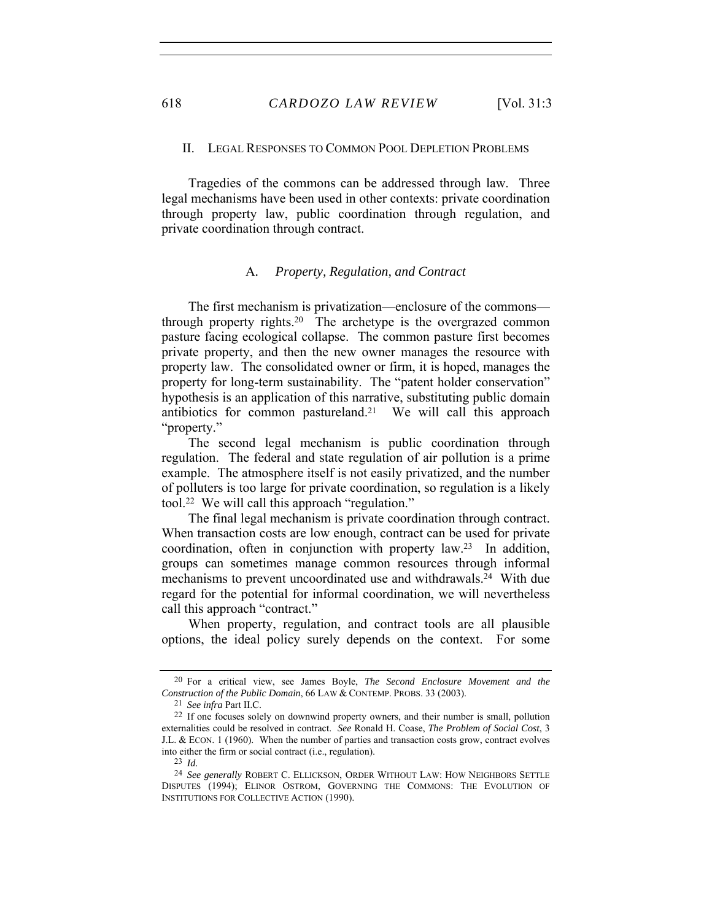## II. Legal Responses to Common Pool Depletion Problems

Tragedies of the commons can be addressed through law. Three legal mechanisms have been used in other contexts: private coordination through property law, public coordination through regulation, and private coordination through contract.

### A. *Property, Regulation, and Contract*

The first mechanism is privatization—enclosure of the commons—through property rights.[20] The archetype is the overgrazed common pasture facing ecological collapse. The common pasture first becomes private property, and then the new owner manages the resource with property law. The consolidated owner or firm, it is hoped, manages the property for long-term sustainability. The "patent holder conservation" hypothesis is an application of this narrative, substituting public domain antibiotics for common pastureland.[21] We will call this approach "property."

The second legal mechanism is public coordination through regulation. The federal and state regulation of air pollution is a prime example. The atmosphere itself is not easily privatized, and the number of polluters is too large for private coordination, so regulation is a likely tool.[22] We will call this approach "regulation."

The final legal mechanism is private coordination through contract. When transaction costs are low enough, contract can be used for private coordination, often in conjunction with property law.[23] In addition, groups can sometimes manage common resources through informal mechanisms to prevent uncoordinated use and withdrawals.[24] With due regard for the potential for informal coordination, we will nevertheless call this approach "contract."

When property, regulation, and contract tools are all plausible options, the ideal policy surely depends on the context. For some

---

[20] For a critical view, see James Boyle, *The Second Enclosure Movement and the Construction of the Public Domain*, 66 LAW & CONTEMP. PROBS. 33 (2003).

[21] *See infra* Part II.C.

[22] If one focuses solely on downwind property owners, and their number is small, pollution externalities could be resolved in contract. *See* Ronald H. Coase, *The Problem of Social Cost*, 3 J.L. & ECON. 1 (1960). When the number of parties and transaction costs grow, contract evolves into either the firm or social contract (i.e., regulation).

[23] *Id.*

[24] *See generally* ROBERT C. ELLICKSON, ORDER WITHOUT LAW: HOW NEIGHBORS SETTLE DISPUTES (1994); ELINOR OSTROM, GOVERNING THE COMMONS: THE EVOLUTION OF INSTITUTIONS FOR COLLECTIVE ACTION (1990).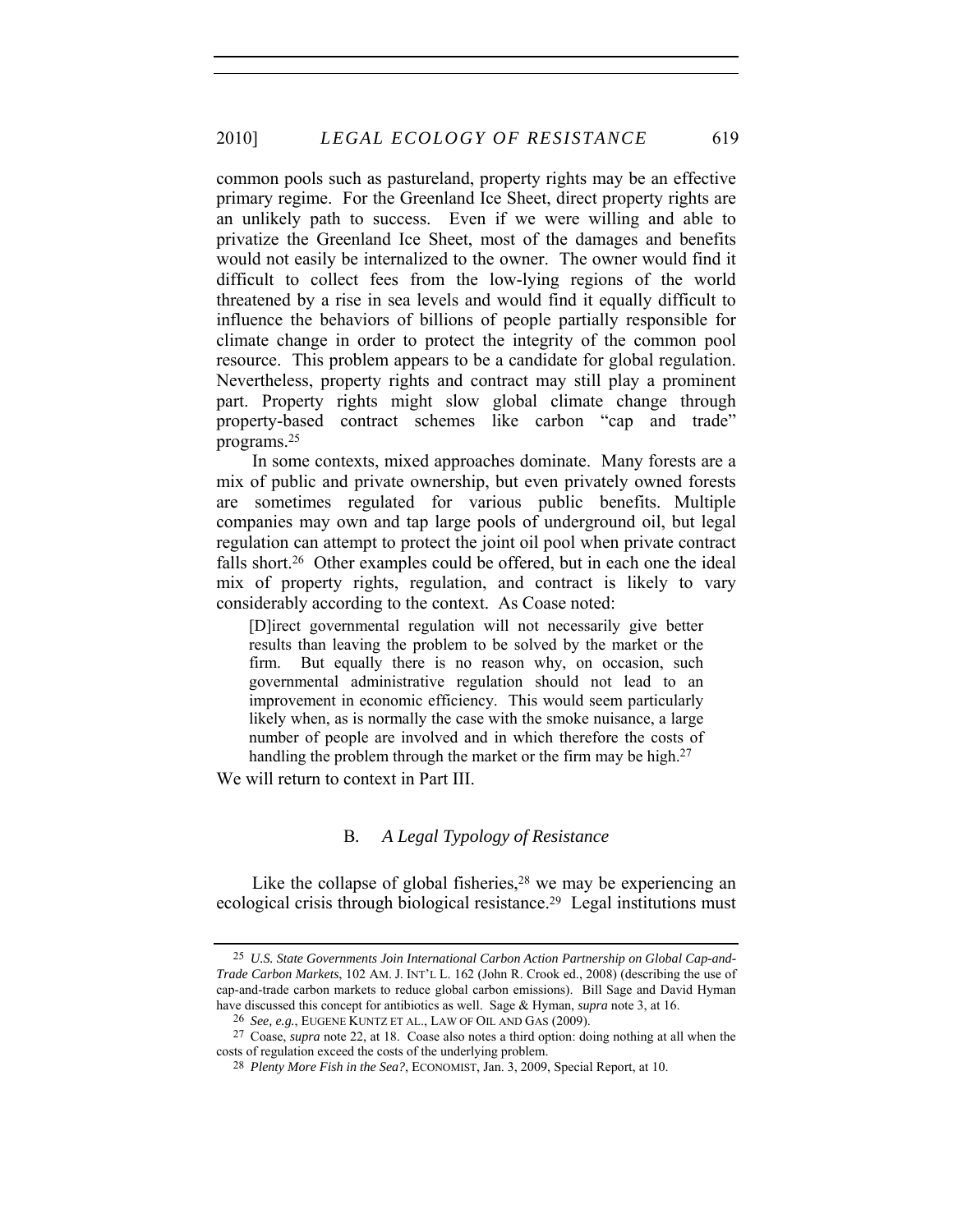common pools such as pastureland, property rights may be an effective primary regime. For the Greenland Ice Sheet, direct property rights are an unlikely path to success. Even if we were willing and able to privatize the Greenland Ice Sheet, most of the damages and benefits would not easily be internalized to the owner. The owner would find it difficult to collect fees from the low-lying regions of the world threatened by a rise in sea levels and would find it equally difficult to influence the behaviors of billions of people partially responsible for climate change in order to protect the integrity of the common pool resource. This problem appears to be a candidate for global regulation. Nevertheless, property rights and contract may still play a prominent part. Property rights might slow global climate change through property-based contract schemes like carbon "cap and trade" programs.[25]

In some contexts, mixed approaches dominate. Many forests are a mix of public and private ownership, but even privately owned forests are sometimes regulated for various public benefits. Multiple companies may own and tap large pools of underground oil, but legal regulation can attempt to protect the joint oil pool when private contract falls short.[26] Other examples could be offered, but in each one the ideal mix of property rights, regulation, and contract is likely to vary considerably according to the context. As Coase noted:

> [D]irect governmental regulation will not necessarily give better results than leaving the problem to be solved by the market or the firm. But equally there is no reason why, on occasion, such governmental administrative regulation should not lead to an improvement in economic efficiency. This would seem particularly likely when, as is normally the case with the smoke nuisance, a large number of people are involved and in which therefore the costs of handling the problem through the market or the firm may be high.[27]

We will return to context in Part III.

## B. *A Legal Typology of Resistance*

Like the collapse of global fisheries,[28] we may be experiencing an ecological crisis through biological resistance.[29] Legal institutions must

---

[25] *U.S. State Governments Join International Carbon Action Partnership on Global Cap-and-Trade Carbon Markets*, 102 AM. J. INT'L L. 162 (John R. Crook ed., 2008) (describing the use of cap-and-trade carbon markets to reduce global carbon emissions). Bill Sage and David Hyman have discussed this concept for antibiotics as well. Sage & Hyman, *supra* note 3, at 16.

[26] *See, e.g.*, EUGENE KUNTZ ET AL., LAW OF OIL AND GAS (2009).

[27] Coase, *supra* note 22, at 18. Coase also notes a third option: doing nothing at all when the costs of regulation exceed the costs of the underlying problem.

[28] *Plenty More Fish in the Sea?*, ECONOMIST, Jan. 3, 2009, Special Report, at 10.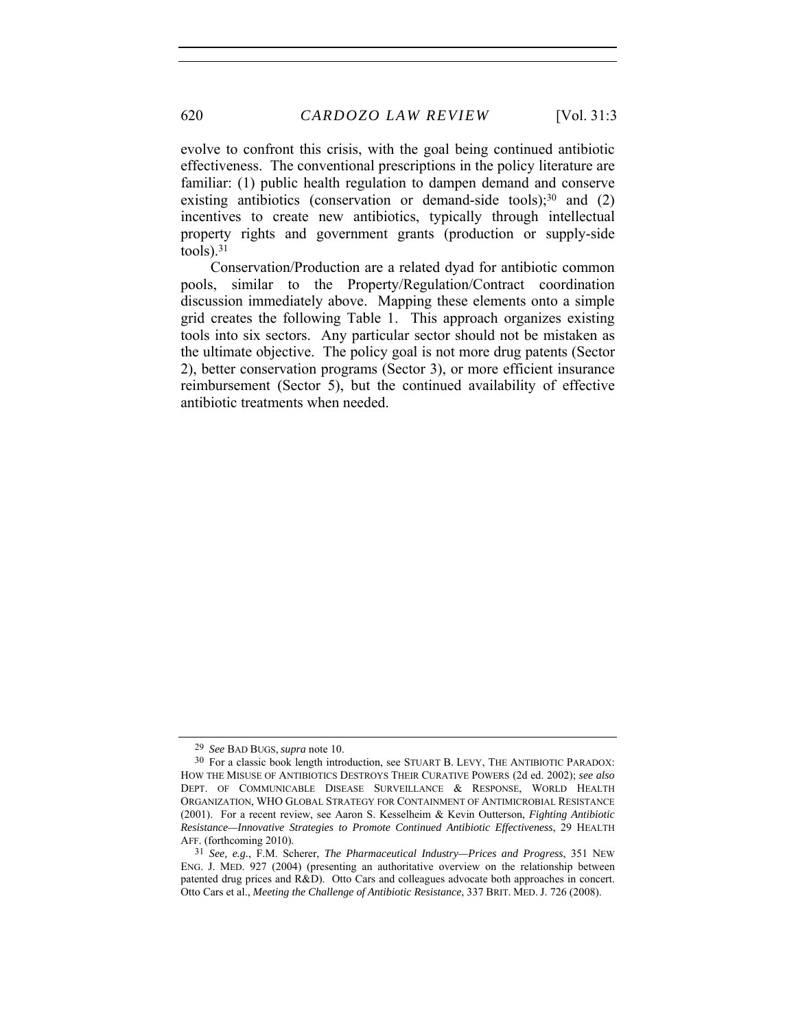evolve to confront this crisis, with the goal being continued antibiotic effectiveness. The conventional prescriptions in the policy literature are familiar: (1) public health regulation to dampen demand and conserve existing antibiotics (conservation or demand-side tools);[30] and (2) incentives to create new antibiotics, typically through intellectual property rights and government grants (production or supply-side tools).[31]

Conservation/Production are a related dyad for antibiotic common pools, similar to the Property/Regulation/Contract coordination discussion immediately above. Mapping these elements onto a simple grid creates the following Table 1. This approach organizes existing tools into six sectors. Any particular sector should not be mistaken as the ultimate objective. The policy goal is not more drug patents (Sector 2), better conservation programs (Sector 3), or more efficient insurance reimbursement (Sector 5), but the continued availability of effective antibiotic treatments when needed.

---

[29] *See* BAD BUGS, *supra* note 10.

[30] For a classic book length introduction, see STUART B. LEVY, THE ANTIBIOTIC PARADOX: HOW THE MISUSE OF ANTIBIOTICS DESTROYS THEIR CURATIVE POWERS (2d ed. 2002); *see also* DEPT. OF COMMUNICABLE DISEASE SURVEILLANCE & RESPONSE, WORLD HEALTH ORGANIZATION, WHO GLOBAL STRATEGY FOR CONTAINMENT OF ANTIMICROBIAL RESISTANCE (2001). For a recent review, see Aaron S. Kesselheim & Kevin Outterson, *Fighting Antibiotic Resistance—Innovative Strategies to Promote Continued Antibiotic Effectiveness*, 29 HEALTH AFF. (forthcoming 2010).

[31] *See, e.g.*, F.M. Scherer, *The Pharmaceutical Industry—Prices and Progress*, 351 NEW ENG. J. MED. 927 (2004) (presenting an authoritative overview on the relationship between patented drug prices and R&D). Otto Cars and colleagues advocate both approaches in concert. Otto Cars et al., *Meeting the Challenge of Antibiotic Resistance*, 337 BRIT. MED. J. 726 (2008).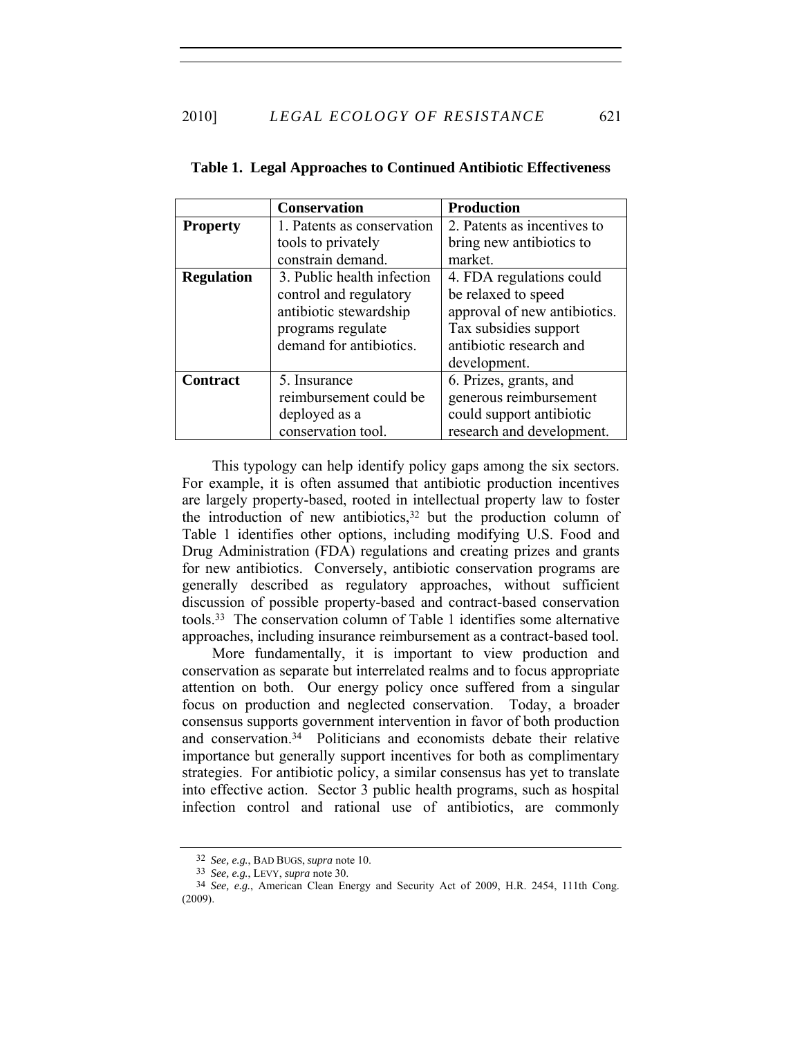**Table 1. Legal Approaches to Continued Antibiotic Effectiveness**

| | **Conservation** | **Production** |
|---|---|---|
| **Property** | 1. Patents as conservation tools to privately constrain demand. | 2. Patents as incentives to bring new antibiotics to market. |
| **Regulation** | 3. Public health infection control and regulatory antibiotic stewardship programs regulate demand for antibiotics. | 4. FDA regulations could be relaxed to speed approval of new antibiotics. Tax subsidies support antibiotic research and development. |
| **Contract** | 5. Insurance reimbursement could be deployed as a conservation tool. | 6. Prizes, grants, and generous reimbursement could support antibiotic research and development. |

This typology can help identify policy gaps among the six sectors. For example, it is often assumed that antibiotic production incentives are largely property-based, rooted in intellectual property law to foster the introduction of new antibiotics,[32] but the production column of Table 1 identifies other options, including modifying U.S. Food and Drug Administration (FDA) regulations and creating prizes and grants for new antibiotics. Conversely, antibiotic conservation programs are generally described as regulatory approaches, without sufficient discussion of possible property-based and contract-based conservation tools.[33] The conservation column of Table 1 identifies some alternative approaches, including insurance reimbursement as a contract-based tool.

More fundamentally, it is important to view production and conservation as separate but interrelated realms and to focus appropriate attention on both. Our energy policy once suffered from a singular focus on production and neglected conservation. Today, a broader consensus supports government intervention in favor of both production and conservation.[34] Politicians and economists debate their relative importance but generally support incentives for both as complimentary strategies. For antibiotic policy, a similar consensus has yet to translate into effective action. Sector 3 public health programs, such as hospital infection control and rational use of antibiotics, are commonly

---

32 *See, e.g.*, BAD BUGS, *supra* note 10.

33 *See, e.g.*, LEVY, *supra* note 30.

34 *See, e.g.*, American Clean Energy and Security Act of 2009, H.R. 2454, 111th Cong. (2009).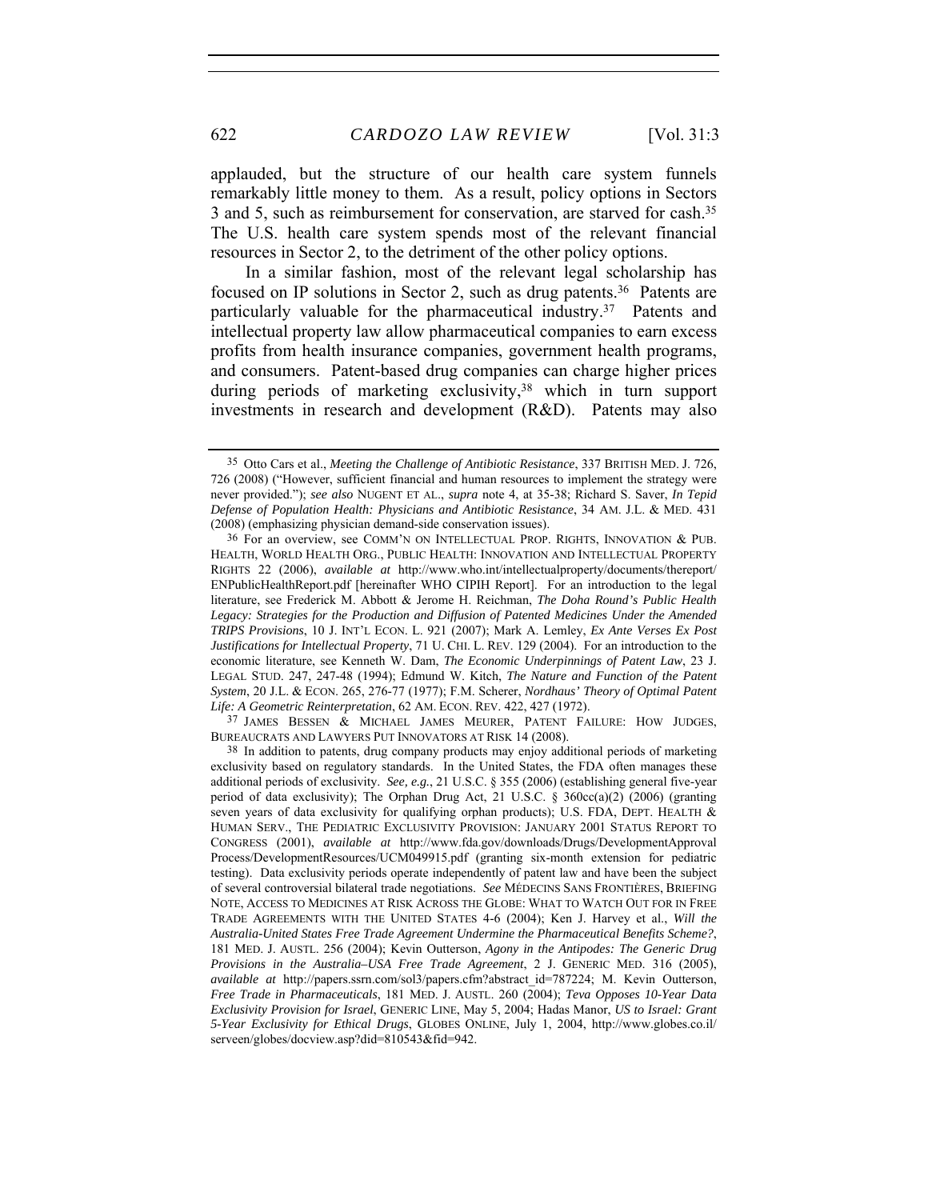applauded, but the structure of our health care system funnels remarkably little money to them. As a result, policy options in Sectors 3 and 5, such as reimbursement for conservation, are starved for cash.[35] The U.S. health care system spends most of the relevant financial resources in Sector 2, to the detriment of the other policy options.

In a similar fashion, most of the relevant legal scholarship has focused on IP solutions in Sector 2, such as drug patents.[36] Patents are particularly valuable for the pharmaceutical industry.[37] Patents and intellectual property law allow pharmaceutical companies to earn excess profits from health insurance companies, government health programs, and consumers. Patent-based drug companies can charge higher prices during periods of marketing exclusivity,[38] which in turn support investments in research and development (R&D). Patents may also

---

35 Otto Cars et al., *Meeting the Challenge of Antibiotic Resistance*, 337 BRITISH MED. J. 726, 726 (2008) ("However, sufficient financial and human resources to implement the strategy were never provided."); *see also* NUGENT ET AL., *supra* note 4, at 35-38; Richard S. Saver, *In Tepid Defense of Population Health: Physicians and Antibiotic Resistance*, 34 AM. J.L. & MED. 431 (2008) (emphasizing physician demand-side conservation issues).

36 For an overview, see COMM'N ON INTELLECTUAL PROP. RIGHTS, INNOVATION & PUB. HEALTH, WORLD HEALTH ORG., PUBLIC HEALTH: INNOVATION AND INTELLECTUAL PROPERTY RIGHTS 22 (2006), *available at* http://www.who.int/intellectualproperty/documents/thereport/ENPublicHealthReport.pdf [hereinafter WHO CIPIH Report]. For an introduction to the legal literature, see Frederick M. Abbott & Jerome H. Reichman, *The Doha Round's Public Health Legacy: Strategies for the Production and Diffusion of Patented Medicines Under the Amended TRIPS Provisions*, 10 J. INT'L ECON. L. 921 (2007); Mark A. Lemley, *Ex Ante Verses Ex Post Justifications for Intellectual Property*, 71 U. CHI. L. REV. 129 (2004). For an introduction to the economic literature, see Kenneth W. Dam, *The Economic Underpinnings of Patent Law*, 23 J. LEGAL STUD. 247, 247-48 (1994); Edmund W. Kitch, *The Nature and Function of the Patent System*, 20 J.L. & ECON. 265, 276-77 (1977); F.M. Scherer, *Nordhaus' Theory of Optimal Patent Life: A Geometric Reinterpretation*, 62 AM. ECON. REV. 422, 427 (1972).

37 JAMES BESSEN & MICHAEL JAMES MEURER, PATENT FAILURE: HOW JUDGES, BUREAUCRATS AND LAWYERS PUT INNOVATORS AT RISK 14 (2008).

38 In addition to patents, drug company products may enjoy additional periods of marketing exclusivity based on regulatory standards. In the United States, the FDA often manages these additional periods of exclusivity. *See, e.g.*, 21 U.S.C. § 355 (2006) (establishing general five-year period of data exclusivity); The Orphan Drug Act, 21 U.S.C. § 360cc(a)(2) (2006) (granting seven years of data exclusivity for qualifying orphan products); U.S. FDA, DEPT. HEALTH & HUMAN SERV., THE PEDIATRIC EXCLUSIVITY PROVISION: JANUARY 2001 STATUS REPORT TO CONGRESS (2001), *available at* http://www.fda.gov/downloads/Drugs/DevelopmentApprovalProcess/DevelopmentResources/UCM049915.pdf (granting six-month extension for pediatric testing). Data exclusivity periods operate independently of patent law and have been the subject of several controversial bilateral trade negotiations. *See* MÉDECINS SANS FRONTIÈRES, BRIEFING NOTE, ACCESS TO MEDICINES AT RISK ACROSS THE GLOBE: WHAT TO WATCH OUT FOR IN FREE TRADE AGREEMENTS WITH THE UNITED STATES 4-6 (2004); Ken J. Harvey et al., *Will the Australia-United States Free Trade Agreement Undermine the Pharmaceutical Benefits Scheme?*, 181 MED. J. AUSTL. 256 (2004); Kevin Outterson, *Agony in the Antipodes: The Generic Drug Provisions in the Australia–USA Free Trade Agreement*, 2 J. GENERIC MED. 316 (2005), *available at* http://papers.ssrn.com/sol3/papers.cfm?abstract_id=787224; M. Kevin Outterson, *Free Trade in Pharmaceuticals*, 181 MED. J. AUSTL. 260 (2004); *Teva Opposes 10-Year Data Exclusivity Provision for Israel*, GENERIC LINE, May 5, 2004; Hadas Manor, *US to Israel: Grant 5-Year Exclusivity for Ethical Drugs*, GLOBES ONLINE, July 1, 2004, http://www.globes.co.il/serveen/globes/docview.asp?did=810543&fid=942.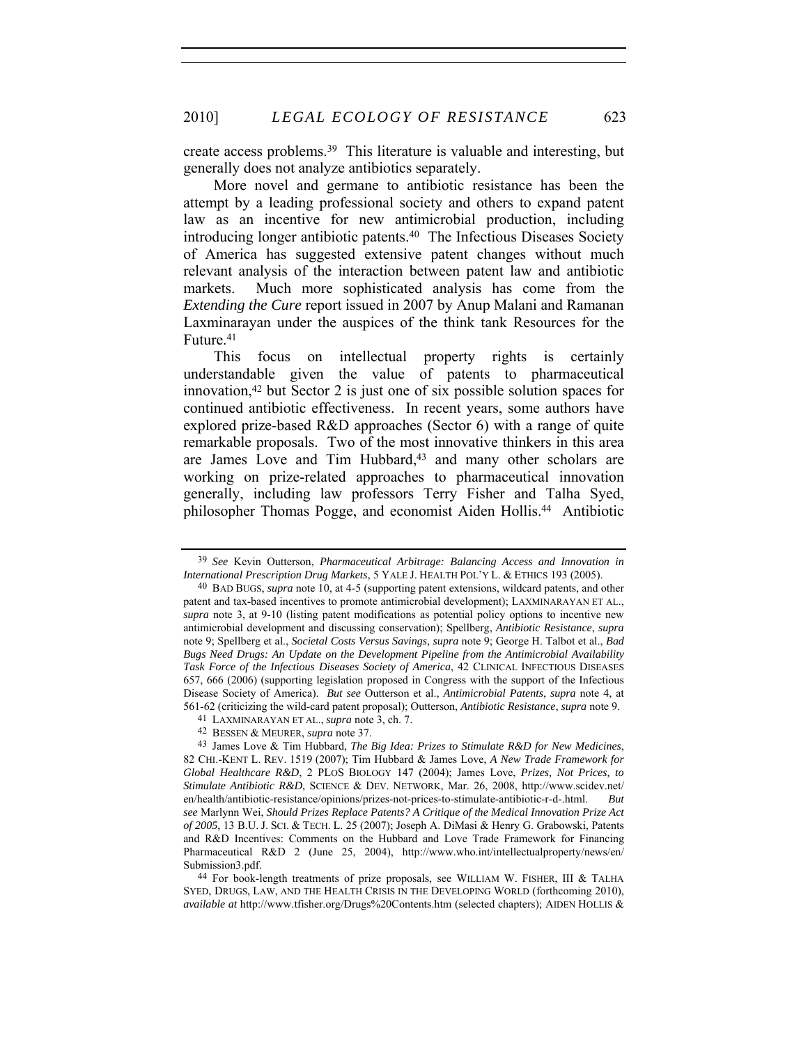create access problems.[39] This literature is valuable and interesting, but generally does not analyze antibiotics separately.

More novel and germane to antibiotic resistance has been the attempt by a leading professional society and others to expand patent law as an incentive for new antimicrobial production, including introducing longer antibiotic patents.[40] The Infectious Diseases Society of America has suggested extensive patent changes without much relevant analysis of the interaction between patent law and antibiotic markets. Much more sophisticated analysis has come from the *Extending the Cure* report issued in 2007 by Anup Malani and Ramanan Laxminarayan under the auspices of the think tank Resources for the Future.[41]

This focus on intellectual property rights is certainly understandable given the value of patents to pharmaceutical innovation,[42] but Sector 2 is just one of six possible solution spaces for continued antibiotic effectiveness. In recent years, some authors have explored prize-based R&D approaches (Sector 6) with a range of quite remarkable proposals. Two of the most innovative thinkers in this area are James Love and Tim Hubbard,[43] and many other scholars are working on prize-related approaches to pharmaceutical innovation generally, including law professors Terry Fisher and Talha Syed, philosopher Thomas Pogge, and economist Aiden Hollis.[44] Antibiotic

---

[39] *See* Kevin Outterson, *Pharmaceutical Arbitrage: Balancing Access and Innovation in International Prescription Drug Markets*, 5 YALE J. HEALTH POL'Y L. & ETHICS 193 (2005).

[40] BAD BUGS, *supra* note 10, at 4-5 (supporting patent extensions, wildcard patents, and other patent and tax-based incentives to promote antimicrobial development); LAXMINARAYAN ET AL., *supra* note 3, at 9-10 (listing patent modifications as potential policy options to incentive new antimicrobial development and discussing conservation); Spellberg, *Antibiotic Resistance*, *supra* note 9; Spellberg et al., *Societal Costs Versus Savings*, *supra* note 9; George H. Talbot et al., *Bad Bugs Need Drugs: An Update on the Development Pipeline from the Antimicrobial Availability Task Force of the Infectious Diseases Society of America*, 42 CLINICAL INFECTIOUS DISEASES 657, 666 (2006) (supporting legislation proposed in Congress with the support of the Infectious Disease Society of America). *But see* Outterson et al., *Antimicrobial Patents*, *supra* note 4, at 561-62 (criticizing the wild-card patent proposal); Outterson, *Antibiotic Resistance*, *supra* note 9.

[41] LAXMINARAYAN ET AL., *supra* note 3, ch. 7.

[42] BESSEN & MEURER, *supra* note 37.

[43] James Love & Tim Hubbard, *The Big Idea: Prizes to Stimulate R&D for New Medicines*, 82 CHI.-KENT L. REV. 1519 (2007); Tim Hubbard & James Love, *A New Trade Framework for Global Healthcare R&D*, 2 PLOS BIOLOGY 147 (2004); James Love, *Prizes, Not Prices, to Stimulate Antibiotic R&D*, SCIENCE & DEV. NETWORK, Mar. 26, 2008, http://www.scidev.net/en/health/antibiotic-resistance/opinions/prizes-not-prices-to-stimulate-antibiotic-r-d-.html. *But see* Marlynn Wei, *Should Prizes Replace Patents? A Critique of the Medical Innovation Prize Act of 2005*, 13 B.U. J. SCI. & TECH. L. 25 (2007); Joseph A. DiMasi & Henry G. Grabowski, Patents and R&D Incentives: Comments on the Hubbard and Love Trade Framework for Financing Pharmaceutical R&D 2 (June 25, 2004), http://www.who.int/intellectualproperty/news/en/Submission3.pdf.

[44] For book-length treatments of prize proposals, see WILLIAM W. FISHER, III & TALHA SYED, DRUGS, LAW, AND THE HEALTH CRISIS IN THE DEVELOPING WORLD (forthcoming 2010), *available at* http://www.tfisher.org/Drugs%20Contents.htm (selected chapters); AIDEN HOLLIS &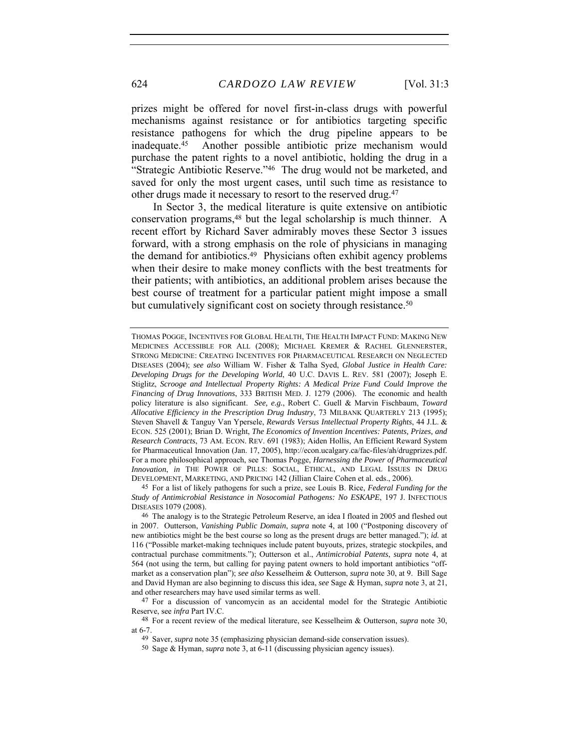prizes might be offered for novel first-in-class drugs with powerful mechanisms against resistance or for antibiotics targeting specific resistance pathogens for which the drug pipeline appears to be inadequate.[45] Another possible antibiotic prize mechanism would purchase the patent rights to a novel antibiotic, holding the drug in a "Strategic Antibiotic Reserve."[46] The drug would not be marketed, and saved for only the most urgent cases, until such time as resistance to other drugs made it necessary to resort to the reserved drug.[47]

In Sector 3, the medical literature is quite extensive on antibiotic conservation programs,[48] but the legal scholarship is much thinner. A recent effort by Richard Saver admirably moves these Sector 3 issues forward, with a strong emphasis on the role of physicians in managing the demand for antibiotics.[49] Physicians often exhibit agency problems when their desire to make money conflicts with the best treatments for their patients; with antibiotics, an additional problem arises because the best course of treatment for a particular patient might impose a small but cumulatively significant cost on society through resistance.[50]

---

THOMAS POGGE, INCENTIVES FOR GLOBAL HEALTH, THE HEALTH IMPACT FUND: MAKING NEW MEDICINES ACCESSIBLE FOR ALL (2008); MICHAEL KREMER & RACHEL GLENNERSTER, STRONG MEDICINE: CREATING INCENTIVES FOR PHARMACEUTICAL RESEARCH ON NEGLECTED DISEASES (2004); *see also* William W. Fisher & Talha Syed, *Global Justice in Health Care: Developing Drugs for the Developing World*, 40 U.C. DAVIS L. REV. 581 (2007); Joseph E. Stiglitz, *Scrooge and Intellectual Property Rights: A Medical Prize Fund Could Improve the Financing of Drug Innovations*, 333 BRITISH MED. J. 1279 (2006). The economic and health policy literature is also significant. *See, e.g.*, Robert C. Guell & Marvin Fischbaum, *Toward Allocative Efficiency in the Prescription Drug Industry*, 73 MILBANK QUARTERLY 213 (1995); Steven Shavell & Tanguy Van Ypersele, *Rewards Versus Intellectual Property Rights*, 44 J.L. & ECON. 525 (2001); Brian D. Wright, *The Economics of Invention Incentives: Patents, Prizes, and Research Contracts*, 73 AM. ECON. REV. 691 (1983); Aiden Hollis, An Efficient Reward System for Pharmaceutical Innovation (Jan. 17, 2005), http://econ.ucalgary.ca/fac-files/ah/drugprizes.pdf. For a more philosophical approach, see Thomas Pogge, *Harnessing the Power of Pharmaceutical Innovation*, *in* THE POWER OF PILLS: SOCIAL, ETHICAL, AND LEGAL ISSUES IN DRUG DEVELOPMENT, MARKETING, AND PRICING 142 (Jillian Claire Cohen et al. eds., 2006).

45 For a list of likely pathogens for such a prize, see Louis B. Rice, *Federal Funding for the Study of Antimicrobial Resistance in Nosocomial Pathogens: No ESKAPE*, 197 J. INFECTIOUS DISEASES 1079 (2008).

46 The analogy is to the Strategic Petroleum Reserve, an idea I floated in 2005 and fleshed out in 2007. Outterson, *Vanishing Public Domain*, *supra* note 4, at 100 ("Postponing discovery of new antibiotics might be the best course so long as the present drugs are better managed."); *id.* at 116 ("Possible market-making techniques include patent buyouts, prizes, strategic stockpiles, and contractual purchase commitments."); Outterson et al., *Antimicrobial Patents*, *supra* note 4, at 564 (not using the term, but calling for paying patent owners to hold important antibiotics "off-market as a conservation plan"); *see also* Kesselheim & Outterson, *supra* note 30, at 9. Bill Sage and David Hyman are also beginning to discuss this idea, *see* Sage & Hyman, *supra* note 3, at 21, and other researchers may have used similar terms as well.

47 For a discussion of vancomycin as an accidental model for the Strategic Antibiotic Reserve, see *infra* Part IV.C.

48 For a recent review of the medical literature, see Kesselheim & Outterson, *supra* note 30, at 6-7.

49 Saver, *supra* note 35 (emphasizing physician demand-side conservation issues).

50 Sage & Hyman, *supra* note 3, at 6-11 (discussing physician agency issues).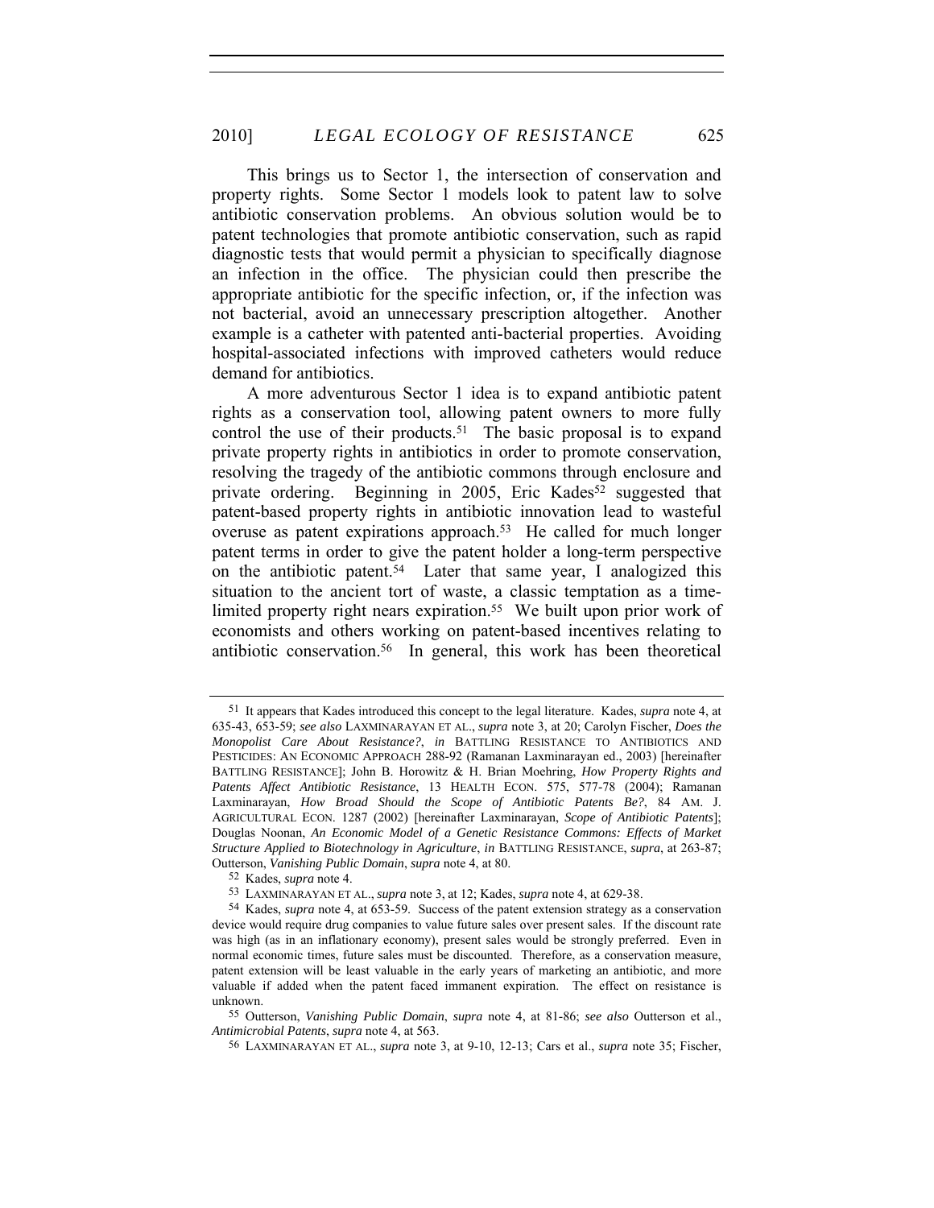This brings us to Sector 1, the intersection of conservation and property rights. Some Sector 1 models look to patent law to solve antibiotic conservation problems. An obvious solution would be to patent technologies that promote antibiotic conservation, such as rapid diagnostic tests that would permit a physician to specifically diagnose an infection in the office. The physician could then prescribe the appropriate antibiotic for the specific infection, or, if the infection was not bacterial, avoid an unnecessary prescription altogether. Another example is a catheter with patented anti-bacterial properties. Avoiding hospital-associated infections with improved catheters would reduce demand for antibiotics.

A more adventurous Sector 1 idea is to expand antibiotic patent rights as a conservation tool, allowing patent owners to more fully control the use of their products.[51] The basic proposal is to expand private property rights in antibiotics in order to promote conservation, resolving the tragedy of the antibiotic commons through enclosure and private ordering. Beginning in 2005, Eric Kades[52] suggested that patent-based property rights in antibiotic innovation lead to wasteful overuse as patent expirations approach.[53] He called for much longer patent terms in order to give the patent holder a long-term perspective on the antibiotic patent.[54] Later that same year, I analogized this situation to the ancient tort of waste, a classic temptation as a time-limited property right nears expiration.[55] We built upon prior work of economists and others working on patent-based incentives relating to antibiotic conservation.[56] In general, this work has been theoretical

---

51 It appears that Kades introduced this concept to the legal literature. Kades, *supra* note 4, at 635-43, 653-59; *see also* LAXMINARAYAN ET AL., *supra* note 3, at 20; Carolyn Fischer, *Does the Monopolist Care About Resistance?*, *in* BATTLING RESISTANCE TO ANTIBIOTICS AND PESTICIDES: AN ECONOMIC APPROACH 288-92 (Ramanan Laxminarayan ed., 2003) [hereinafter BATTLING RESISTANCE]; John B. Horowitz & H. Brian Moehring, *How Property Rights and Patents Affect Antibiotic Resistance*, 13 HEALTH ECON. 575, 577-78 (2004); Ramanan Laxminarayan, *How Broad Should the Scope of Antibiotic Patents Be?*, 84 AM. J. AGRICULTURAL ECON. 1287 (2002) [hereinafter Laxminarayan, *Scope of Antibiotic Patents*]; Douglas Noonan, *An Economic Model of a Genetic Resistance Commons: Effects of Market Structure Applied to Biotechnology in Agriculture*, *in* BATTLING RESISTANCE, *supra*, at 263-87; Outterson, *Vanishing Public Domain*, *supra* note 4, at 80.

52 Kades, *supra* note 4.

53 LAXMINARAYAN ET AL., *supra* note 3, at 12; Kades, *supra* note 4, at 629-38.

54 Kades, *supra* note 4, at 653-59. Success of the patent extension strategy as a conservation device would require drug companies to value future sales over present sales. If the discount rate was high (as in an inflationary economy), present sales would be strongly preferred. Even in normal economic times, future sales must be discounted. Therefore, as a conservation measure, patent extension will be least valuable in the early years of marketing an antibiotic, and more valuable if added when the patent faced immanent expiration. The effect on resistance is unknown.

55 Outterson, *Vanishing Public Domain*, *supra* note 4, at 81-86; *see also* Outterson et al., *Antimicrobial Patents*, *supra* note 4, at 563.

56 LAXMINARAYAN ET AL., *supra* note 3, at 9-10, 12-13; Cars et al., *supra* note 35; Fischer,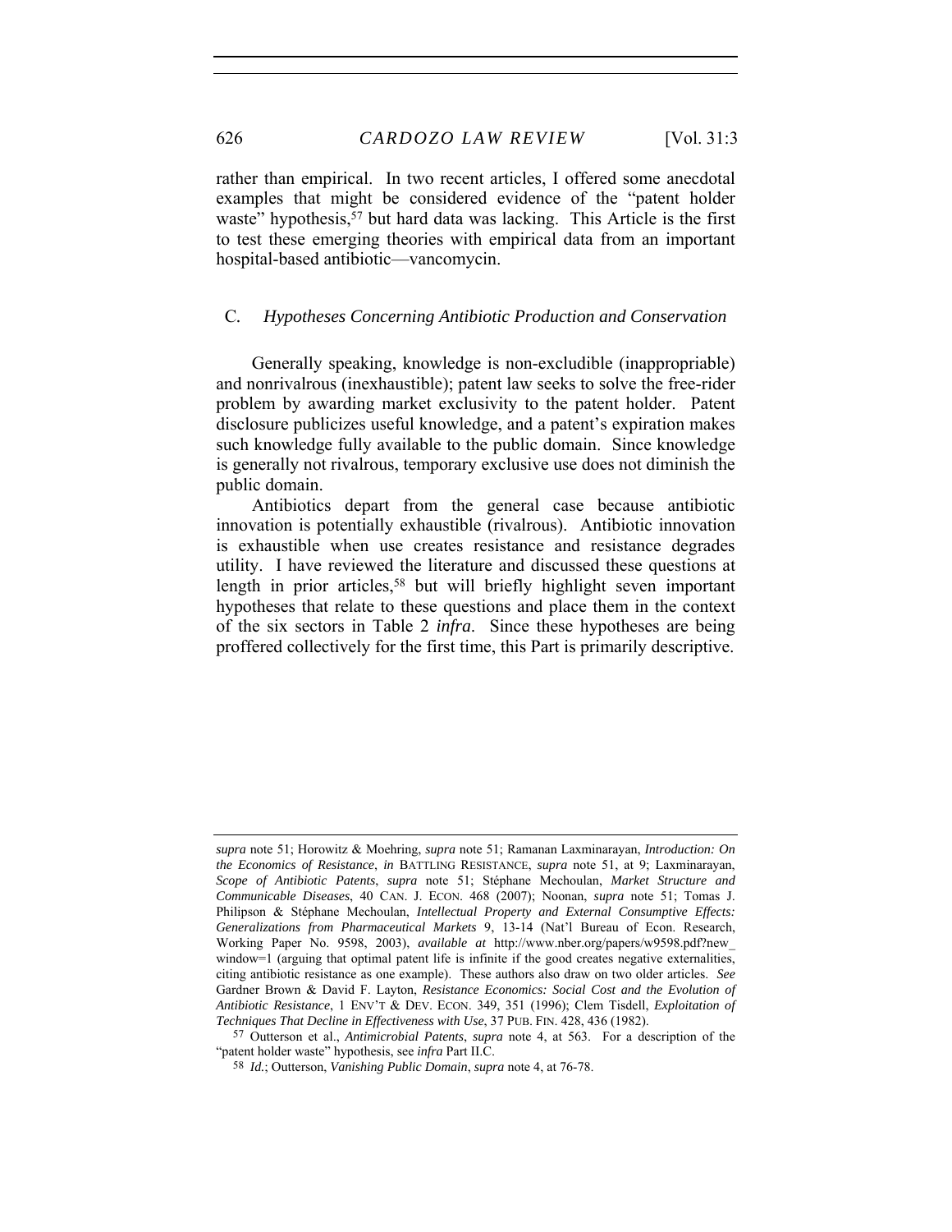rather than empirical. In two recent articles, I offered some anecdotal examples that might be considered evidence of the "patent holder waste" hypothesis,[57] but hard data was lacking. This Article is the first to test these emerging theories with empirical data from an important hospital-based antibiotic—vancomycin.

### C. *Hypotheses Concerning Antibiotic Production and Conservation*

Generally speaking, knowledge is non-excludible (inappropriable) and nonrivalrous (inexhaustible); patent law seeks to solve the free-rider problem by awarding market exclusivity to the patent holder. Patent disclosure publicizes useful knowledge, and a patent's expiration makes such knowledge fully available to the public domain. Since knowledge is generally not rivalrous, temporary exclusive use does not diminish the public domain.

Antibiotics depart from the general case because antibiotic innovation is potentially exhaustible (rivalrous). Antibiotic innovation is exhaustible when use creates resistance and resistance degrades utility. I have reviewed the literature and discussed these questions at length in prior articles,[58] but will briefly highlight seven important hypotheses that relate to these questions and place them in the context of the six sectors in Table 2 *infra*. Since these hypotheses are being proffered collectively for the first time, this Part is primarily descriptive.

---

*supra* note 51; Horowitz & Moehring, *supra* note 51; Ramanan Laxminarayan, *Introduction: On the Economics of Resistance*, *in* BATTLING RESISTANCE, *supra* note 51, at 9; Laxminarayan, *Scope of Antibiotic Patents*, *supra* note 51; Stéphane Mechoulan, *Market Structure and Communicable Diseases*, 40 CAN. J. ECON. 468 (2007); Noonan, *supra* note 51; Tomas J. Philipson & Stéphane Mechoulan, *Intellectual Property and External Consumptive Effects: Generalizations from Pharmaceutical Markets* 9, 13-14 (Nat'l Bureau of Econ. Research, Working Paper No. 9598, 2003), *available at* http://www.nber.org/papers/w9598.pdf?new_window=1 (arguing that optimal patent life is infinite if the good creates negative externalities, citing antibiotic resistance as one example). These authors also draw on two older articles. *See* Gardner Brown & David F. Layton, *Resistance Economics: Social Cost and the Evolution of Antibiotic Resistance*, 1 ENV'T & DEV. ECON. 349, 351 (1996); Clem Tisdell, *Exploitation of Techniques That Decline in Effectiveness with Use*, 37 PUB. FIN. 428, 436 (1982).

[57] Outterson et al., *Antimicrobial Patents*, *supra* note 4, at 563. For a description of the "patent holder waste" hypothesis, see *infra* Part II.C.

[58] *Id.*; Outterson, *Vanishing Public Domain*, *supra* note 4, at 76-78.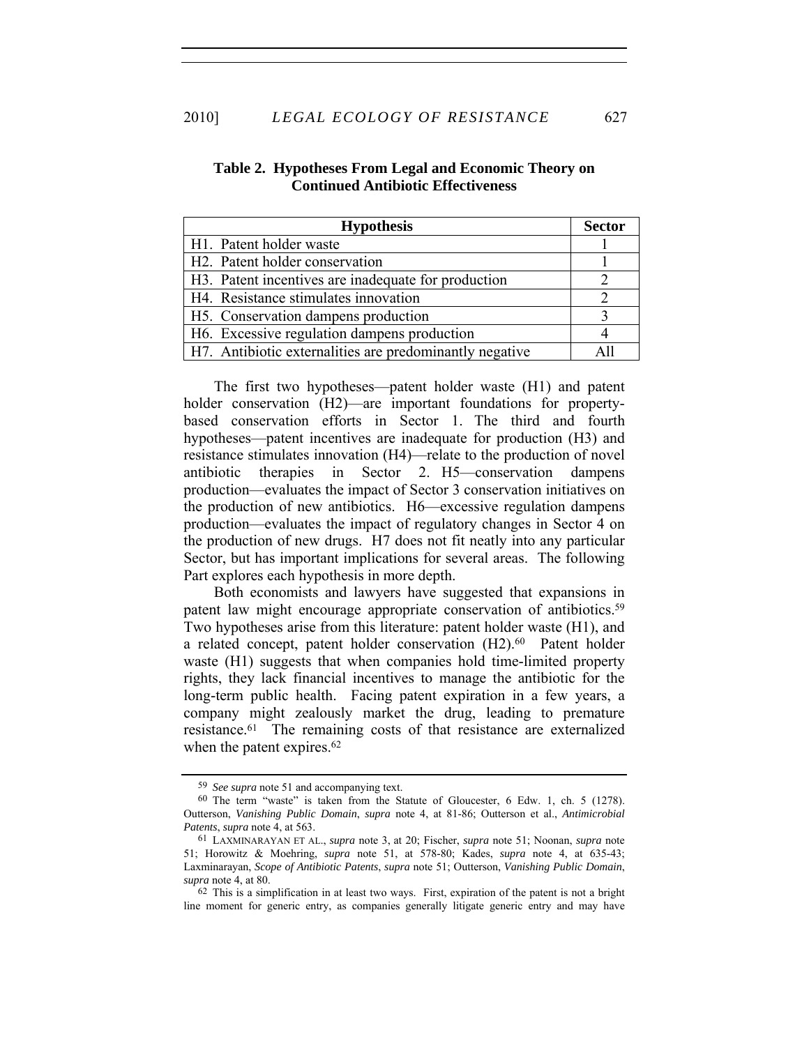**Table 2. Hypotheses From Legal and Economic Theory on Continued Antibiotic Effectiveness**

| Hypothesis | Sector |
|---|---|
| H1. Patent holder waste | 1 |
| H2. Patent holder conservation | 1 |
| H3. Patent incentives are inadequate for production | 2 |
| H4. Resistance stimulates innovation | 2 |
| H5. Conservation dampens production | 3 |
| H6. Excessive regulation dampens production | 4 |
| H7. Antibiotic externalities are predominantly negative | All |

The first two hypotheses—patent holder waste (H1) and patent holder conservation (H2)—are important foundations for property-based conservation efforts in Sector 1. The third and fourth hypotheses—patent incentives are inadequate for production (H3) and resistance stimulates innovation (H4)—relate to the production of novel antibiotic therapies in Sector 2. H5—conservation dampens production—evaluates the impact of Sector 3 conservation initiatives on the production of new antibiotics. H6—excessive regulation dampens production—evaluates the impact of regulatory changes in Sector 4 on the production of new drugs. H7 does not fit neatly into any particular Sector, but has important implications for several areas. The following Part explores each hypothesis in more depth.

Both economists and lawyers have suggested that expansions in patent law might encourage appropriate conservation of antibiotics.[59] Two hypotheses arise from this literature: patent holder waste (H1), and a related concept, patent holder conservation (H2).[60] Patent holder waste (H1) suggests that when companies hold time-limited property rights, they lack financial incentives to manage the antibiotic for the long-term public health. Facing patent expiration in a few years, a company might zealously market the drug, leading to premature resistance.[61] The remaining costs of that resistance are externalized when the patent expires.[62]

---

[59] *See supra* note 51 and accompanying text.

[60] The term "waste" is taken from the Statute of Gloucester, 6 Edw. 1, ch. 5 (1278). Outterson, *Vanishing Public Domain*, *supra* note 4, at 81-86; Outterson et al., *Antimicrobial Patents*, *supra* note 4, at 563.

[61] LAXMINARAYAN ET AL., *supra* note 3, at 20; Fischer, *supra* note 51; Noonan, *supra* note 51; Horowitz & Moehring, *supra* note 51, at 578-80; Kades, *supra* note 4, at 635-43; Laxminarayan, *Scope of Antibiotic Patents*, *supra* note 51; Outterson, *Vanishing Public Domain*, *supra* note 4, at 80.

[62] This is a simplification in at least two ways. First, expiration of the patent is not a bright line moment for generic entry, as companies generally litigate generic entry and may have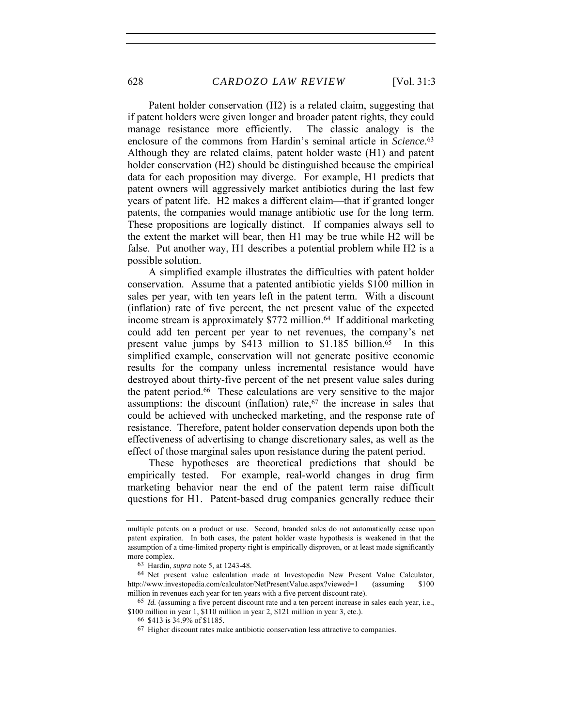Patent holder conservation (H2) is a related claim, suggesting that if patent holders were given longer and broader patent rights, they could manage resistance more efficiently. The classic analogy is the enclosure of the commons from Hardin's seminal article in *Science*.[63] Although they are related claims, patent holder waste (H1) and patent holder conservation (H2) should be distinguished because the empirical data for each proposition may diverge. For example, H1 predicts that patent owners will aggressively market antibiotics during the last few years of patent life. H2 makes a different claim—that if granted longer patents, the companies would manage antibiotic use for the long term. These propositions are logically distinct. If companies always sell to the extent the market will bear, then H1 may be true while H2 will be false. Put another way, H1 describes a potential problem while H2 is a possible solution.

A simplified example illustrates the difficulties with patent holder conservation. Assume that a patented antibiotic yields $100 million in sales per year, with ten years left in the patent term. With a discount (inflation) rate of five percent, the net present value of the expected income stream is approximately $772 million.[64] If additional marketing could add ten percent per year to net revenues, the company's net present value jumps by $413 million to $1.185 billion.[65] In this simplified example, conservation will not generate positive economic results for the company unless incremental resistance would have destroyed about thirty-five percent of the net present value sales during the patent period.[66] These calculations are very sensitive to the major assumptions: the discount (inflation) rate,[67] the increase in sales that could be achieved with unchecked marketing, and the response rate of resistance. Therefore, patent holder conservation depends upon both the effectiveness of advertising to change discretionary sales, as well as the effect of those marginal sales upon resistance during the patent period.

These hypotheses are theoretical predictions that should be empirically tested. For example, real-world changes in drug firm marketing behavior near the end of the patent term raise difficult questions for H1. Patent-based drug companies generally reduce their

---

multiple patents on a product or use. Second, branded sales do not automatically cease upon patent expiration. In both cases, the patent holder waste hypothesis is weakened in that the assumption of a time-limited property right is empirically disproven, or at least made significantly more complex.

[63] Hardin, *supra* note 5, at 1243-48.

[64] Net present value calculation made at Investopedia New Present Value Calculator, http://www.investopedia.com/calculator/NetPresentValue.aspx?viewed=1 (assuming $100 million in revenues each year for ten years with a five percent discount rate).

[65] *Id.* (assuming a five percent discount rate and a ten percent increase in sales each year, i.e., $100 million in year 1, $110 million in year 2, $121 million in year 3, etc.).

[66] $413 is 34.9% of $1185.

[67] Higher discount rates make antibiotic conservation less attractive to companies.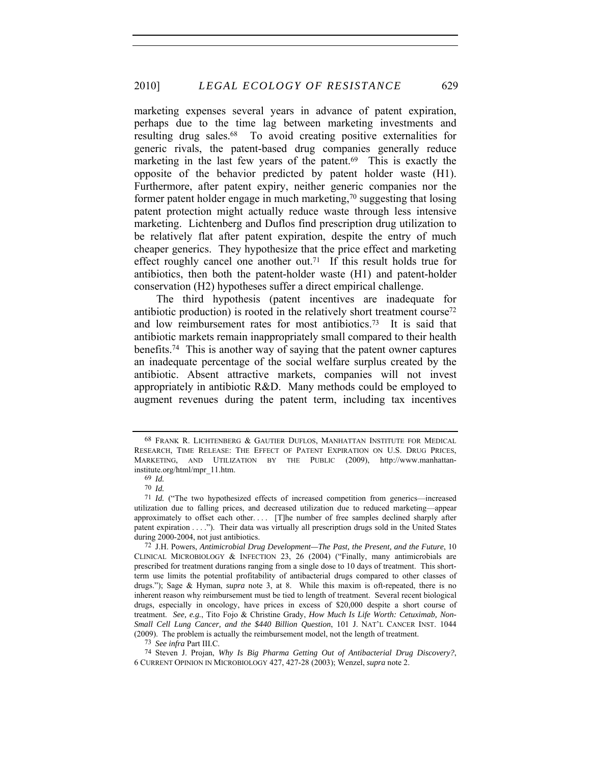marketing expenses several years in advance of patent expiration, perhaps due to the time lag between marketing investments and resulting drug sales.[68] To avoid creating positive externalities for generic rivals, the patent-based drug companies generally reduce marketing in the last few years of the patent.[69] This is exactly the opposite of the behavior predicted by patent holder waste (H1). Furthermore, after patent expiry, neither generic companies nor the former patent holder engage in much marketing,[70] suggesting that losing patent protection might actually reduce waste through less intensive marketing. Lichtenberg and Duflos find prescription drug utilization to be relatively flat after patent expiration, despite the entry of much cheaper generics. They hypothesize that the price effect and marketing effect roughly cancel one another out.[71] If this result holds true for antibiotics, then both the patent-holder waste (H1) and patent-holder conservation (H2) hypotheses suffer a direct empirical challenge.

The third hypothesis (patent incentives are inadequate for antibiotic production) is rooted in the relatively short treatment course[72] and low reimbursement rates for most antibiotics.[73] It is said that antibiotic markets remain inappropriately small compared to their health benefits.[74] This is another way of saying that the patent owner captures an inadequate percentage of the social welfare surplus created by the antibiotic. Absent attractive markets, companies will not invest appropriately in antibiotic R&D. Many methods could be employed to augment revenues during the patent term, including tax incentives

---

68 FRANK R. LICHTENBERG & GAUTIER DUFLOS, MANHATTAN INSTITUTE FOR MEDICAL RESEARCH, TIME RELEASE: THE EFFECT OF PATENT EXPIRATION ON U.S. DRUG PRICES, MARKETING, AND UTILIZATION BY THE PUBLIC (2009), http://www.manhattan-institute.org/html/mpr_11.htm.

69 *Id.*

70 *Id.*

71 *Id.* ("The two hypothesized effects of increased competition from generics—increased utilization due to falling prices, and decreased utilization due to reduced marketing—appear approximately to offset each other. . . . [T]he number of free samples declined sharply after patent expiration . . . ."). Their data was virtually all prescription drugs sold in the United States during 2000-2004, not just antibiotics.

72 J.H. Powers, *Antimicrobial Drug Development—The Past, the Present, and the Future*, 10 CLINICAL MICROBIOLOGY & INFECTION 23, 26 (2004) ("Finally, many antimicrobials are prescribed for treatment durations ranging from a single dose to 10 days of treatment. This short-term use limits the potential profitability of antibacterial drugs compared to other classes of drugs."); Sage & Hyman, *supra* note 3, at 8. While this maxim is oft-repeated, there is no inherent reason why reimbursement must be tied to length of treatment. Several recent biological drugs, especially in oncology, have prices in excess of $20,000 despite a short course of treatment. *See, e.g.*, Tito Fojo & Christine Grady, *How Much Is Life Worth: Cetuximab, Non-Small Cell Lung Cancer, and the $440 Billion Question*, 101 J. NAT'L CANCER INST. 1044 (2009). The problem is actually the reimbursement model, not the length of treatment.

73 *See infra* Part III.C.

74 Steven J. Projan, *Why Is Big Pharma Getting Out of Antibacterial Drug Discovery?*, 6 CURRENT OPINION IN MICROBIOLOGY 427, 427-28 (2003); Wenzel, *supra* note 2.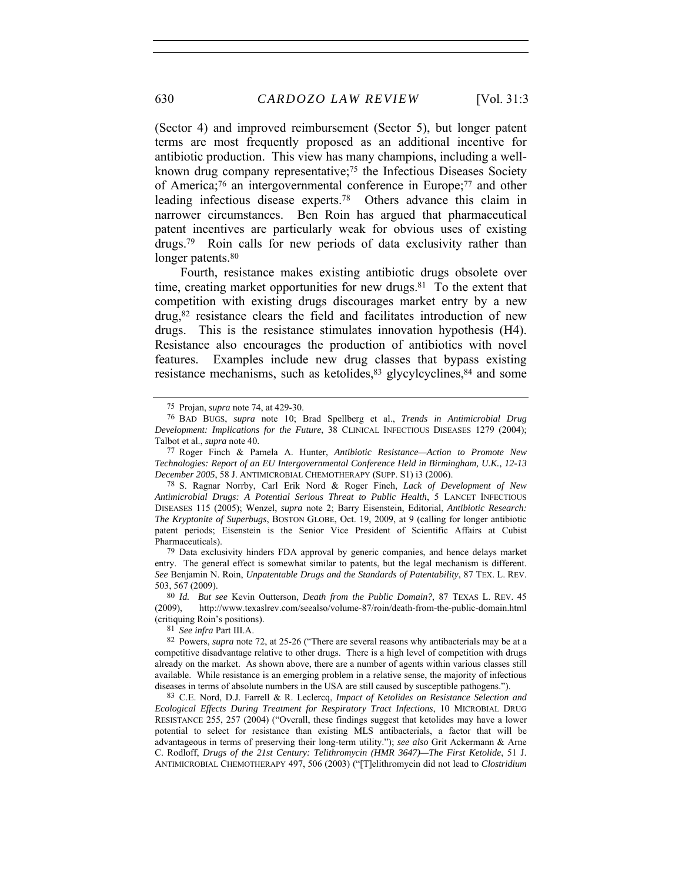(Sector 4) and improved reimbursement (Sector 5), but longer patent terms are most frequently proposed as an additional incentive for antibiotic production. This view has many champions, including a well-known drug company representative;[75] the Infectious Diseases Society of America;[76] an intergovernmental conference in Europe;[77] and other leading infectious disease experts.[78] Others advance this claim in narrower circumstances. Ben Roin has argued that pharmaceutical patent incentives are particularly weak for obvious uses of existing drugs.[79] Roin calls for new periods of data exclusivity rather than longer patents.[80]

Fourth, resistance makes existing antibiotic drugs obsolete over time, creating market opportunities for new drugs.[81] To the extent that competition with existing drugs discourages market entry by a new drug,[82] resistance clears the field and facilitates introduction of new drugs. This is the resistance stimulates innovation hypothesis (H4). Resistance also encourages the production of antibiotics with novel features. Examples include new drug classes that bypass existing resistance mechanisms, such as ketolides,[83] glycylcyclines,[84] and some

---

[75] Projan, *supra* note 74, at 429-30.

[76] BAD BUGS, *supra* note 10; Brad Spellberg et al., *Trends in Antimicrobial Drug Development: Implications for the Future*, 38 CLINICAL INFECTIOUS DISEASES 1279 (2004); Talbot et al., *supra* note 40.

[77] Roger Finch & Pamela A. Hunter, *Antibiotic Resistance—Action to Promote New Technologies: Report of an EU Intergovernmental Conference Held in Birmingham, U.K., 12-13 December 2005*, 58 J. ANTIMICROBIAL CHEMOTHERAPY (SUPP. S1) i3 (2006).

[78] S. Ragnar Norrby, Carl Erik Nord & Roger Finch, *Lack of Development of New Antimicrobial Drugs: A Potential Serious Threat to Public Health*, 5 LANCET INFECTIOUS DISEASES 115 (2005); Wenzel, *supra* note 2; Barry Eisenstein, Editorial, *Antibiotic Research: The Kryptonite of Superbugs*, BOSTON GLOBE, Oct. 19, 2009, at 9 (calling for longer antibiotic patent periods; Eisenstein is the Senior Vice President of Scientific Affairs at Cubist Pharmaceuticals).

[79] Data exclusivity hinders FDA approval by generic companies, and hence delays market entry. The general effect is somewhat similar to patents, but the legal mechanism is different. *See* Benjamin N. Roin, *Unpatentable Drugs and the Standards of Patentability*, 87 TEX. L. REV. 503, 567 (2009).

[80] *Id. But see* Kevin Outterson, *Death from the Public Domain?*, 87 TEXAS L. REV. 45 (2009), http://www.texaslrev.com/seealso/volume-87/roin/death-from-the-public-domain.html (critiquing Roin's positions).

[81] *See infra* Part III.A.

[82] Powers, *supra* note 72, at 25-26 ("There are several reasons why antibacterials may be at a competitive disadvantage relative to other drugs. There is a high level of competition with drugs already on the market. As shown above, there are a number of agents within various classes still available. While resistance is an emerging problem in a relative sense, the majority of infectious diseases in terms of absolute numbers in the USA are still caused by susceptible pathogens.").

[83] C.E. Nord, D.J. Farrell & R. Leclercq, *Impact of Ketolides on Resistance Selection and Ecological Effects During Treatment for Respiratory Tract Infections*, 10 MICROBIAL DRUG RESISTANCE 255, 257 (2004) ("Overall, these findings suggest that ketolides may have a lower potential to select for resistance than existing MLS antibacterials, a factor that will be advantageous in terms of preserving their long-term utility."); *see also* Grit Ackermann & Arne C. Rodloff, *Drugs of the 21st Century: Telithromycin (HMR 3647)—The First Ketolide*, 51 J. ANTIMICROBIAL CHEMOTHERAPY 497, 506 (2003) ("[T]elithromycin did not lead to *Clostridium*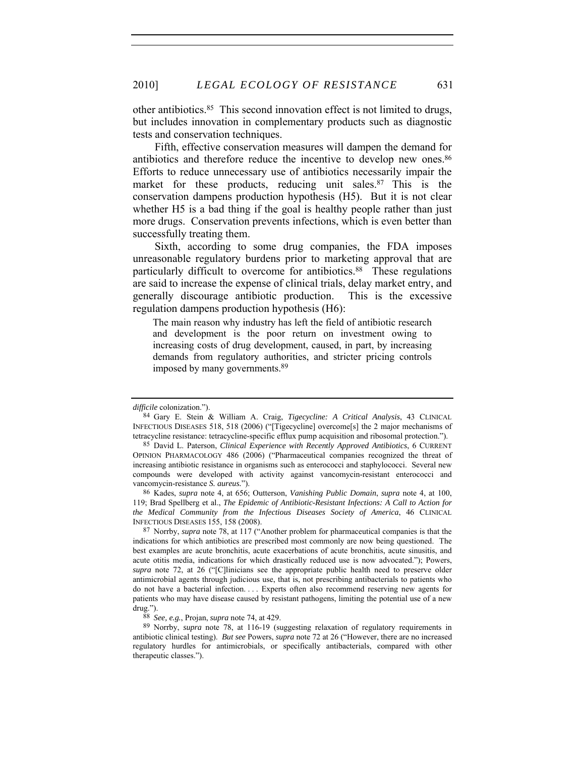other antibiotics.[85] This second innovation effect is not limited to drugs, but includes innovation in complementary products such as diagnostic tests and conservation techniques.

Fifth, effective conservation measures will dampen the demand for antibiotics and therefore reduce the incentive to develop new ones.[86] Efforts to reduce unnecessary use of antibiotics necessarily impair the market for these products, reducing unit sales.[87] This is the conservation dampens production hypothesis (H5). But it is not clear whether H5 is a bad thing if the goal is healthy people rather than just more drugs. Conservation prevents infections, which is even better than successfully treating them.

Sixth, according to some drug companies, the FDA imposes unreasonable regulatory burdens prior to marketing approval that are particularly difficult to overcome for antibiotics.[88] These regulations are said to increase the expense of clinical trials, delay market entry, and generally discourage antibiotic production. This is the excessive regulation dampens production hypothesis (H6):

> The main reason why industry has left the field of antibiotic research and development is the poor return on investment owing to increasing costs of drug development, caused, in part, by increasing demands from regulatory authorities, and stricter pricing controls imposed by many governments.[89]

---

*difficile* colonization.").

[84] Gary E. Stein & William A. Craig, *Tigecycline: A Critical Analysis*, 43 CLINICAL INFECTIOUS DISEASES 518, 518 (2006) ("[Tigecycline] overcome[s] the 2 major mechanisms of tetracycline resistance: tetracycline-specific efflux pump acquisition and ribosomal protection.").

[85] David L. Paterson, *Clinical Experience with Recently Approved Antibiotics*, 6 CURRENT OPINION PHARMACOLOGY 486 (2006) ("Pharmaceutical companies recognized the threat of increasing antibiotic resistance in organisms such as enterococci and staphylococci. Several new compounds were developed with activity against vancomycin-resistant enterococci and vancomycin-resistance *S. aureus.*").

[86] Kades, *supra* note 4, at 656; Outterson, *Vanishing Public Domain*, *supra* note 4, at 100, 119; Brad Spellberg et al., *The Epidemic of Antibiotic-Resistant Infections: A Call to Action for the Medical Community from the Infectious Diseases Society of America*, 46 CLINICAL INFECTIOUS DISEASES 155, 158 (2008).

[87] Norrby, *supra* note 78, at 117 ("Another problem for pharmaceutical companies is that the indications for which antibiotics are prescribed most commonly are now being questioned. The best examples are acute bronchitis, acute exacerbations of acute bronchitis, acute sinusitis, and acute otitis media, indications for which drastically reduced use is now advocated."); Powers, *supra* note 72, at 26 ("[C]linicians see the appropriate public health need to preserve older antimicrobial agents through judicious use, that is, not prescribing antibacterials to patients who do not have a bacterial infection. . . . Experts often also recommend reserving new agents for patients who may have disease caused by resistant pathogens, limiting the potential use of a new drug.").

[88] *See, e.g.*, Projan, *supra* note 74, at 429.

[89] Norrby, *supra* note 78, at 116-19 (suggesting relaxation of regulatory requirements in antibiotic clinical testing). *But see* Powers, *supra* note 72 at 26 ("However, there are no increased regulatory hurdles for antimicrobials, or specifically antibacterials, compared with other therapeutic classes.").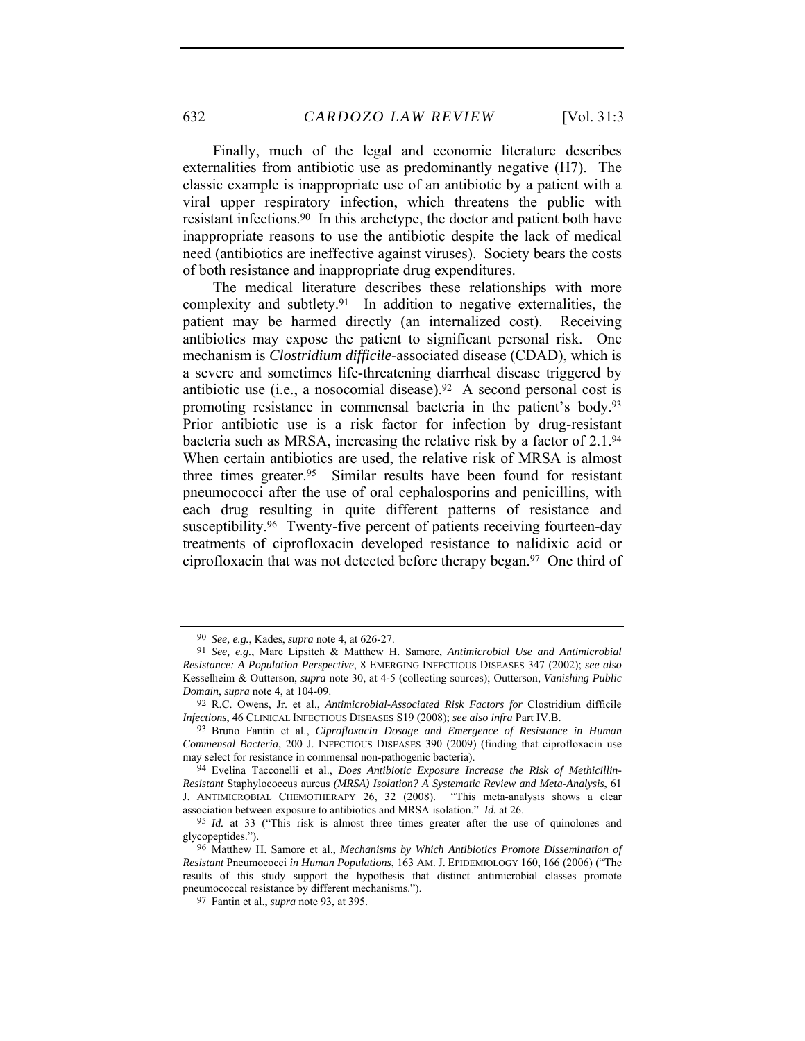Finally, much of the legal and economic literature describes externalities from antibiotic use as predominantly negative (H7). The classic example is inappropriate use of an antibiotic by a patient with a viral upper respiratory infection, which threatens the public with resistant infections.[90] In this archetype, the doctor and patient both have inappropriate reasons to use the antibiotic despite the lack of medical need (antibiotics are ineffective against viruses). Society bears the costs of both resistance and inappropriate drug expenditures.

The medical literature describes these relationships with more complexity and subtlety.[91] In addition to negative externalities, the patient may be harmed directly (an internalized cost). Receiving antibiotics may expose the patient to significant personal risk. One mechanism is *Clostridium difficile*-associated disease (CDAD), which is a severe and sometimes life-threatening diarrheal disease triggered by antibiotic use (i.e., a nosocomial disease).[92] A second personal cost is promoting resistance in commensal bacteria in the patient's body.[93] Prior antibiotic use is a risk factor for infection by drug-resistant bacteria such as MRSA, increasing the relative risk by a factor of 2.1.[94] When certain antibiotics are used, the relative risk of MRSA is almost three times greater.[95] Similar results have been found for resistant pneumococci after the use of oral cephalosporins and penicillins, with each drug resulting in quite different patterns of resistance and susceptibility.[96] Twenty-five percent of patients receiving fourteen-day treatments of ciprofloxacin developed resistance to nalidixic acid or ciprofloxacin that was not detected before therapy began.[97] One third of

---

[90] *See, e.g.*, Kades, *supra* note 4, at 626-27.

[91] *See, e.g.*, Marc Lipsitch & Matthew H. Samore, *Antimicrobial Use and Antimicrobial Resistance: A Population Perspective*, 8 EMERGING INFECTIOUS DISEASES 347 (2002); *see also* Kesselheim & Outterson, *supra* note 30, at 4-5 (collecting sources); Outterson, *Vanishing Public Domain*, *supra* note 4, at 104-09.

[92] R.C. Owens, Jr. et al., *Antimicrobial-Associated Risk Factors for* Clostridium difficile *Infections*, 46 CLINICAL INFECTIOUS DISEASES S19 (2008); *see also infra* Part IV.B.

[93] Bruno Fantin et al., *Ciprofloxacin Dosage and Emergence of Resistance in Human Commensal Bacteria*, 200 J. INFECTIOUS DISEASES 390 (2009) (finding that ciprofloxacin use may select for resistance in commensal non-pathogenic bacteria).

[94] Evelina Tacconelli et al., *Does Antibiotic Exposure Increase the Risk of Methicillin-Resistant* Staphylococcus aureus *(MRSA) Isolation? A Systematic Review and Meta-Analysis*, 61 J. ANTIMICROBIAL CHEMOTHERAPY 26, 32 (2008). "This meta-analysis shows a clear association between exposure to antibiotics and MRSA isolation." *Id.* at 26.

[95] *Id.* at 33 ("This risk is almost three times greater after the use of quinolones and glycopeptides.").

[96] Matthew H. Samore et al., *Mechanisms by Which Antibiotics Promote Dissemination of Resistant* Pneumococci *in Human Populations*, 163 AM. J. EPIDEMIOLOGY 160, 166 (2006) ("The results of this study support the hypothesis that distinct antimicrobial classes promote pneumococcal resistance by different mechanisms.").

[97] Fantin et al., *supra* note 93, at 395.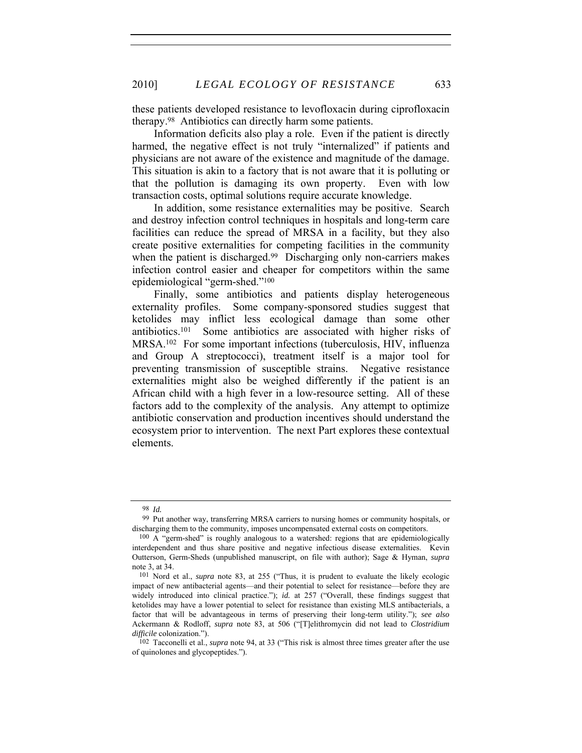these patients developed resistance to levofloxacin during ciprofloxacin therapy.[98] Antibiotics can directly harm some patients.

Information deficits also play a role. Even if the patient is directly harmed, the negative effect is not truly "internalized" if patients and physicians are not aware of the existence and magnitude of the damage. This situation is akin to a factory that is not aware that it is polluting or that the pollution is damaging its own property. Even with low transaction costs, optimal solutions require accurate knowledge.

In addition, some resistance externalities may be positive. Search and destroy infection control techniques in hospitals and long-term care facilities can reduce the spread of MRSA in a facility, but they also create positive externalities for competing facilities in the community when the patient is discharged.[99] Discharging only non-carriers makes infection control easier and cheaper for competitors within the same epidemiological "germ-shed."[100]

Finally, some antibiotics and patients display heterogeneous externality profiles. Some company-sponsored studies suggest that ketolides may inflict less ecological damage than some other antibiotics.[101] Some antibiotics are associated with higher risks of MRSA.[102] For some important infections (tuberculosis, HIV, influenza and Group A streptococci), treatment itself is a major tool for preventing transmission of susceptible strains. Negative resistance externalities might also be weighed differently if the patient is an African child with a high fever in a low-resource setting. All of these factors add to the complexity of the analysis. Any attempt to optimize antibiotic conservation and production incentives should understand the ecosystem prior to intervention. The next Part explores these contextual elements.

---

[98] *Id.*

[99] Put another way, transferring MRSA carriers to nursing homes or community hospitals, or discharging them to the community, imposes uncompensated external costs on competitors.

[100] A "germ-shed" is roughly analogous to a watershed: regions that are epidemiologically interdependent and thus share positive and negative infectious disease externalities. Kevin Outterson, Germ-Sheds (unpublished manuscript, on file with author); Sage & Hyman, *supra* note 3, at 34.

[101] Nord et al., *supra* note 83, at 255 ("Thus, it is prudent to evaluate the likely ecologic impact of new antibacterial agents—and their potential to select for resistance—before they are widely introduced into clinical practice."); *id.* at 257 ("Overall, these findings suggest that ketolides may have a lower potential to select for resistance than existing MLS antibacterials, a factor that will be advantageous in terms of preserving their long-term utility."); *see also* Ackermann & Rodloff, *supra* note 83, at 506 ("[T]elithromycin did not lead to *Clostridium difficile* colonization.").

[102] Tacconelli et al., *supra* note 94, at 33 ("This risk is almost three times greater after the use of quinolones and glycopeptides.").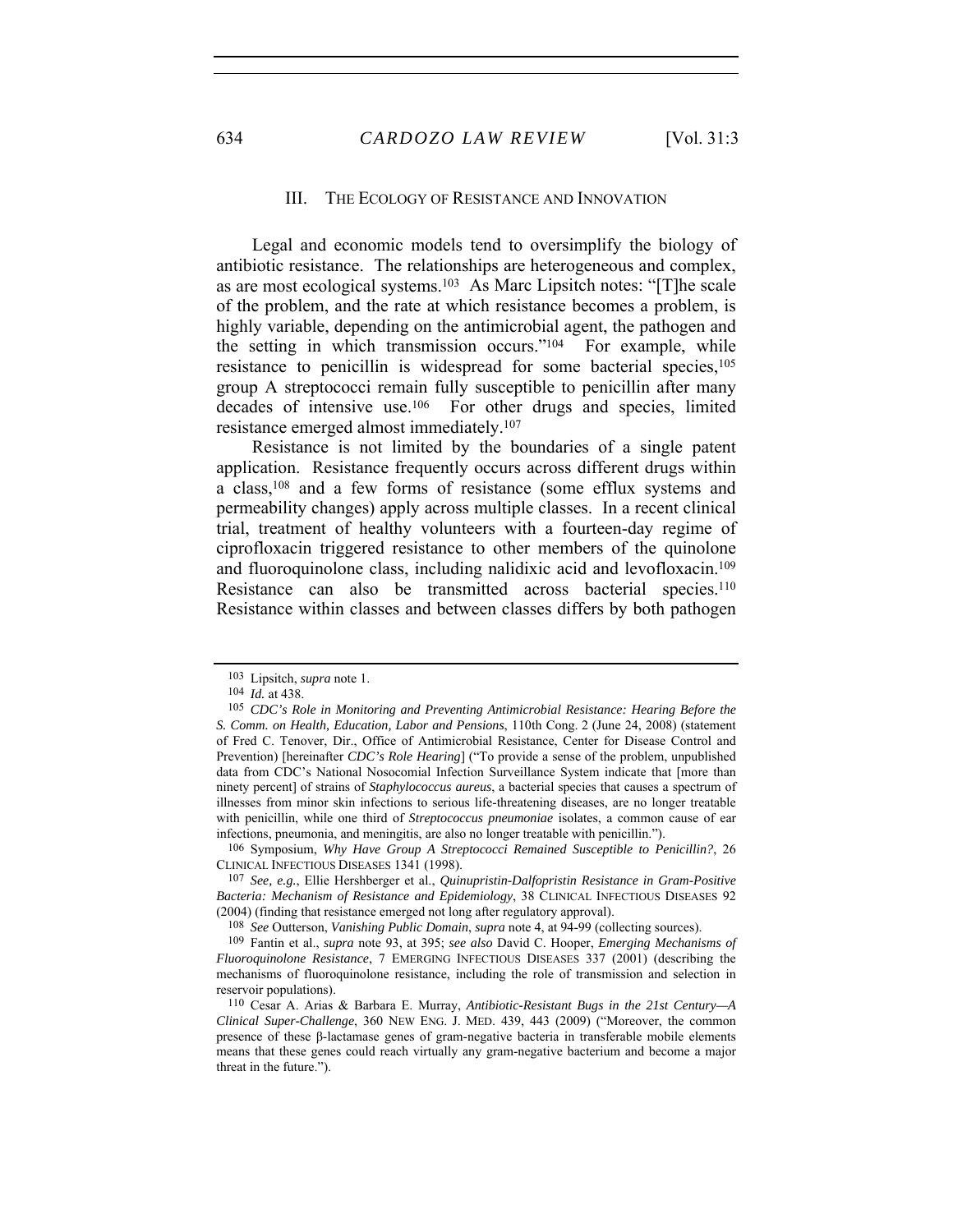## III. THE ECOLOGY OF RESISTANCE AND INNOVATION

Legal and economic models tend to oversimplify the biology of antibiotic resistance. The relationships are heterogeneous and complex, as are most ecological systems.[103] As Marc Lipsitch notes: "[T]he scale of the problem, and the rate at which resistance becomes a problem, is highly variable, depending on the antimicrobial agent, the pathogen and the setting in which transmission occurs."[104] For example, while resistance to penicillin is widespread for some bacterial species,[105] group A streptococci remain fully susceptible to penicillin after many decades of intensive use.[106] For other drugs and species, limited resistance emerged almost immediately.[107]

Resistance is not limited by the boundaries of a single patent application. Resistance frequently occurs across different drugs within a class,[108] and a few forms of resistance (some efflux systems and permeability changes) apply across multiple classes. In a recent clinical trial, treatment of healthy volunteers with a fourteen-day regime of ciprofloxacin triggered resistance to other members of the quinolone and fluoroquinolone class, including nalidixic acid and levofloxacin.[109] Resistance can also be transmitted across bacterial species.[110] Resistance within classes and between classes differs by both pathogen

---

[103] Lipsitch, *supra* note 1.

[104] *Id.* at 438.

[105] *CDC's Role in Monitoring and Preventing Antimicrobial Resistance: Hearing Before the S. Comm. on Health, Education, Labor and Pensions*, 110th Cong. 2 (June 24, 2008) (statement of Fred C. Tenover, Dir., Office of Antimicrobial Resistance, Center for Disease Control and Prevention) [hereinafter *CDC's Role Hearing*] ("To provide a sense of the problem, unpublished data from CDC's National Nosocomial Infection Surveillance System indicate that [more than ninety percent] of strains of *Staphylococcus aureus*, a bacterial species that causes a spectrum of illnesses from minor skin infections to serious life-threatening diseases, are no longer treatable with penicillin, while one third of *Streptococcus pneumoniae* isolates, a common cause of ear infections, pneumonia, and meningitis, are also no longer treatable with penicillin.").

[106] Symposium, *Why Have Group A Streptococci Remained Susceptible to Penicillin?*, 26 CLINICAL INFECTIOUS DISEASES 1341 (1998).

[107] *See, e.g.*, Ellie Hershberger et al., *Quinupristin-Dalfopristin Resistance in Gram-Positive Bacteria: Mechanism of Resistance and Epidemiology*, 38 CLINICAL INFECTIOUS DISEASES 92 (2004) (finding that resistance emerged not long after regulatory approval).

[108] *See* Outterson, *Vanishing Public Domain*, *supra* note 4, at 94-99 (collecting sources).

[109] Fantin et al., *supra* note 93, at 395; *see also* David C. Hooper, *Emerging Mechanisms of Fluoroquinolone Resistance*, 7 EMERGING INFECTIOUS DISEASES 337 (2001) (describing the mechanisms of fluoroquinolone resistance, including the role of transmission and selection in reservoir populations).

[110] Cesar A. Arias & Barbara E. Murray, *Antibiotic-Resistant Bugs in the 21st Century—A Clinical Super-Challenge*, 360 NEW ENG. J. MED. 439, 443 (2009) ("Moreover, the common presence of these β-lactamase genes of gram-negative bacteria in transferable mobile elements means that these genes could reach virtually any gram-negative bacterium and become a major threat in the future.").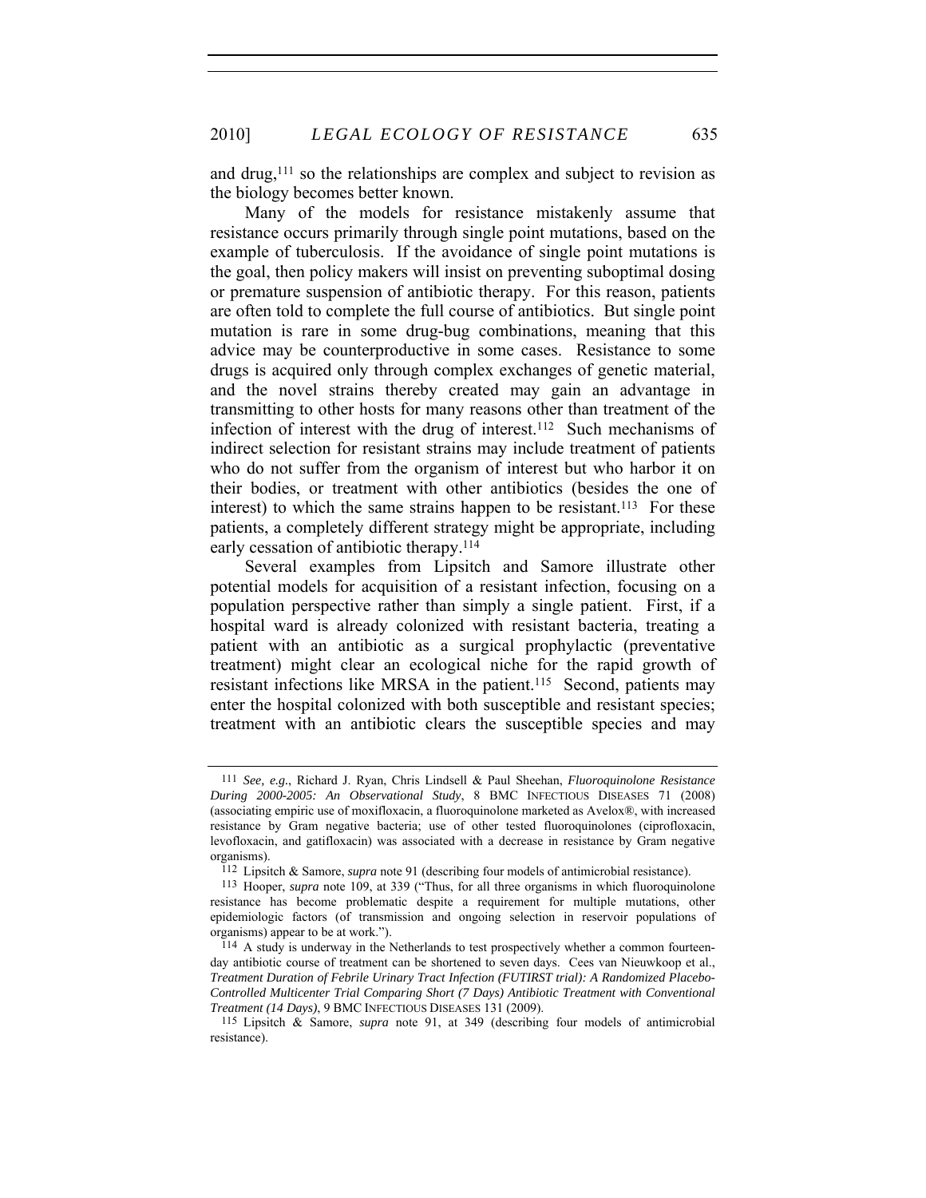and drug,[111] so the relationships are complex and subject to revision as the biology becomes better known.

Many of the models for resistance mistakenly assume that resistance occurs primarily through single point mutations, based on the example of tuberculosis. If the avoidance of single point mutations is the goal, then policy makers will insist on preventing suboptimal dosing or premature suspension of antibiotic therapy. For this reason, patients are often told to complete the full course of antibiotics. But single point mutation is rare in some drug-bug combinations, meaning that this advice may be counterproductive in some cases. Resistance to some drugs is acquired only through complex exchanges of genetic material, and the novel strains thereby created may gain an advantage in transmitting to other hosts for many reasons other than treatment of the infection of interest with the drug of interest.[112] Such mechanisms of indirect selection for resistant strains may include treatment of patients who do not suffer from the organism of interest but who harbor it on their bodies, or treatment with other antibiotics (besides the one of interest) to which the same strains happen to be resistant.[113] For these patients, a completely different strategy might be appropriate, including early cessation of antibiotic therapy.[114]

Several examples from Lipsitch and Samore illustrate other potential models for acquisition of a resistant infection, focusing on a population perspective rather than simply a single patient. First, if a hospital ward is already colonized with resistant bacteria, treating a patient with an antibiotic as a surgical prophylactic (preventative treatment) might clear an ecological niche for the rapid growth of resistant infections like MRSA in the patient.[115] Second, patients may enter the hospital colonized with both susceptible and resistant species; treatment with an antibiotic clears the susceptible species and may

---

111 *See, e.g.*, Richard J. Ryan, Chris Lindsell & Paul Sheehan, *Fluoroquinolone Resistance During 2000-2005: An Observational Study*, 8 BMC INFECTIOUS DISEASES 71 (2008) (associating empiric use of moxifloxacin, a fluoroquinolone marketed as Avelox®, with increased resistance by Gram negative bacteria; use of other tested fluoroquinolones (ciprofloxacin, levofloxacin, and gatifloxacin) was associated with a decrease in resistance by Gram negative organisms).

112 Lipsitch & Samore, *supra* note 91 (describing four models of antimicrobial resistance).

113 Hooper, *supra* note 109, at 339 ("Thus, for all three organisms in which fluoroquinolone resistance has become problematic despite a requirement for multiple mutations, other epidemiologic factors (of transmission and ongoing selection in reservoir populations of organisms) appear to be at work.").

114 A study is underway in the Netherlands to test prospectively whether a common fourteen-day antibiotic course of treatment can be shortened to seven days. Cees van Nieuwkoop et al., *Treatment Duration of Febrile Urinary Tract Infection (FUTIRST trial): A Randomized Placebo-Controlled Multicenter Trial Comparing Short (7 Days) Antibiotic Treatment with Conventional Treatment (14 Days)*, 9 BMC INFECTIOUS DISEASES 131 (2009).

115 Lipsitch & Samore, *supra* note 91, at 349 (describing four models of antimicrobial resistance).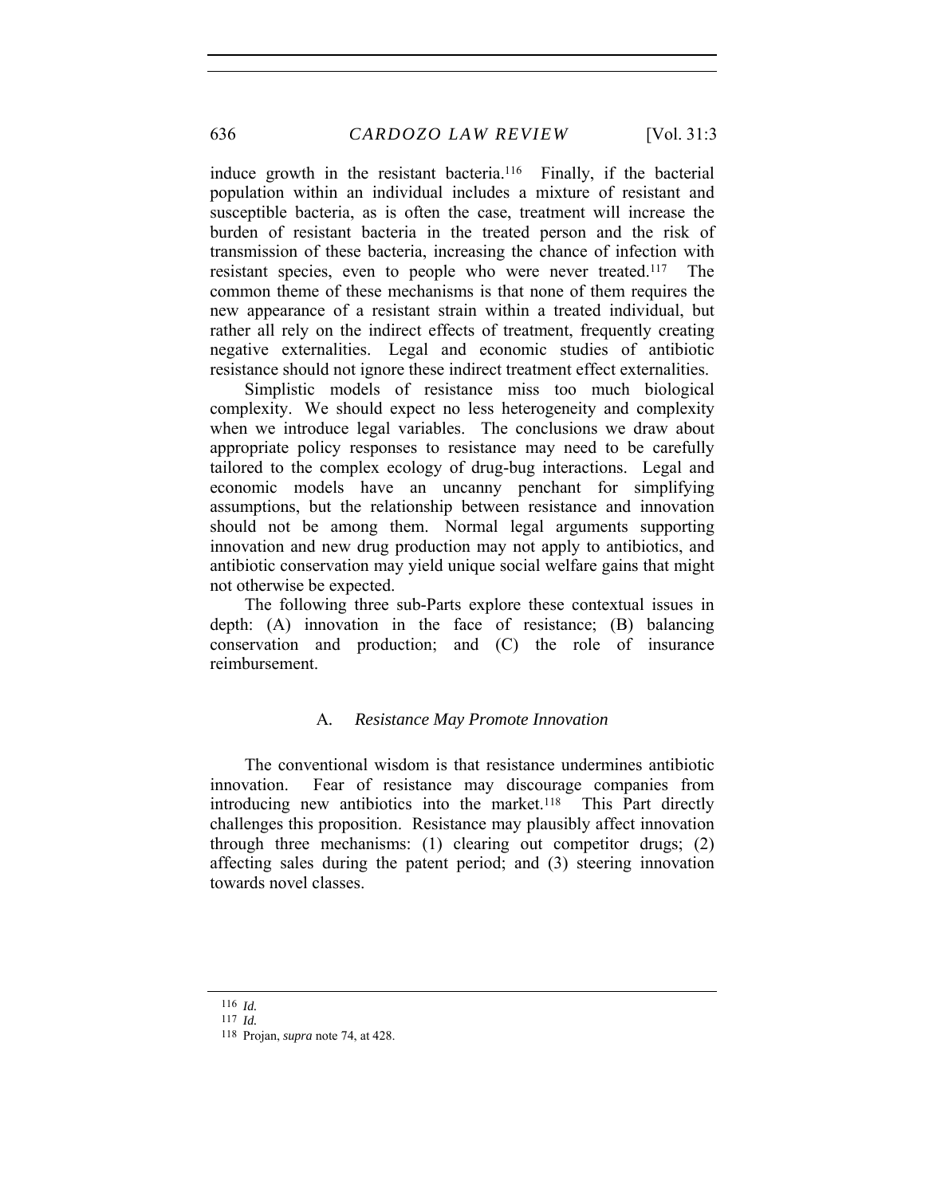induce growth in the resistant bacteria.[116] Finally, if the bacterial population within an individual includes a mixture of resistant and susceptible bacteria, as is often the case, treatment will increase the burden of resistant bacteria in the treated person and the risk of transmission of these bacteria, increasing the chance of infection with resistant species, even to people who were never treated.[117] The common theme of these mechanisms is that none of them requires the new appearance of a resistant strain within a treated individual, but rather all rely on the indirect effects of treatment, frequently creating negative externalities. Legal and economic studies of antibiotic resistance should not ignore these indirect treatment effect externalities.

Simplistic models of resistance miss too much biological complexity. We should expect no less heterogeneity and complexity when we introduce legal variables. The conclusions we draw about appropriate policy responses to resistance may need to be carefully tailored to the complex ecology of drug-bug interactions. Legal and economic models have an uncanny penchant for simplifying assumptions, but the relationship between resistance and innovation should not be among them. Normal legal arguments supporting innovation and new drug production may not apply to antibiotics, and antibiotic conservation may yield unique social welfare gains that might not otherwise be expected.

The following three sub-Parts explore these contextual issues in depth: (A) innovation in the face of resistance; (B) balancing conservation and production; and (C) the role of insurance reimbursement.

### A. *Resistance May Promote Innovation*

The conventional wisdom is that resistance undermines antibiotic innovation. Fear of resistance may discourage companies from introducing new antibiotics into the market.[118] This Part directly challenges this proposition. Resistance may plausibly affect innovation through three mechanisms: (1) clearing out competitor drugs; (2) affecting sales during the patent period; and (3) steering innovation towards novel classes.

---

[116] *Id.*

[117] *Id.*

[118] Projan, *supra* note 74, at 428.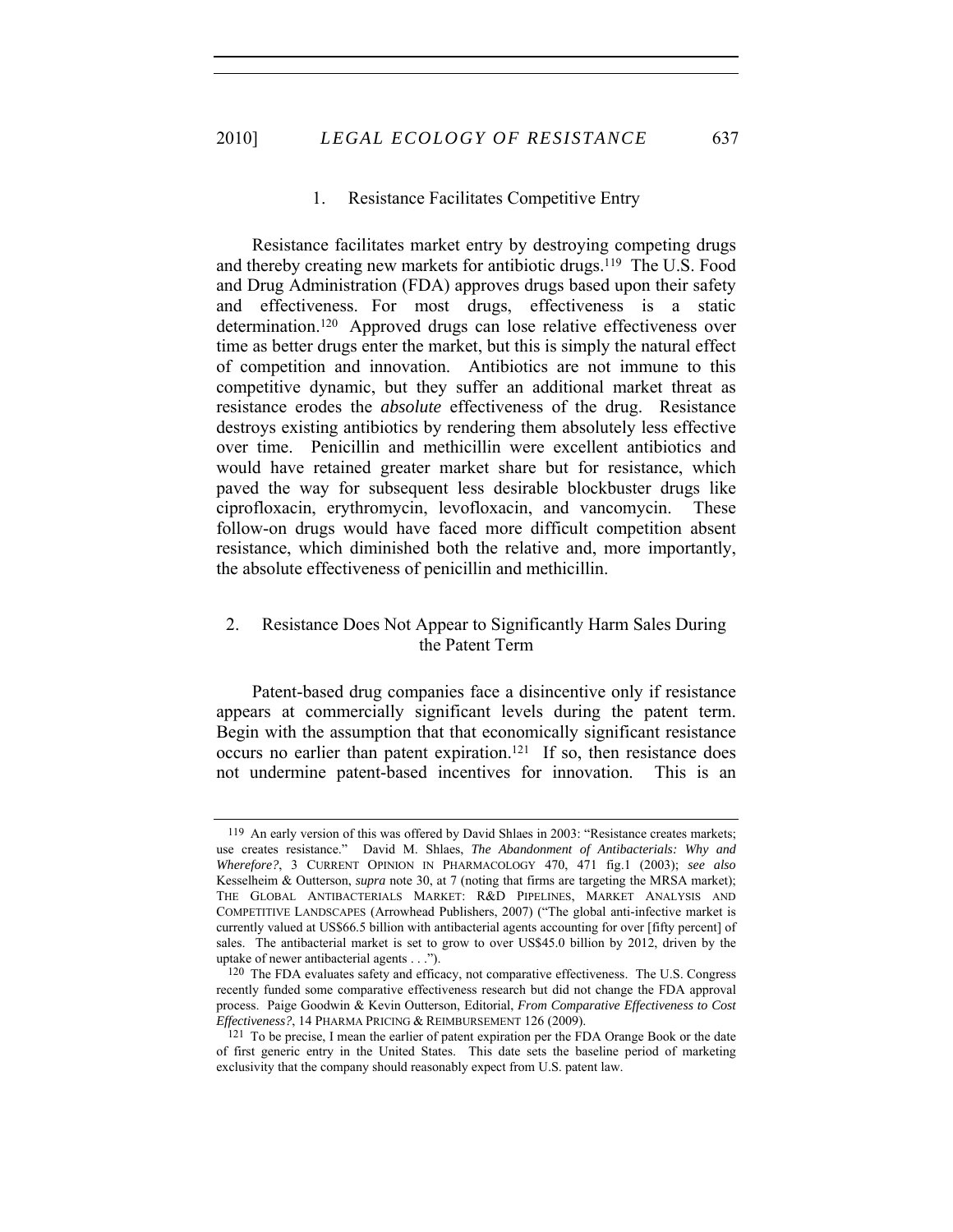### 1. Resistance Facilitates Competitive Entry

Resistance facilitates market entry by destroying competing drugs and thereby creating new markets for antibiotic drugs.[119] The U.S. Food and Drug Administration (FDA) approves drugs based upon their safety and effectiveness. For most drugs, effectiveness is a static determination.[120] Approved drugs can lose relative effectiveness over time as better drugs enter the market, but this is simply the natural effect of competition and innovation. Antibiotics are not immune to this competitive dynamic, but they suffer an additional market threat as resistance erodes the *absolute* effectiveness of the drug. Resistance destroys existing antibiotics by rendering them absolutely less effective over time. Penicillin and methicillin were excellent antibiotics and would have retained greater market share but for resistance, which paved the way for subsequent less desirable blockbuster drugs like ciprofloxacin, erythromycin, levofloxacin, and vancomycin. These follow-on drugs would have faced more difficult competition absent resistance, which diminished both the relative and, more importantly, the absolute effectiveness of penicillin and methicillin.

### 2. Resistance Does Not Appear to Significantly Harm Sales During the Patent Term

Patent-based drug companies face a disincentive only if resistance appears at commercially significant levels during the patent term. Begin with the assumption that that economically significant resistance occurs no earlier than patent expiration.[121] If so, then resistance does not undermine patent-based incentives for innovation. This is an

---

[119] An early version of this was offered by David Shlaes in 2003: "Resistance creates markets; use creates resistance." David M. Shlaes, *The Abandonment of Antibacterials: Why and Wherefore?*, 3 CURRENT OPINION IN PHARMACOLOGY 470, 471 fig.1 (2003); *see also* Kesselheim & Outterson, *supra* note 30, at 7 (noting that firms are targeting the MRSA market); THE GLOBAL ANTIBACTERIALS MARKET: R&D PIPELINES, MARKET ANALYSIS AND COMPETITIVE LANDSCAPES (Arrowhead Publishers, 2007) ("The global anti-infective market is currently valued at US$66.5 billion with antibacterial agents accounting for over [fifty percent] of sales. The antibacterial market is set to grow to over US$45.0 billion by 2012, driven by the uptake of newer antibacterial agents . . .").

[120] The FDA evaluates safety and efficacy, not comparative effectiveness. The U.S. Congress recently funded some comparative effectiveness research but did not change the FDA approval process. Paige Goodwin & Kevin Outterson, Editorial, *From Comparative Effectiveness to Cost Effectiveness?*, 14 PHARMA PRICING & REIMBURSEMENT 126 (2009).

[121] To be precise, I mean the earlier of patent expiration per the FDA Orange Book or the date of first generic entry in the United States. This date sets the baseline period of marketing exclusivity that the company should reasonably expect from U.S. patent law.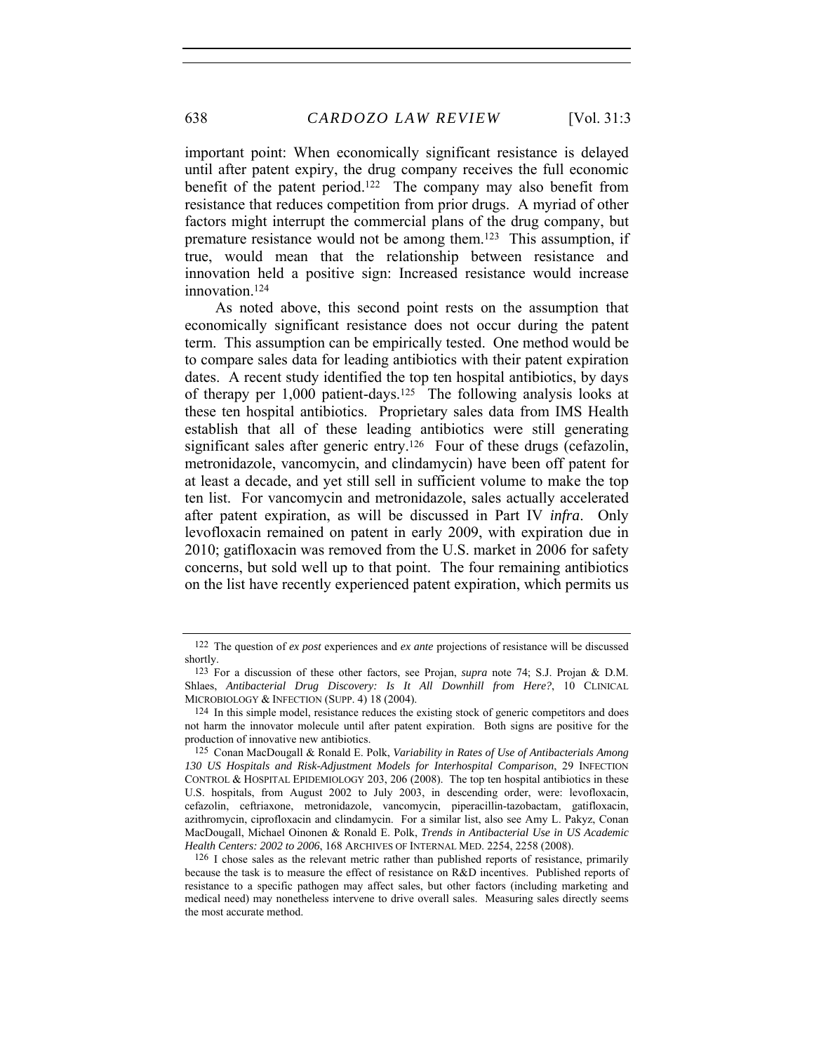important point: When economically significant resistance is delayed until after patent expiry, the drug company receives the full economic benefit of the patent period.[122] The company may also benefit from resistance that reduces competition from prior drugs. A myriad of other factors might interrupt the commercial plans of the drug company, but premature resistance would not be among them.[123] This assumption, if true, would mean that the relationship between resistance and innovation held a positive sign: Increased resistance would increase innovation.[124]

As noted above, this second point rests on the assumption that economically significant resistance does not occur during the patent term. This assumption can be empirically tested. One method would be to compare sales data for leading antibiotics with their patent expiration dates. A recent study identified the top ten hospital antibiotics, by days of therapy per 1,000 patient-days.[125] The following analysis looks at these ten hospital antibiotics. Proprietary sales data from IMS Health establish that all of these leading antibiotics were still generating significant sales after generic entry.[126] Four of these drugs (cefazolin, metronidazole, vancomycin, and clindamycin) have been off patent for at least a decade, and yet still sell in sufficient volume to make the top ten list. For vancomycin and metronidazole, sales actually accelerated after patent expiration, as will be discussed in Part IV *infra*. Only levofloxacin remained on patent in early 2009, with expiration due in 2010; gatifloxacin was removed from the U.S. market in 2006 for safety concerns, but sold well up to that point. The four remaining antibiotics on the list have recently experienced patent expiration, which permits us

---

[122] The question of *ex post* experiences and *ex ante* projections of resistance will be discussed shortly.

[123] For a discussion of these other factors, see Projan, *supra* note 74; S.J. Projan & D.M. Shlaes, *Antibacterial Drug Discovery: Is It All Downhill from Here?*, 10 CLINICAL MICROBIOLOGY & INFECTION (SUPP. 4) 18 (2004).

[124] In this simple model, resistance reduces the existing stock of generic competitors and does not harm the innovator molecule until after patent expiration. Both signs are positive for the production of innovative new antibiotics.

[125] Conan MacDougall & Ronald E. Polk, *Variability in Rates of Use of Antibacterials Among 130 US Hospitals and Risk-Adjustment Models for Interhospital Comparison*, 29 INFECTION CONTROL & HOSPITAL EPIDEMIOLOGY 203, 206 (2008). The top ten hospital antibiotics in these U.S. hospitals, from August 2002 to July 2003, in descending order, were: levofloxacin, cefazolin, ceftriaxone, metronidazole, vancomycin, piperacillin-tazobactam, gatifloxacin, azithromycin, ciprofloxacin and clindamycin. For a similar list, also see Amy L. Pakyz, Conan MacDougall, Michael Oinonen & Ronald E. Polk, *Trends in Antibacterial Use in US Academic Health Centers: 2002 to 2006*, 168 ARCHIVES OF INTERNAL MED. 2254, 2258 (2008).

[126] I chose sales as the relevant metric rather than published reports of resistance, primarily because the task is to measure the effect of resistance on R&D incentives. Published reports of resistance to a specific pathogen may affect sales, but other factors (including marketing and medical need) may nonetheless intervene to drive overall sales. Measuring sales directly seems the most accurate method.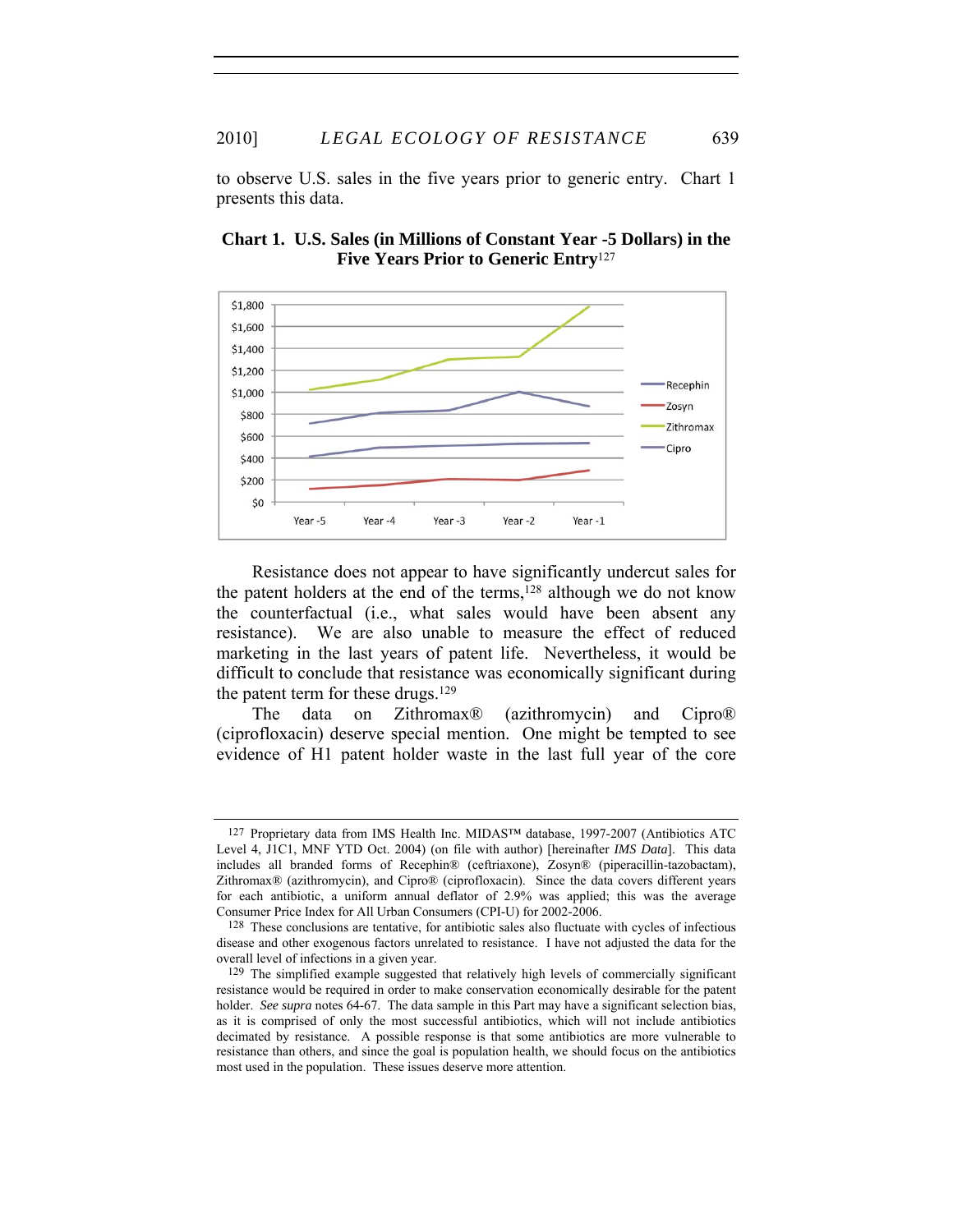to observe U.S. sales in the five years prior to generic entry. Chart 1 presents this data.

**Chart 1. U.S. Sales (in Millions of Constant Year -5 Dollars) in the Five Years Prior to Generic Entry**[127]

Resistance does not appear to have significantly undercut sales for the patent holders at the end of the terms,[128] although we do not know the counterfactual (i.e., what sales would have been absent any resistance). We are also unable to measure the effect of reduced marketing in the last years of patent life. Nevertheless, it would be difficult to conclude that resistance was economically significant during the patent term for these drugs.[129]

The data on Zithromax® (azithromycin) and Cipro® (ciprofloxacin) deserve special mention. One might be tempted to see evidence of H1 patent holder waste in the last full year of the core

---

[127] Proprietary data from IMS Health Inc. MIDAS™ database, 1997-2007 (Antibiotics ATC Level 4, J1C1, MNF YTD Oct. 2004) (on file with author) [hereinafter *IMS Data*]. This data includes all branded forms of Recephin® (ceftriaxone), Zosyn® (piperacillin-tazobactam), Zithromax® (azithromycin), and Cipro® (ciprofloxacin). Since the data covers different years for each antibiotic, a uniform annual deflator of 2.9% was applied; this was the average Consumer Price Index for All Urban Consumers (CPI-U) for 2002-2006.

[128] These conclusions are tentative, for antibiotic sales also fluctuate with cycles of infectious disease and other exogenous factors unrelated to resistance. I have not adjusted the data for the overall level of infections in a given year.

[129] The simplified example suggested that relatively high levels of commercially significant resistance would be required in order to make conservation economically desirable for the patent holder. *See supra* notes 64-67. The data sample in this Part may have a significant selection bias, as it is comprised of only the most successful antibiotics, which will not include antibiotics decimated by resistance. A possible response is that some antibiotics are more vulnerable to resistance than others, and since the goal is population health, we should focus on the antibiotics most used in the population. These issues deserve more attention.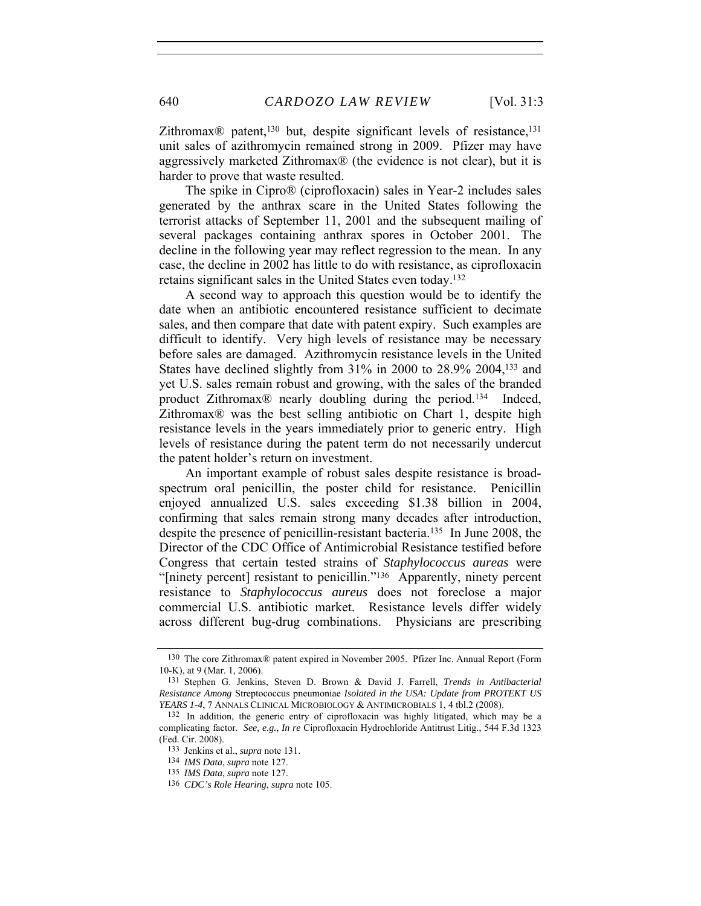Zithromax® patent,[130] but, despite significant levels of resistance,[131] unit sales of azithromycin remained strong in 2009. Pfizer may have aggressively marketed Zithromax® (the evidence is not clear), but it is harder to prove that waste resulted.

The spike in Cipro® (ciprofloxacin) sales in Year-2 includes sales generated by the anthrax scare in the United States following the terrorist attacks of September 11, 2001 and the subsequent mailing of several packages containing anthrax spores in October 2001. The decline in the following year may reflect regression to the mean. In any case, the decline in 2002 has little to do with resistance, as ciprofloxacin retains significant sales in the United States even today.[132]

A second way to approach this question would be to identify the date when an antibiotic encountered resistance sufficient to decimate sales, and then compare that date with patent expiry. Such examples are difficult to identify. Very high levels of resistance may be necessary before sales are damaged. Azithromycin resistance levels in the United States have declined slightly from 31% in 2000 to 28.9% 2004,[133] and yet U.S. sales remain robust and growing, with the sales of the branded product Zithromax® nearly doubling during the period.[134] Indeed, Zithromax® was the best selling antibiotic on Chart 1, despite high resistance levels in the years immediately prior to generic entry. High levels of resistance during the patent term do not necessarily undercut the patent holder's return on investment.

An important example of robust sales despite resistance is broad-spectrum oral penicillin, the poster child for resistance. Penicillin enjoyed annualized U.S. sales exceeding $1.38 billion in 2004, confirming that sales remain strong many decades after introduction, despite the presence of penicillin-resistant bacteria.[135] In June 2008, the Director of the CDC Office of Antimicrobial Resistance testified before Congress that certain tested strains of *Staphylococcus aureas* were "[ninety percent] resistant to penicillin."[136] Apparently, ninety percent resistance to *Staphylococcus aureus* does not foreclose a major commercial U.S. antibiotic market. Resistance levels differ widely across different bug-drug combinations. Physicians are prescribing

---

[130] The core Zithromax® patent expired in November 2005. Pfizer Inc. Annual Report (Form 10-K), at 9 (Mar. 1, 2006).

[131] Stephen G. Jenkins, Steven D. Brown & David J. Farrell, *Trends in Antibacterial Resistance Among* Streptococcus pneumoniae *Isolated in the USA: Update from PROTEKT US YEARS 1-4*, 7 ANNALS CLINICAL MICROBIOLOGY & ANTIMICROBIALS 1, 4 tbl.2 (2008).

[132] In addition, the generic entry of ciprofloxacin was highly litigated, which may be a complicating factor. *See, e.g.*, *In re* Ciprofloxacin Hydrochloride Antitrust Litig., 544 F.3d 1323 (Fed. Cir. 2008).

[133] Jenkins et al., *supra* note 131.

[134] *IMS Data*, *supra* note 127.

[135] *IMS Data*, *supra* note 127.

[136] *CDC's Role Hearing*, *supra* note 105.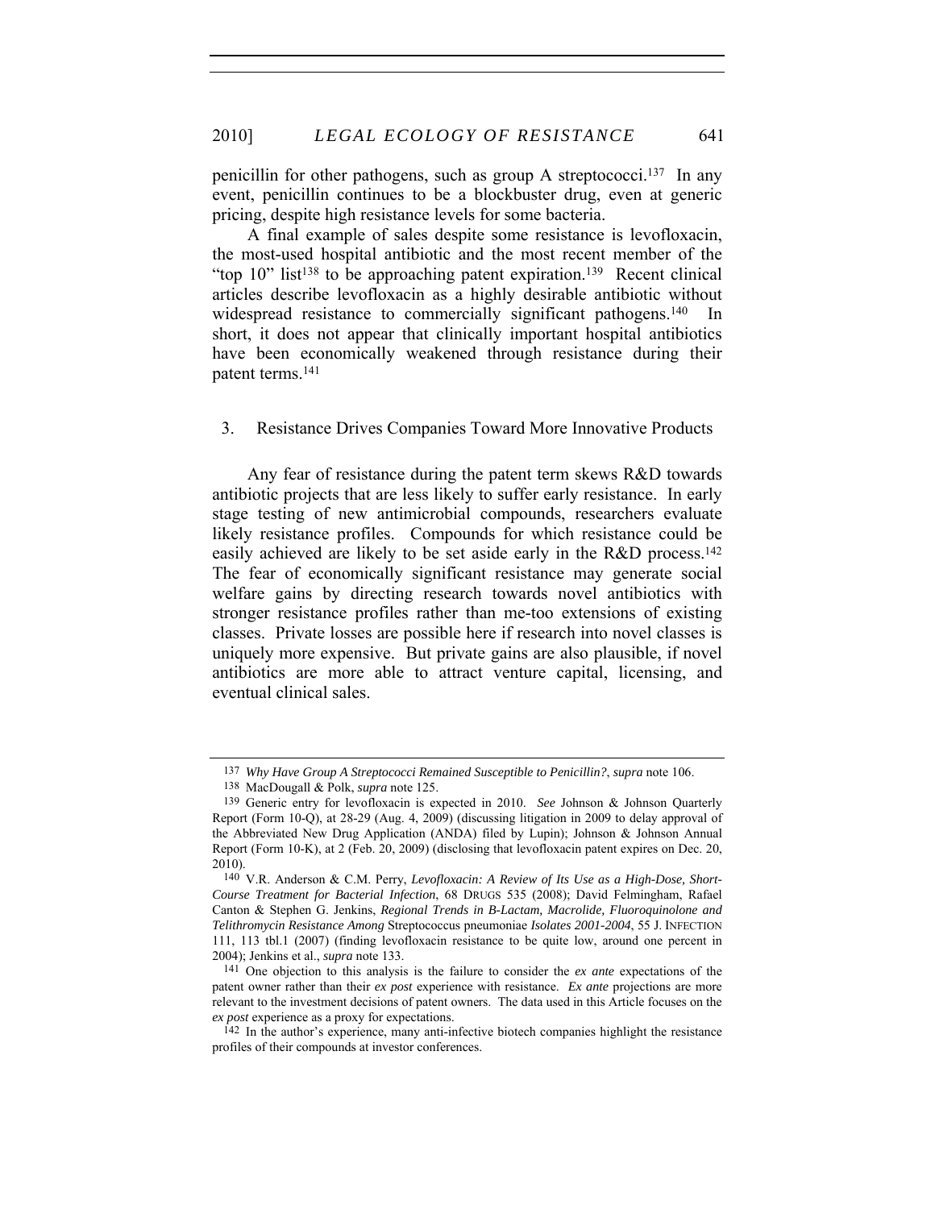penicillin for other pathogens, such as group A streptococci.[137] In any event, penicillin continues to be a blockbuster drug, even at generic pricing, despite high resistance levels for some bacteria.

A final example of sales despite some resistance is levofloxacin, the most-used hospital antibiotic and the most recent member of the "top 10" list[138] to be approaching patent expiration.[139] Recent clinical articles describe levofloxacin as a highly desirable antibiotic without widespread resistance to commercially significant pathogens.[140] In short, it does not appear that clinically important hospital antibiotics have been economically weakened through resistance during their patent terms.[141]

### 3. Resistance Drives Companies Toward More Innovative Products

Any fear of resistance during the patent term skews R&D towards antibiotic projects that are less likely to suffer early resistance. In early stage testing of new antimicrobial compounds, researchers evaluate likely resistance profiles. Compounds for which resistance could be easily achieved are likely to be set aside early in the R&D process.[142] The fear of economically significant resistance may generate social welfare gains by directing research towards novel antibiotics with stronger resistance profiles rather than me-too extensions of existing classes. Private losses are possible here if research into novel classes is uniquely more expensive. But private gains are also plausible, if novel antibiotics are more able to attract venture capital, licensing, and eventual clinical sales.

---

137 *Why Have Group A Streptococci Remained Susceptible to Penicillin?*, *supra* note 106.

138 MacDougall & Polk, *supra* note 125.

139 Generic entry for levofloxacin is expected in 2010. *See* Johnson & Johnson Quarterly Report (Form 10-Q), at 28-29 (Aug. 4, 2009) (discussing litigation in 2009 to delay approval of the Abbreviated New Drug Application (ANDA) filed by Lupin); Johnson & Johnson Annual Report (Form 10-K), at 2 (Feb. 20, 2009) (disclosing that levofloxacin patent expires on Dec. 20, 2010).

140 V.R. Anderson & C.M. Perry, *Levofloxacin: A Review of Its Use as a High-Dose, Short-Course Treatment for Bacterial Infection*, 68 DRUGS 535 (2008); David Felmingham, Rafael Canton & Stephen G. Jenkins, *Regional Trends in B-Lactam, Macrolide, Fluoroquinolone and Telithromycin Resistance Among* Streptococcus pneumoniae *Isolates 2001-2004*, 55 J. INFECTION 111, 113 tbl.1 (2007) (finding levofloxacin resistance to be quite low, around one percent in 2004); Jenkins et al., *supra* note 133.

141 One objection to this analysis is the failure to consider the *ex ante* expectations of the patent owner rather than their *ex post* experience with resistance. *Ex ante* projections are more relevant to the investment decisions of patent owners. The data used in this Article focuses on the *ex post* experience as a proxy for expectations.

142 In the author's experience, many anti-infective biotech companies highlight the resistance profiles of their compounds at investor conferences.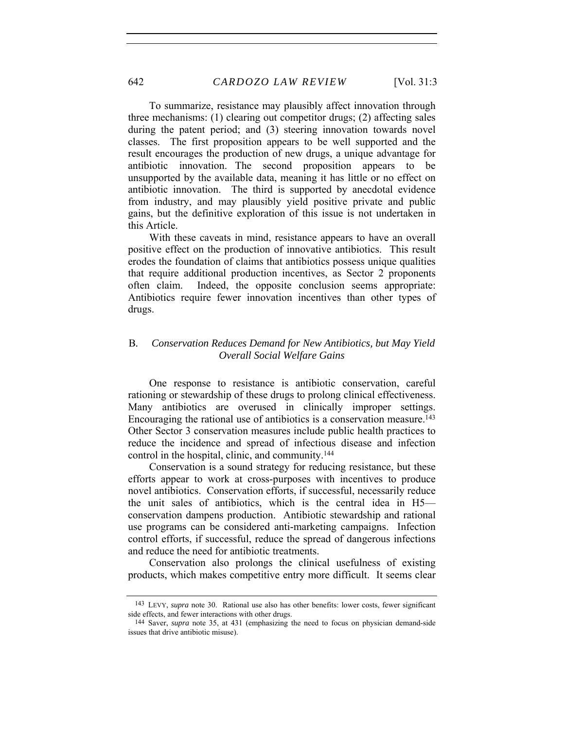To summarize, resistance may plausibly affect innovation through three mechanisms: (1) clearing out competitor drugs; (2) affecting sales during the patent period; and (3) steering innovation towards novel classes. The first proposition appears to be well supported and the result encourages the production of new drugs, a unique advantage for antibiotic innovation. The second proposition appears to be unsupported by the available data, meaning it has little or no effect on antibiotic innovation. The third is supported by anecdotal evidence from industry, and may plausibly yield positive private and public gains, but the definitive exploration of this issue is not undertaken in this Article.

With these caveats in mind, resistance appears to have an overall positive effect on the production of innovative antibiotics. This result erodes the foundation of claims that antibiotics possess unique qualities that require additional production incentives, as Sector 2 proponents often claim. Indeed, the opposite conclusion seems appropriate: Antibiotics require fewer innovation incentives than other types of drugs.

## B. *Conservation Reduces Demand for New Antibiotics, but May Yield Overall Social Welfare Gains*

One response to resistance is antibiotic conservation, careful rationing or stewardship of these drugs to prolong clinical effectiveness. Many antibiotics are overused in clinically improper settings. Encouraging the rational use of antibiotics is a conservation measure.[143] Other Sector 3 conservation measures include public health practices to reduce the incidence and spread of infectious disease and infection control in the hospital, clinic, and community.[144]

Conservation is a sound strategy for reducing resistance, but these efforts appear to work at cross-purposes with incentives to produce novel antibiotics. Conservation efforts, if successful, necessarily reduce the unit sales of antibiotics, which is the central idea in H5—conservation dampens production. Antibiotic stewardship and rational use programs can be considered anti-marketing campaigns. Infection control efforts, if successful, reduce the spread of dangerous infections and reduce the need for antibiotic treatments.

Conservation also prolongs the clinical usefulness of existing products, which makes competitive entry more difficult. It seems clear

---

143 LEVY, *supra* note 30. Rational use also has other benefits: lower costs, fewer significant side effects, and fewer interactions with other drugs.

144 Saver, *supra* note 35, at 431 (emphasizing the need to focus on physician demand-side issues that drive antibiotic misuse).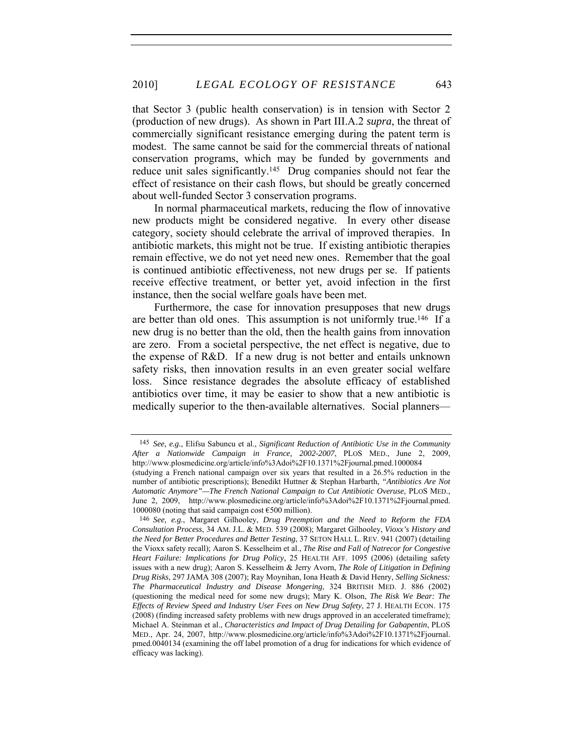that Sector 3 (public health conservation) is in tension with Sector 2 (production of new drugs). As shown in Part III.A.2 *supra*, the threat of commercially significant resistance emerging during the patent term is modest. The same cannot be said for the commercial threats of national conservation programs, which may be funded by governments and reduce unit sales significantly.[145] Drug companies should not fear the effect of resistance on their cash flows, but should be greatly concerned about well-funded Sector 3 conservation programs.

In normal pharmaceutical markets, reducing the flow of innovative new products might be considered negative. In every other disease category, society should celebrate the arrival of improved therapies. In antibiotic markets, this might not be true. If existing antibiotic therapies remain effective, we do not yet need new ones. Remember that the goal is continued antibiotic effectiveness, not new drugs per se. If patients receive effective treatment, or better yet, avoid infection in the first instance, then the social welfare goals have been met.

Furthermore, the case for innovation presupposes that new drugs are better than old ones. This assumption is not uniformly true.[146] If a new drug is no better than the old, then the health gains from innovation are zero. From a societal perspective, the net effect is negative, due to the expense of R&D. If a new drug is not better and entails unknown safety risks, then innovation results in an even greater social welfare loss. Since resistance degrades the absolute efficacy of established antibiotics over time, it may be easier to show that a new antibiotic is medically superior to the then-available alternatives. Social planners—

---

145 *See, e.g.*, Elifsu Sabuncu et al., *Significant Reduction of Antibiotic Use in the Community After a Nationwide Campaign in France, 2002-2007*, PLoS MED., June 2, 2009, http://www.plosmedicine.org/article/info%3Adoi%2F10.1371%2Fjournal.pmed.1000084 (studying a French national campaign over six years that resulted in a 26.5% reduction in the number of antibiotic prescriptions); Benedikt Huttner & Stephan Harbarth, *"Antibiotics Are Not Automatic Anymore"—The French National Campaign to Cut Antibiotic Overuse*, PLoS MED., June 2, 2009, http://www.plosmedicine.org/article/info%3Adoi%2F10.1371%2Fjournal.pmed.1000080 (noting that said campaign cost €500 million).

146 *See, e.g.*, Margaret Gilhooley, *Drug Preemption and the Need to Reform the FDA Consultation Process*, 34 AM. J.L. & MED. 539 (2008); Margaret Gilhooley, *Vioxx's History and the Need for Better Procedures and Better Testing*, 37 SETON HALL L. REV. 941 (2007) (detailing the Vioxx safety recall); Aaron S. Kesselheim et al., *The Rise and Fall of Natrecor for Congestive Heart Failure: Implications for Drug Policy*, 25 HEALTH AFF. 1095 (2006) (detailing safety issues with a new drug); Aaron S. Kesselheim & Jerry Avorn, *The Role of Litigation in Defining Drug Risks*, 297 JAMA 308 (2007); Ray Moynihan, Iona Heath & David Henry, *Selling Sickness: The Pharmaceutical Industry and Disease Mongering*, 324 BRITISH MED. J. 886 (2002) (questioning the medical need for some new drugs); Mary K. Olson, *The Risk We Bear: The Effects of Review Speed and Industry User Fees on New Drug Safety*, 27 J. HEALTH ECON. 175 (2008) (finding increased safety problems with new drugs approved in an accelerated timeframe); Michael A. Steinman et al., *Characteristics and Impact of Drug Detailing for Gabapentin*, PLoS MED., Apr. 24, 2007, http://www.plosmedicine.org/article/info%3Adoi%2F10.1371%2Fjournal.pmed.0040134 (examining the off label promotion of a drug for indications for which evidence of efficacy was lacking).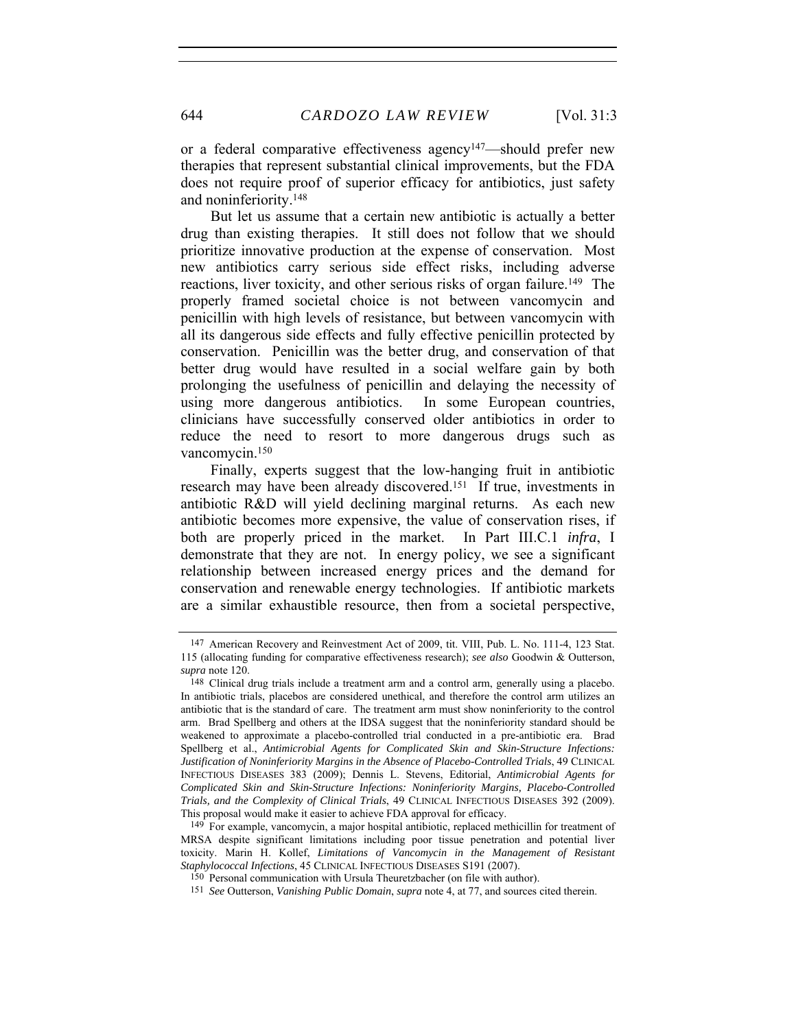or a federal comparative effectiveness agency[147]—should prefer new therapies that represent substantial clinical improvements, but the FDA does not require proof of superior efficacy for antibiotics, just safety and noninferiority.[148]

But let us assume that a certain new antibiotic is actually a better drug than existing therapies. It still does not follow that we should prioritize innovative production at the expense of conservation. Most new antibiotics carry serious side effect risks, including adverse reactions, liver toxicity, and other serious risks of organ failure.[149] The properly framed societal choice is not between vancomycin and penicillin with high levels of resistance, but between vancomycin with all its dangerous side effects and fully effective penicillin protected by conservation. Penicillin was the better drug, and conservation of that better drug would have resulted in a social welfare gain by both prolonging the usefulness of penicillin and delaying the necessity of using more dangerous antibiotics. In some European countries, clinicians have successfully conserved older antibiotics in order to reduce the need to resort to more dangerous drugs such as vancomycin.[150]

Finally, experts suggest that the low-hanging fruit in antibiotic research may have been already discovered.[151] If true, investments in antibiotic R&D will yield declining marginal returns. As each new antibiotic becomes more expensive, the value of conservation rises, if both are properly priced in the market. In Part III.C.1 *infra*, I demonstrate that they are not. In energy policy, we see a significant relationship between increased energy prices and the demand for conservation and renewable energy technologies. If antibiotic markets are a similar exhaustible resource, then from a societal perspective,

---

[147] American Recovery and Reinvestment Act of 2009, tit. VIII, Pub. L. No. 111-4, 123 Stat. 115 (allocating funding for comparative effectiveness research); *see also* Goodwin & Outterson, *supra* note 120.

[148] Clinical drug trials include a treatment arm and a control arm, generally using a placebo. In antibiotic trials, placebos are considered unethical, and therefore the control arm utilizes an antibiotic that is the standard of care. The treatment arm must show noninferiority to the control arm. Brad Spellberg and others at the IDSA suggest that the noninferiority standard should be weakened to approximate a placebo-controlled trial conducted in a pre-antibiotic era. Brad Spellberg et al., *Antimicrobial Agents for Complicated Skin and Skin-Structure Infections: Justification of Noninferiority Margins in the Absence of Placebo-Controlled Trials*, 49 CLINICAL INFECTIOUS DISEASES 383 (2009); Dennis L. Stevens, Editorial, *Antimicrobial Agents for Complicated Skin and Skin-Structure Infections: Noninferiority Margins, Placebo-Controlled Trials, and the Complexity of Clinical Trials*, 49 CLINICAL INFECTIOUS DISEASES 392 (2009). This proposal would make it easier to achieve FDA approval for efficacy.

[149] For example, vancomycin, a major hospital antibiotic, replaced methicillin for treatment of MRSA despite significant limitations including poor tissue penetration and potential liver toxicity. Marin H. Kollef, *Limitations of Vancomycin in the Management of Resistant Staphylococcal Infections*, 45 CLINICAL INFECTIOUS DISEASES S191 (2007).

[150] Personal communication with Ursula Theuretzbacher (on file with author).

[151] *See* Outterson, *Vanishing Public Domain*, *supra* note 4, at 77, and sources cited therein.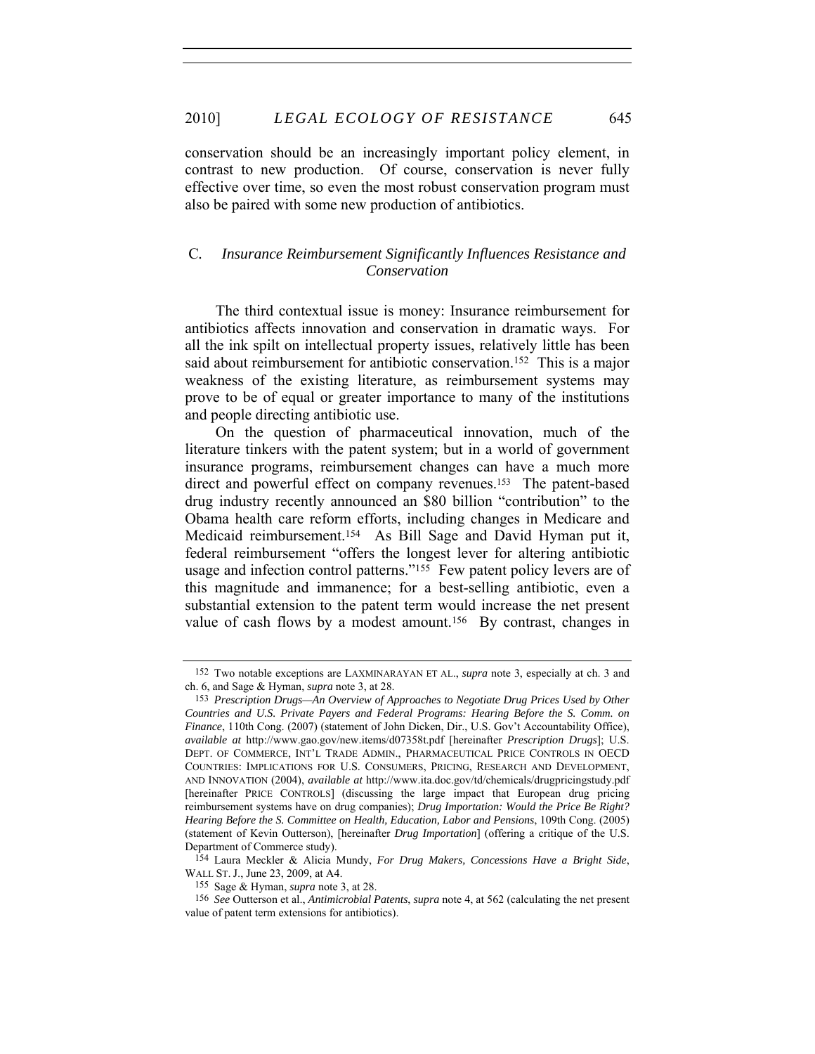conservation should be an increasingly important policy element, in contrast to new production. Of course, conservation is never fully effective over time, so even the most robust conservation program must also be paired with some new production of antibiotics.

### C. *Insurance Reimbursement Significantly Influences Resistance and Conservation*

The third contextual issue is money: Insurance reimbursement for antibiotics affects innovation and conservation in dramatic ways. For all the ink spilt on intellectual property issues, relatively little has been said about reimbursement for antibiotic conservation.[152] This is a major weakness of the existing literature, as reimbursement systems may prove to be of equal or greater importance to many of the institutions and people directing antibiotic use.

On the question of pharmaceutical innovation, much of the literature tinkers with the patent system; but in a world of government insurance programs, reimbursement changes can have a much more direct and powerful effect on company revenues.[153] The patent-based drug industry recently announced an $80 billion "contribution" to the Obama health care reform efforts, including changes in Medicare and Medicaid reimbursement.[154] As Bill Sage and David Hyman put it, federal reimbursement "offers the longest lever for altering antibiotic usage and infection control patterns."[155] Few patent policy levers are of this magnitude and immanence; for a best-selling antibiotic, even a substantial extension to the patent term would increase the net present value of cash flows by a modest amount.[156] By contrast, changes in

---

152 Two notable exceptions are LAXMINARAYAN ET AL., *supra* note 3, especially at ch. 3 and ch. 6, and Sage & Hyman, *supra* note 3, at 28.

153 *Prescription Drugs—An Overview of Approaches to Negotiate Drug Prices Used by Other Countries and U.S. Private Payers and Federal Programs: Hearing Before the S. Comm. on Finance*, 110th Cong. (2007) (statement of John Dicken, Dir., U.S. Gov't Accountability Office), *available at* http://www.gao.gov/new.items/d07358t.pdf [hereinafter *Prescription Drugs*]; U.S. DEPT. OF COMMERCE, INT'L TRADE ADMIN., PHARMACEUTICAL PRICE CONTROLS IN OECD COUNTRIES: IMPLICATIONS FOR U.S. CONSUMERS, PRICING, RESEARCH AND DEVELOPMENT, AND INNOVATION (2004), *available at* http://www.ita.doc.gov/td/chemicals/drugpricingstudy.pdf [hereinafter PRICE CONTROLS] (discussing the large impact that European drug pricing reimbursement systems have on drug companies); *Drug Importation: Would the Price Be Right? Hearing Before the S. Committee on Health, Education, Labor and Pensions*, 109th Cong. (2005) (statement of Kevin Outterson), [hereinafter *Drug Importation*] (offering a critique of the U.S. Department of Commerce study).

154 Laura Meckler & Alicia Mundy, *For Drug Makers, Concessions Have a Bright Side*, WALL ST. J., June 23, 2009, at A4.

155 Sage & Hyman, *supra* note 3, at 28.

156 *See* Outterson et al., *Antimicrobial Patents*, *supra* note 4, at 562 (calculating the net present value of patent term extensions for antibiotics).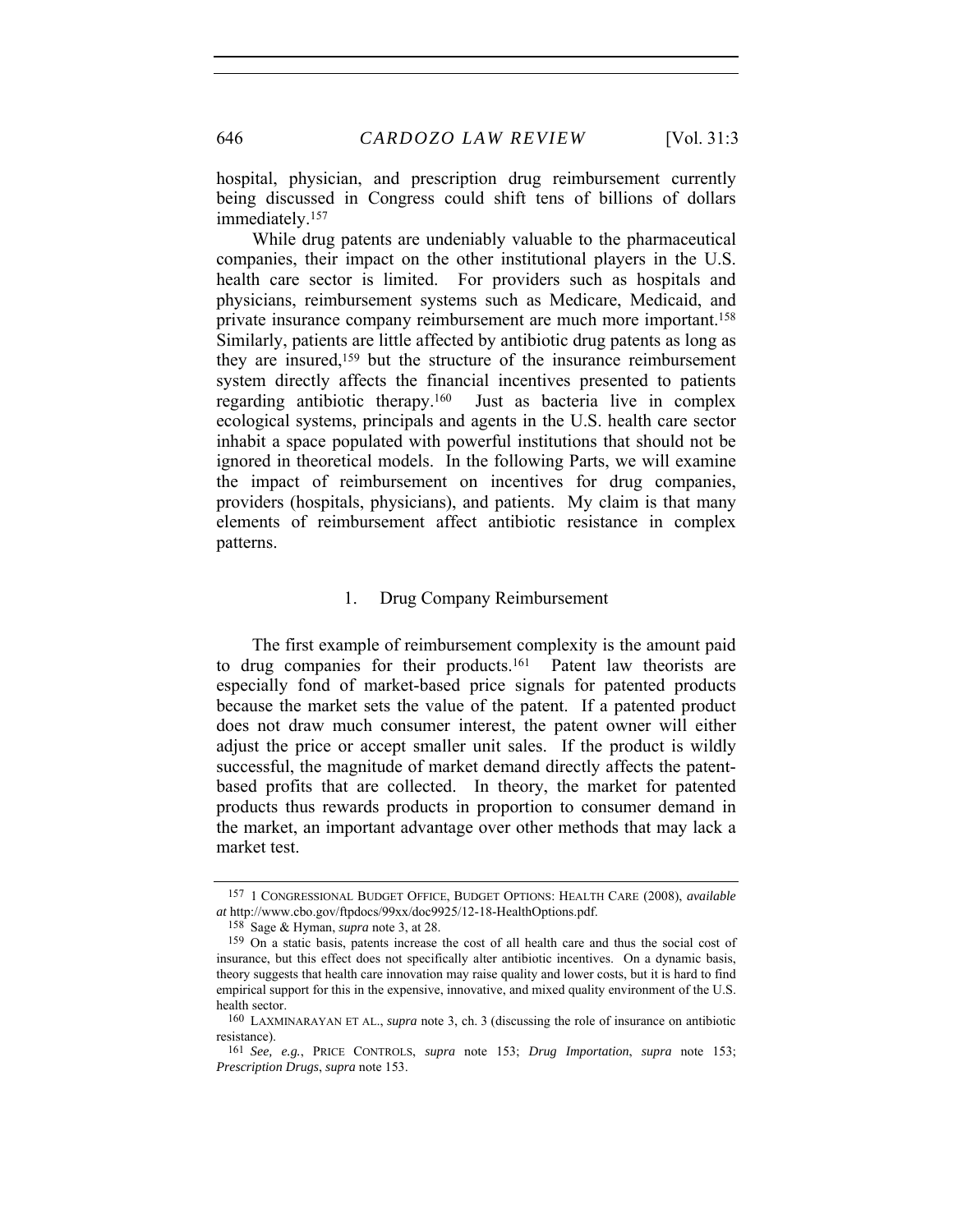hospital, physician, and prescription drug reimbursement currently being discussed in Congress could shift tens of billions of dollars immediately.[157]

While drug patents are undeniably valuable to the pharmaceutical companies, their impact on the other institutional players in the U.S. health care sector is limited. For providers such as hospitals and physicians, reimbursement systems such as Medicare, Medicaid, and private insurance company reimbursement are much more important.[158] Similarly, patients are little affected by antibiotic drug patents as long as they are insured,[159] but the structure of the insurance reimbursement system directly affects the financial incentives presented to patients regarding antibiotic therapy.[160] Just as bacteria live in complex ecological systems, principals and agents in the U.S. health care sector inhabit a space populated with powerful institutions that should not be ignored in theoretical models. In the following Parts, we will examine the impact of reimbursement on incentives for drug companies, providers (hospitals, physicians), and patients. My claim is that many elements of reimbursement affect antibiotic resistance in complex patterns.

### 1. Drug Company Reimbursement

The first example of reimbursement complexity is the amount paid to drug companies for their products.[161] Patent law theorists are especially fond of market-based price signals for patented products because the market sets the value of the patent. If a patented product does not draw much consumer interest, the patent owner will either adjust the price or accept smaller unit sales. If the product is wildly successful, the magnitude of market demand directly affects the patent-based profits that are collected. In theory, the market for patented products thus rewards products in proportion to consumer demand in the market, an important advantage over other methods that may lack a market test.

---

157 1 CONGRESSIONAL BUDGET OFFICE, BUDGET OPTIONS: HEALTH CARE (2008), *available at* http://www.cbo.gov/ftpdocs/99xx/doc9925/12-18-HealthOptions.pdf.

158 Sage & Hyman, *supra* note 3, at 28.

159 On a static basis, patents increase the cost of all health care and thus the social cost of insurance, but this effect does not specifically alter antibiotic incentives. On a dynamic basis, theory suggests that health care innovation may raise quality and lower costs, but it is hard to find empirical support for this in the expensive, innovative, and mixed quality environment of the U.S. health sector.

160 LAXMINARAYAN ET AL., *supra* note 3, ch. 3 (discussing the role of insurance on antibiotic resistance).

161 *See, e.g.*, PRICE CONTROLS, *supra* note 153; *Drug Importation*, *supra* note 153; *Prescription Drugs*, *supra* note 153.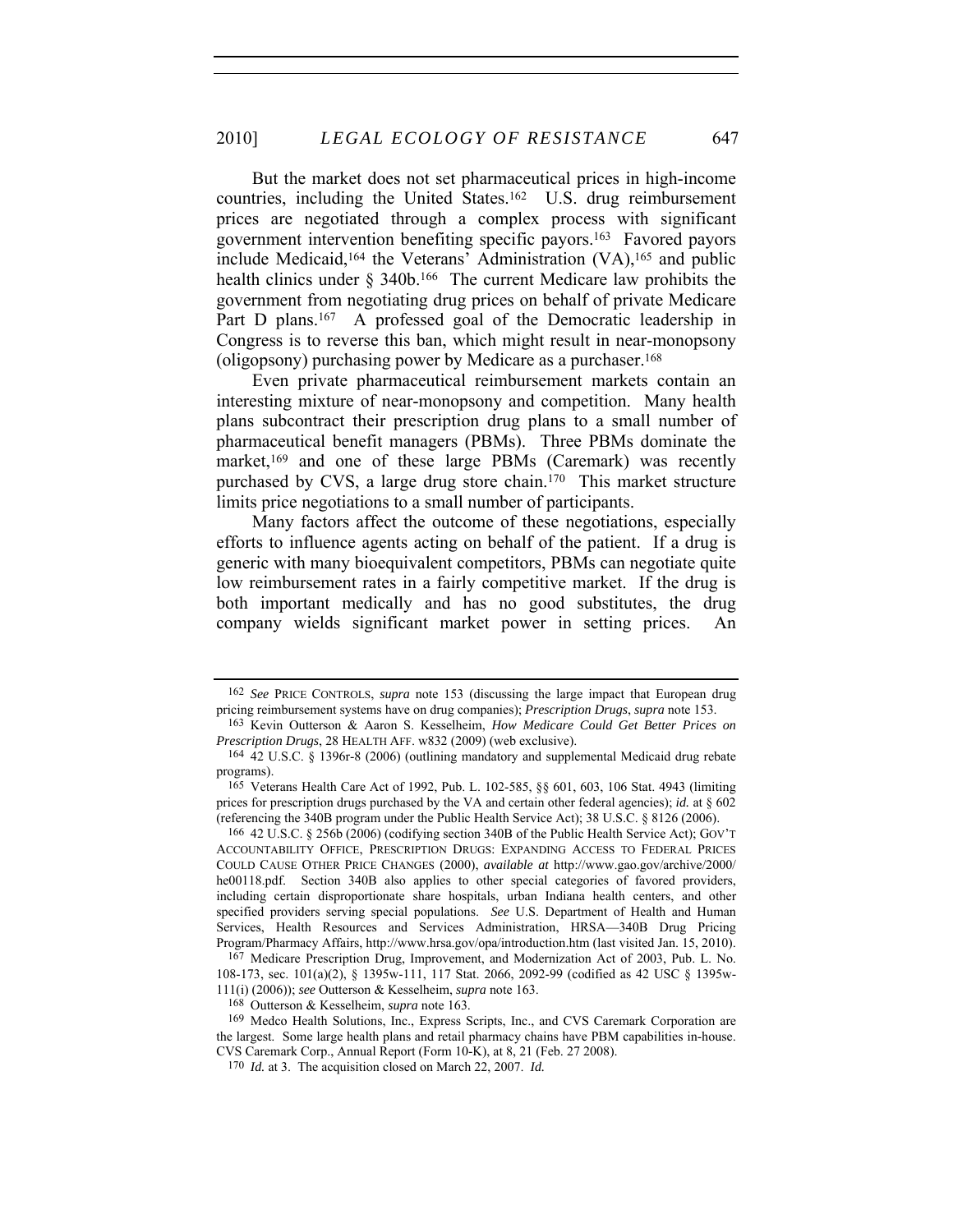But the market does not set pharmaceutical prices in high-income countries, including the United States.[162] U.S. drug reimbursement prices are negotiated through a complex process with significant government intervention benefiting specific payors.[163] Favored payors include Medicaid,[164] the Veterans' Administration (VA),[165] and public health clinics under § 340b.[166] The current Medicare law prohibits the government from negotiating drug prices on behalf of private Medicare Part D plans.[167] A professed goal of the Democratic leadership in Congress is to reverse this ban, which might result in near-monopsony (oligopsony) purchasing power by Medicare as a purchaser.[168]

Even private pharmaceutical reimbursement markets contain an interesting mixture of near-monopsony and competition. Many health plans subcontract their prescription drug plans to a small number of pharmaceutical benefit managers (PBMs). Three PBMs dominate the market,[169] and one of these large PBMs (Caremark) was recently purchased by CVS, a large drug store chain.[170] This market structure limits price negotiations to a small number of participants.

Many factors affect the outcome of these negotiations, especially efforts to influence agents acting on behalf of the patient. If a drug is generic with many bioequivalent competitors, PBMs can negotiate quite low reimbursement rates in a fairly competitive market. If the drug is both important medically and has no good substitutes, the drug company wields significant market power in setting prices. An

---

162 *See* PRICE CONTROLS, *supra* note 153 (discussing the large impact that European drug pricing reimbursement systems have on drug companies); *Prescription Drugs*, *supra* note 153.

163 Kevin Outterson & Aaron S. Kesselheim, *How Medicare Could Get Better Prices on Prescription Drugs*, 28 HEALTH AFF. w832 (2009) (web exclusive).

164 42 U.S.C. § 1396r-8 (2006) (outlining mandatory and supplemental Medicaid drug rebate programs).

165 Veterans Health Care Act of 1992, Pub. L. 102-585, §§ 601, 603, 106 Stat. 4943 (limiting prices for prescription drugs purchased by the VA and certain other federal agencies); *id.* at § 602 (referencing the 340B program under the Public Health Service Act); 38 U.S.C. § 8126 (2006).

166 42 U.S.C. § 256b (2006) (codifying section 340B of the Public Health Service Act); GOV'T ACCOUNTABILITY OFFICE, PRESCRIPTION DRUGS: EXPANDING ACCESS TO FEDERAL PRICES COULD CAUSE OTHER PRICE CHANGES (2000), *available at* http://www.gao.gov/archive/2000/he00118.pdf. Section 340B also applies to other special categories of favored providers, including certain disproportionate share hospitals, urban Indiana health centers, and other specified providers serving special populations. *See* U.S. Department of Health and Human Services, Health Resources and Services Administration, HRSA—340B Drug Pricing Program/Pharmacy Affairs, http://www.hrsa.gov/opa/introduction.htm (last visited Jan. 15, 2010).

167 Medicare Prescription Drug, Improvement, and Modernization Act of 2003, Pub. L. No. 108-173, sec. 101(a)(2), § 1395w-111, 117 Stat. 2066, 2092-99 (codified as 42 USC § 1395w-111(i) (2006)); *see* Outterson & Kesselheim, *supra* note 163.

168 Outterson & Kesselheim, *supra* note 163.

169 Medco Health Solutions, Inc., Express Scripts, Inc., and CVS Caremark Corporation are the largest. Some large health plans and retail pharmacy chains have PBM capabilities in-house. CVS Caremark Corp., Annual Report (Form 10-K), at 8, 21 (Feb. 27 2008).

170 *Id.* at 3. The acquisition closed on March 22, 2007. *Id.*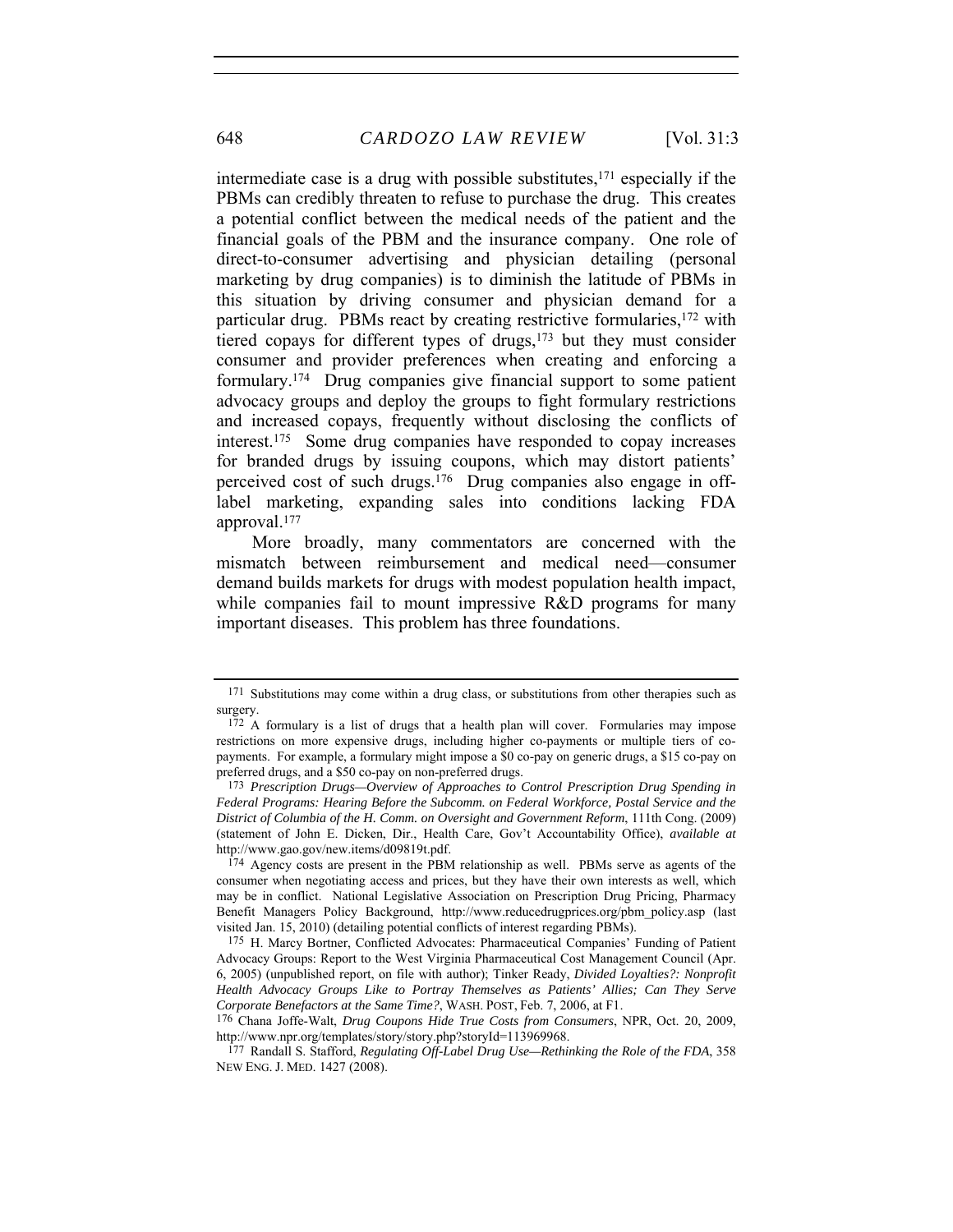intermediate case is a drug with possible substitutes,[171] especially if the PBMs can credibly threaten to refuse to purchase the drug. This creates a potential conflict between the medical needs of the patient and the financial goals of the PBM and the insurance company. One role of direct-to-consumer advertising and physician detailing (personal marketing by drug companies) is to diminish the latitude of PBMs in this situation by driving consumer and physician demand for a particular drug. PBMs react by creating restrictive formularies,[172] with tiered copays for different types of drugs,[173] but they must consider consumer and provider preferences when creating and enforcing a formulary.[174] Drug companies give financial support to some patient advocacy groups and deploy the groups to fight formulary restrictions and increased copays, frequently without disclosing the conflicts of interest.[175] Some drug companies have responded to copay increases for branded drugs by issuing coupons, which may distort patients' perceived cost of such drugs.[176] Drug companies also engage in off-label marketing, expanding sales into conditions lacking FDA approval.[177]

More broadly, many commentators are concerned with the mismatch between reimbursement and medical need—consumer demand builds markets for drugs with modest population health impact, while companies fail to mount impressive R&D programs for many important diseases. This problem has three foundations.

---

[171] Substitutions may come within a drug class, or substitutions from other therapies such as surgery.

[172] A formulary is a list of drugs that a health plan will cover. Formularies may impose restrictions on more expensive drugs, including higher co-payments or multiple tiers of co-payments. For example, a formulary might impose a $0 co-pay on generic drugs, a $15 co-pay on preferred drugs, and a $50 co-pay on non-preferred drugs.

[173] *Prescription Drugs—Overview of Approaches to Control Prescription Drug Spending in Federal Programs: Hearing Before the Subcomm. on Federal Workforce, Postal Service and the District of Columbia of the H. Comm. on Oversight and Government Reform*, 111th Cong. (2009) (statement of John E. Dicken, Dir., Health Care, Gov't Accountability Office), *available at* http://www.gao.gov/new.items/d09819t.pdf.

[174] Agency costs are present in the PBM relationship as well. PBMs serve as agents of the consumer when negotiating access and prices, but they have their own interests as well, which may be in conflict. National Legislative Association on Prescription Drug Pricing, Pharmacy Benefit Managers Policy Background, http://www.reducedrugprices.org/pbm_policy.asp (last visited Jan. 15, 2010) (detailing potential conflicts of interest regarding PBMs).

[175] H. Marcy Bortner, Conflicted Advocates: Pharmaceutical Companies' Funding of Patient Advocacy Groups: Report to the West Virginia Pharmaceutical Cost Management Council (Apr. 6, 2005) (unpublished report, on file with author); Tinker Ready, *Divided Loyalties?: Nonprofit Health Advocacy Groups Like to Portray Themselves as Patients' Allies; Can They Serve Corporate Benefactors at the Same Time?*, WASH. POST, Feb. 7, 2006, at F1.

[176] Chana Joffe-Walt, *Drug Coupons Hide True Costs from Consumers*, NPR, Oct. 20, 2009, http://www.npr.org/templates/story/story.php?storyId=113969968.

[177] Randall S. Stafford, *Regulating Off-Label Drug Use—Rethinking the Role of the FDA*, 358 NEW ENG. J. MED. 1427 (2008).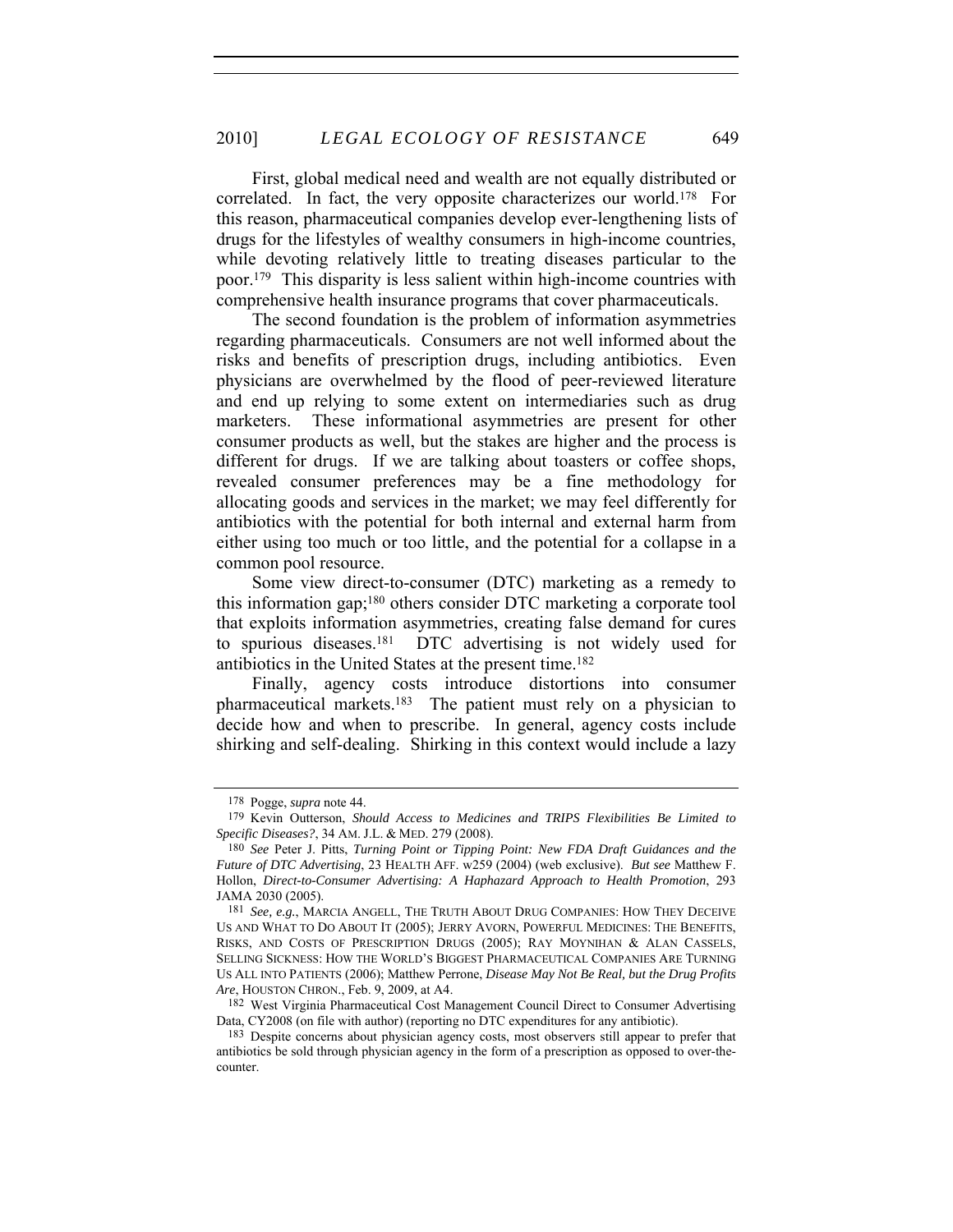First, global medical need and wealth are not equally distributed or correlated. In fact, the very opposite characterizes our world.[178] For this reason, pharmaceutical companies develop ever-lengthening lists of drugs for the lifestyles of wealthy consumers in high-income countries, while devoting relatively little to treating diseases particular to the poor.[179] This disparity is less salient within high-income countries with comprehensive health insurance programs that cover pharmaceuticals.

The second foundation is the problem of information asymmetries regarding pharmaceuticals. Consumers are not well informed about the risks and benefits of prescription drugs, including antibiotics. Even physicians are overwhelmed by the flood of peer-reviewed literature and end up relying to some extent on intermediaries such as drug marketers. These informational asymmetries are present for other consumer products as well, but the stakes are higher and the process is different for drugs. If we are talking about toasters or coffee shops, revealed consumer preferences may be a fine methodology for allocating goods and services in the market; we may feel differently for antibiotics with the potential for both internal and external harm from either using too much or too little, and the potential for a collapse in a common pool resource.

Some view direct-to-consumer (DTC) marketing as a remedy to this information gap;[180] others consider DTC marketing a corporate tool that exploits information asymmetries, creating false demand for cures to spurious diseases.[181] DTC advertising is not widely used for antibiotics in the United States at the present time.[182]

Finally, agency costs introduce distortions into consumer pharmaceutical markets.[183] The patient must rely on a physician to decide how and when to prescribe. In general, agency costs include shirking and self-dealing. Shirking in this context would include a lazy

---

[178] Pogge, *supra* note 44.

[179] Kevin Outterson, *Should Access to Medicines and TRIPS Flexibilities Be Limited to Specific Diseases?*, 34 AM. J.L. & MED. 279 (2008).

[180] *See* Peter J. Pitts, *Turning Point or Tipping Point: New FDA Draft Guidances and the Future of DTC Advertising*, 23 HEALTH AFF. w259 (2004) (web exclusive). *But see* Matthew F. Hollon, *Direct-to-Consumer Advertising: A Haphazard Approach to Health Promotion*, 293 JAMA 2030 (2005).

[181] *See, e.g.*, MARCIA ANGELL, THE TRUTH ABOUT DRUG COMPANIES: HOW THEY DECEIVE US AND WHAT TO DO ABOUT IT (2005); JERRY AVORN, POWERFUL MEDICINES: THE BENEFITS, RISKS, AND COSTS OF PRESCRIPTION DRUGS (2005); RAY MOYNIHAN & ALAN CASSELS, SELLING SICKNESS: HOW THE WORLD'S BIGGEST PHARMACEUTICAL COMPANIES ARE TURNING US ALL INTO PATIENTS (2006); Matthew Perrone, *Disease May Not Be Real, but the Drug Profits Are*, HOUSTON CHRON., Feb. 9, 2009, at A4.

[182] West Virginia Pharmaceutical Cost Management Council Direct to Consumer Advertising Data, CY2008 (on file with author) (reporting no DTC expenditures for any antibiotic).

[183] Despite concerns about physician agency costs, most observers still appear to prefer that antibiotics be sold through physician agency in the form of a prescription as opposed to over-the-counter.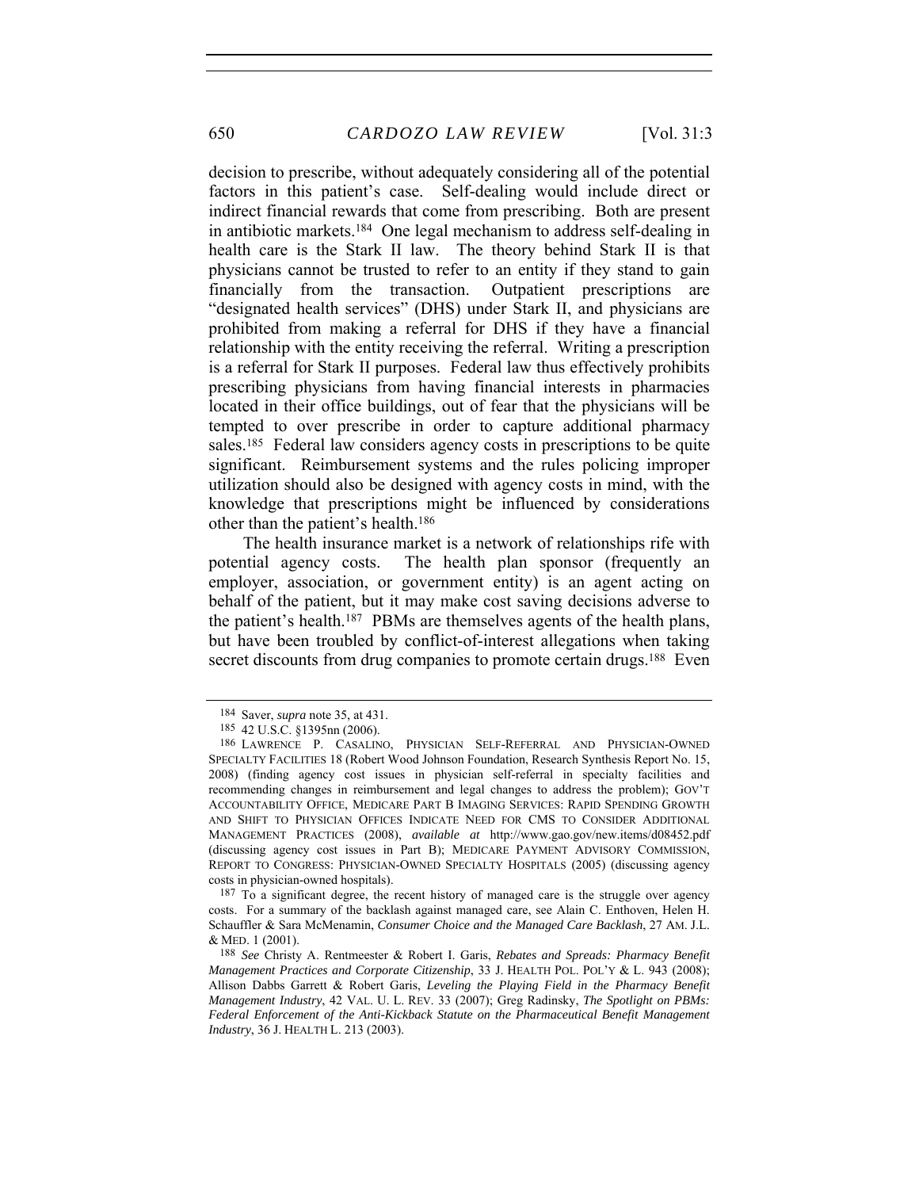decision to prescribe, without adequately considering all of the potential factors in this patient's case. Self-dealing would include direct or indirect financial rewards that come from prescribing. Both are present in antibiotic markets.[184] One legal mechanism to address self-dealing in health care is the Stark II law. The theory behind Stark II is that physicians cannot be trusted to refer to an entity if they stand to gain financially from the transaction. Outpatient prescriptions are "designated health services" (DHS) under Stark II, and physicians are prohibited from making a referral for DHS if they have a financial relationship with the entity receiving the referral. Writing a prescription is a referral for Stark II purposes. Federal law thus effectively prohibits prescribing physicians from having financial interests in pharmacies located in their office buildings, out of fear that the physicians will be tempted to over prescribe in order to capture additional pharmacy sales.[185] Federal law considers agency costs in prescriptions to be quite significant. Reimbursement systems and the rules policing improper utilization should also be designed with agency costs in mind, with the knowledge that prescriptions might be influenced by considerations other than the patient's health.[186]

The health insurance market is a network of relationships rife with potential agency costs. The health plan sponsor (frequently an employer, association, or government entity) is an agent acting on behalf of the patient, but it may make cost saving decisions adverse to the patient's health.[187] PBMs are themselves agents of the health plans, but have been troubled by conflict-of-interest allegations when taking secret discounts from drug companies to promote certain drugs.[188] Even

---

[184] Saver, *supra* note 35, at 431.

[185] 42 U.S.C. §1395nn (2006).

[186] LAWRENCE P. CASALINO, PHYSICIAN SELF-REFERRAL AND PHYSICIAN-OWNED SPECIALTY FACILITIES 18 (Robert Wood Johnson Foundation, Research Synthesis Report No. 15, 2008) (finding agency cost issues in physician self-referral in specialty facilities and recommending changes in reimbursement and legal changes to address the problem); GOV'T ACCOUNTABILITY OFFICE, MEDICARE PART B IMAGING SERVICES: RAPID SPENDING GROWTH AND SHIFT TO PHYSICIAN OFFICES INDICATE NEED FOR CMS TO CONSIDER ADDITIONAL MANAGEMENT PRACTICES (2008), *available at* http://www.gao.gov/new.items/d08452.pdf (discussing agency cost issues in Part B); MEDICARE PAYMENT ADVISORY COMMISSION, REPORT TO CONGRESS: PHYSICIAN-OWNED SPECIALTY HOSPITALS (2005) (discussing agency costs in physician-owned hospitals).

[187] To a significant degree, the recent history of managed care is the struggle over agency costs. For a summary of the backlash against managed care, see Alain C. Enthoven, Helen H. Schauffler & Sara McMenamin, *Consumer Choice and the Managed Care Backlash*, 27 AM. J.L. & MED. 1 (2001).

[188] *See* Christy A. Rentmeester & Robert I. Garis, *Rebates and Spreads: Pharmacy Benefit Management Practices and Corporate Citizenship*, 33 J. HEALTH POL. POL'Y & L. 943 (2008); Allison Dabbs Garrett & Robert Garis, *Leveling the Playing Field in the Pharmacy Benefit Management Industry*, 42 VAL. U. L. REV. 33 (2007); Greg Radinsky, *The Spotlight on PBMs: Federal Enforcement of the Anti-Kickback Statute on the Pharmaceutical Benefit Management Industry*, 36 J. HEALTH L. 213 (2003).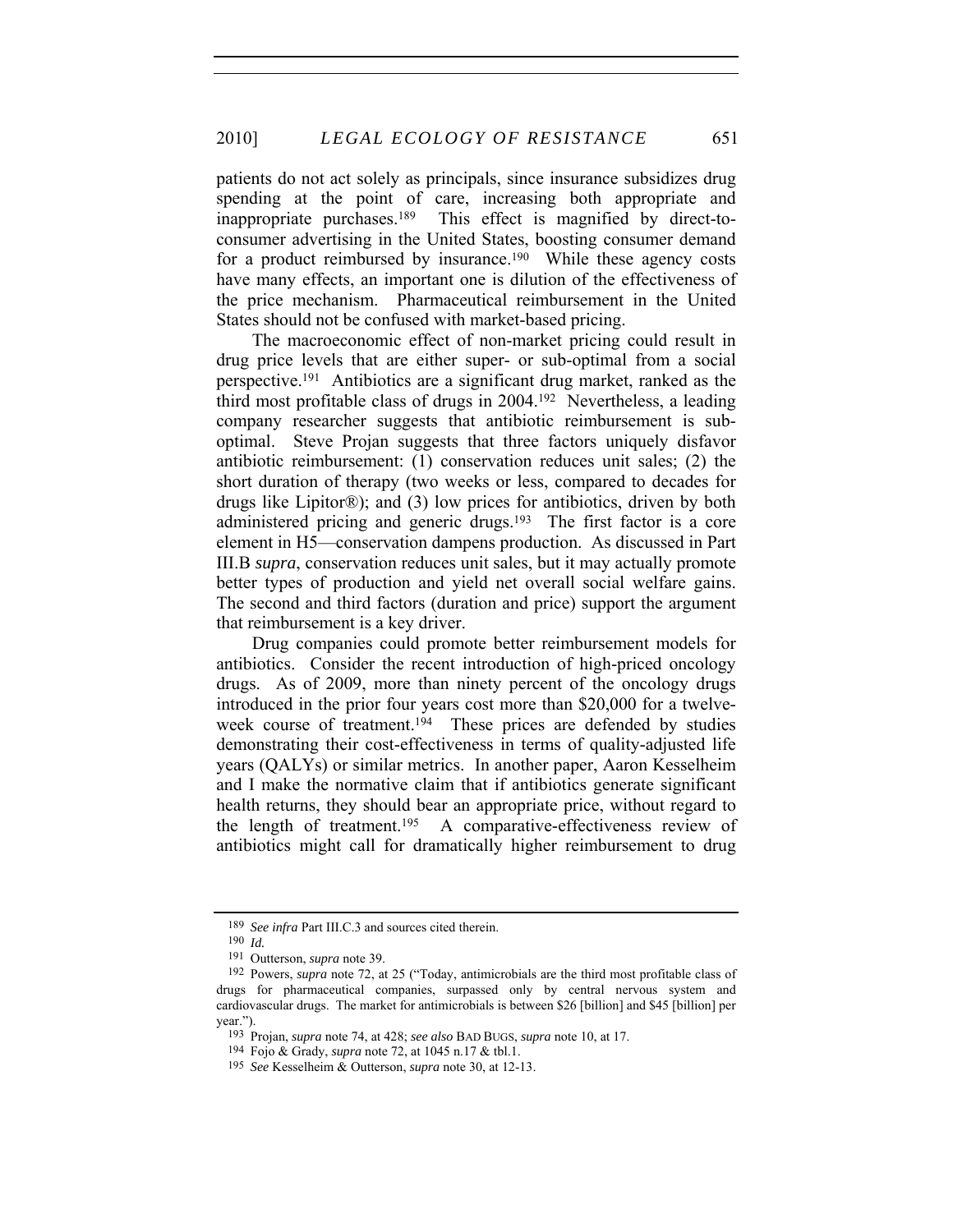patients do not act solely as principals, since insurance subsidizes drug spending at the point of care, increasing both appropriate and inappropriate purchases.[189] This effect is magnified by direct-to-consumer advertising in the United States, boosting consumer demand for a product reimbursed by insurance.[190] While these agency costs have many effects, an important one is dilution of the effectiveness of the price mechanism. Pharmaceutical reimbursement in the United States should not be confused with market-based pricing.

The macroeconomic effect of non-market pricing could result in drug price levels that are either super- or sub-optimal from a social perspective.[191] Antibiotics are a significant drug market, ranked as the third most profitable class of drugs in 2004.[192] Nevertheless, a leading company researcher suggests that antibiotic reimbursement is sub-optimal. Steve Projan suggests that three factors uniquely disfavor antibiotic reimbursement: (1) conservation reduces unit sales; (2) the short duration of therapy (two weeks or less, compared to decades for drugs like Lipitor®); and (3) low prices for antibiotics, driven by both administered pricing and generic drugs.[193] The first factor is a core element in H5—conservation dampens production. As discussed in Part III.B *supra*, conservation reduces unit sales, but it may actually promote better types of production and yield net overall social welfare gains. The second and third factors (duration and price) support the argument that reimbursement is a key driver.

Drug companies could promote better reimbursement models for antibiotics. Consider the recent introduction of high-priced oncology drugs. As of 2009, more than ninety percent of the oncology drugs introduced in the prior four years cost more than $20,000 for a twelve-week course of treatment.[194] These prices are defended by studies demonstrating their cost-effectiveness in terms of quality-adjusted life years (QALYs) or similar metrics. In another paper, Aaron Kesselheim and I make the normative claim that if antibiotics generate significant health returns, they should bear an appropriate price, without regard to the length of treatment.[195] A comparative-effectiveness review of antibiotics might call for dramatically higher reimbursement to drug

---

189 *See infra* Part III.C.3 and sources cited therein.

190 *Id.*

191 Outterson, *supra* note 39.

192 Powers, *supra* note 72, at 25 ("Today, antimicrobials are the third most profitable class of drugs for pharmaceutical companies, surpassed only by central nervous system and cardiovascular drugs. The market for antimicrobials is between $26 [billion] and $45 [billion] per year.").

193 Projan, *supra* note 74, at 428; *see also* BAD BUGS, *supra* note 10, at 17.

194 Fojo & Grady, *supra* note 72, at 1045 n.17 & tbl.1.

195 *See* Kesselheim & Outterson, *supra* note 30, at 12-13.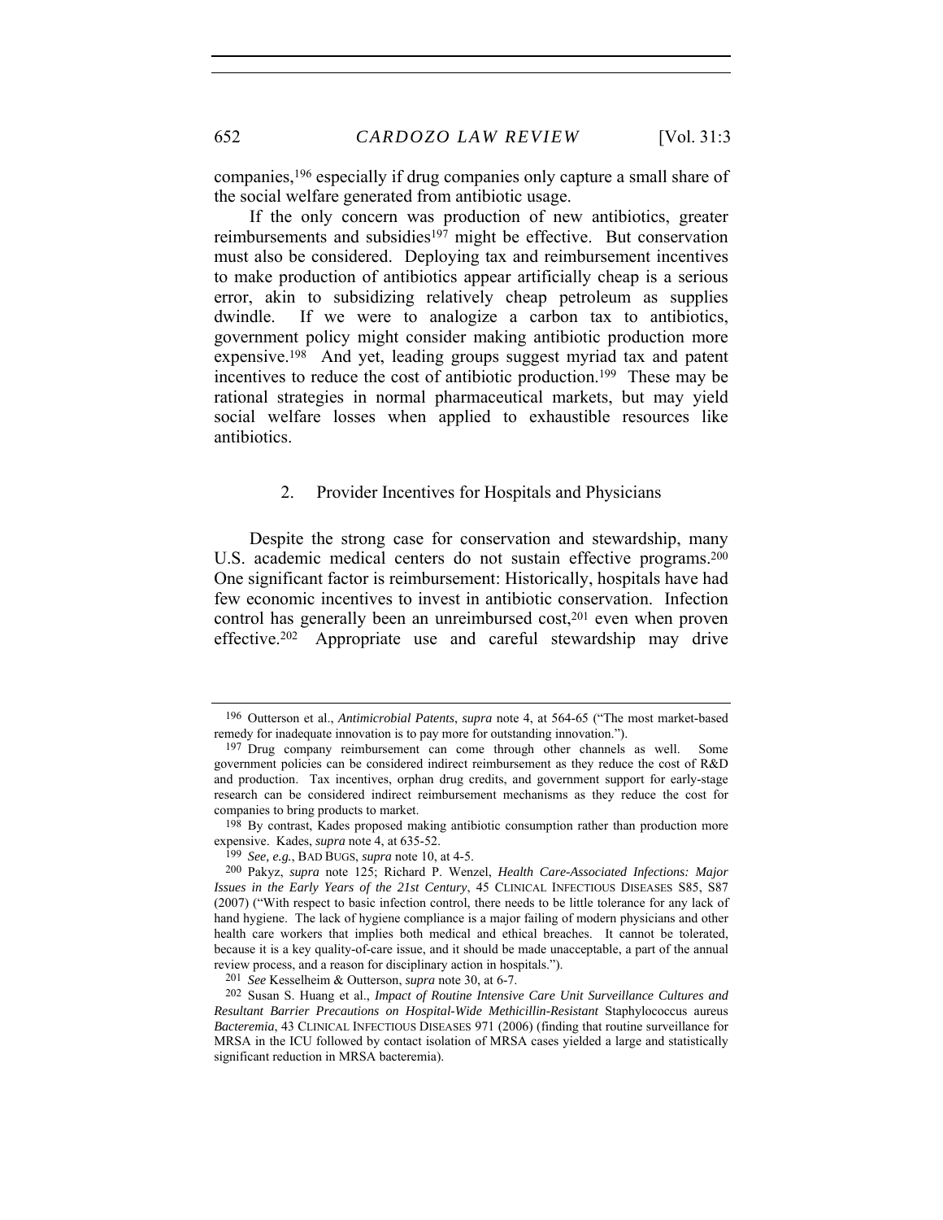companies,[196] especially if drug companies only capture a small share of the social welfare generated from antibiotic usage.

If the only concern was production of new antibiotics, greater reimbursements and subsidies[197] might be effective. But conservation must also be considered. Deploying tax and reimbursement incentives to make production of antibiotics appear artificially cheap is a serious error, akin to subsidizing relatively cheap petroleum as supplies dwindle. If we were to analogize a carbon tax to antibiotics, government policy might consider making antibiotic production more expensive.[198] And yet, leading groups suggest myriad tax and patent incentives to reduce the cost of antibiotic production.[199] These may be rational strategies in normal pharmaceutical markets, but may yield social welfare losses when applied to exhaustible resources like antibiotics.

### 2. Provider Incentives for Hospitals and Physicians

Despite the strong case for conservation and stewardship, many U.S. academic medical centers do not sustain effective programs.[200] One significant factor is reimbursement: Historically, hospitals have had few economic incentives to invest in antibiotic conservation. Infection control has generally been an unreimbursed cost,[201] even when proven effective.[202] Appropriate use and careful stewardship may drive

---

[196] Outterson et al., *Antimicrobial Patents*, *supra* note 4, at 564-65 ("The most market-based remedy for inadequate innovation is to pay more for outstanding innovation.").

[197] Drug company reimbursement can come through other channels as well. Some government policies can be considered indirect reimbursement as they reduce the cost of R&D and production. Tax incentives, orphan drug credits, and government support for early-stage research can be considered indirect reimbursement mechanisms as they reduce the cost for companies to bring products to market.

[198] By contrast, Kades proposed making antibiotic consumption rather than production more expensive. Kades, *supra* note 4, at 635-52.

[199] *See, e.g.*, BAD BUGS, *supra* note 10, at 4-5.

[200] Pakyz, *supra* note 125; Richard P. Wenzel, *Health Care-Associated Infections: Major Issues in the Early Years of the 21st Century*, 45 CLINICAL INFECTIOUS DISEASES S85, S87 (2007) ("With respect to basic infection control, there needs to be little tolerance for any lack of hand hygiene. The lack of hygiene compliance is a major failing of modern physicians and other health care workers that implies both medical and ethical breaches. It cannot be tolerated, because it is a key quality-of-care issue, and it should be made unacceptable, a part of the annual review process, and a reason for disciplinary action in hospitals.").

[201] *See* Kesselheim & Outterson, *supra* note 30, at 6-7.

[202] Susan S. Huang et al., *Impact of Routine Intensive Care Unit Surveillance Cultures and Resultant Barrier Precautions on Hospital-Wide Methicillin-Resistant* Staphylococcus aureus *Bacteremia*, 43 CLINICAL INFECTIOUS DISEASES 971 (2006) (finding that routine surveillance for MRSA in the ICU followed by contact isolation of MRSA cases yielded a large and statistically significant reduction in MRSA bacteremia).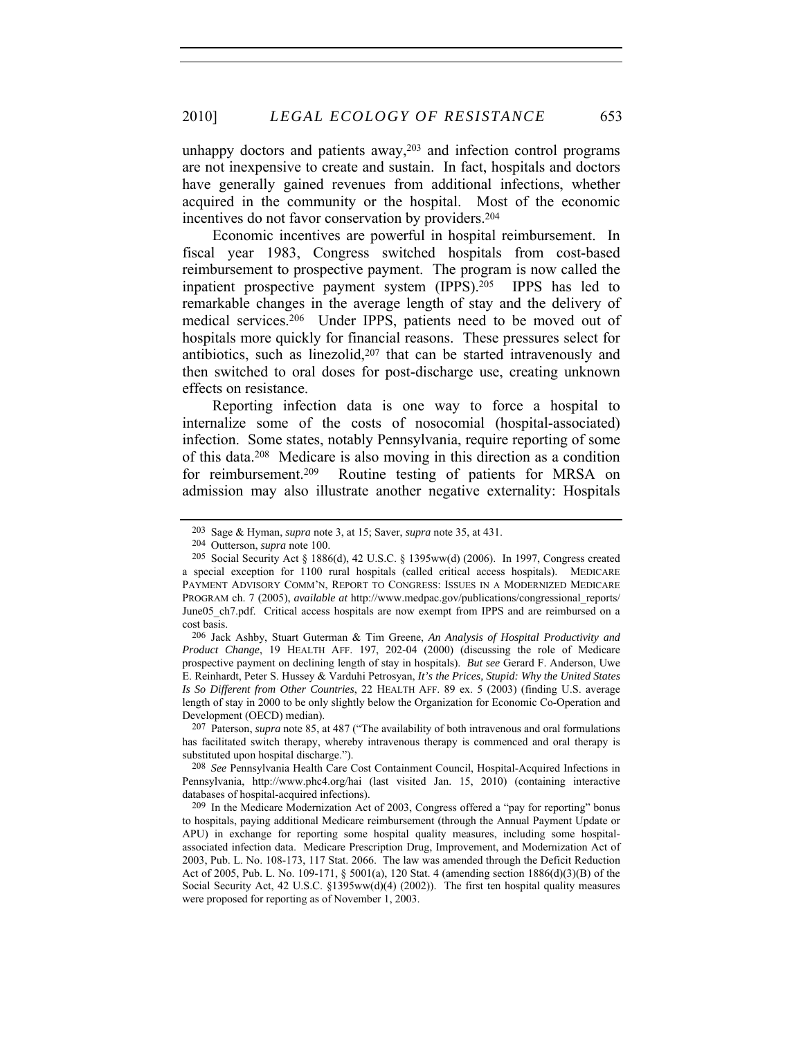unhappy doctors and patients away,[203] and infection control programs are not inexpensive to create and sustain. In fact, hospitals and doctors have generally gained revenues from additional infections, whether acquired in the community or the hospital. Most of the economic incentives do not favor conservation by providers.[204]

Economic incentives are powerful in hospital reimbursement. In fiscal year 1983, Congress switched hospitals from cost-based reimbursement to prospective payment. The program is now called the inpatient prospective payment system (IPPS).[205] IPPS has led to remarkable changes in the average length of stay and the delivery of medical services.[206] Under IPPS, patients need to be moved out of hospitals more quickly for financial reasons. These pressures select for antibiotics, such as linezolid,[207] that can be started intravenously and then switched to oral doses for post-discharge use, creating unknown effects on resistance.

Reporting infection data is one way to force a hospital to internalize some of the costs of nosocomial (hospital-associated) infection. Some states, notably Pennsylvania, require reporting of some of this data.[208] Medicare is also moving in this direction as a condition for reimbursement.[209] Routine testing of patients for MRSA on admission may also illustrate another negative externality: Hospitals

---

[203] Sage & Hyman, *supra* note 3, at 15; Saver, *supra* note 35, at 431.

[204] Outterson, *supra* note 100.

[205] Social Security Act § 1886(d), 42 U.S.C. § 1395ww(d) (2006). In 1997, Congress created a special exception for 1100 rural hospitals (called critical access hospitals). MEDICARE PAYMENT ADVISORY COMM'N, REPORT TO CONGRESS: ISSUES IN A MODERNIZED MEDICARE PROGRAM ch. 7 (2005), *available at* http://www.medpac.gov/publications/congressional_reports/June05_ch7.pdf. Critical access hospitals are now exempt from IPPS and are reimbursed on a cost basis.

[206] Jack Ashby, Stuart Guterman & Tim Greene, *An Analysis of Hospital Productivity and Product Change*, 19 HEALTH AFF. 197, 202-04 (2000) (discussing the role of Medicare prospective payment on declining length of stay in hospitals). *But see* Gerard F. Anderson, Uwe E. Reinhardt, Peter S. Hussey & Varduhi Petrosyan, *It's the Prices, Stupid: Why the United States Is So Different from Other Countries*, 22 HEALTH AFF. 89 ex. 5 (2003) (finding U.S. average length of stay in 2000 to be only slightly below the Organization for Economic Co-Operation and Development (OECD) median).

[207] Paterson, *supra* note 85, at 487 ("The availability of both intravenous and oral formulations has facilitated switch therapy, whereby intravenous therapy is commenced and oral therapy is substituted upon hospital discharge.").

[208] *See* Pennsylvania Health Care Cost Containment Council, Hospital-Acquired Infections in Pennsylvania, http://www.phc4.org/hai (last visited Jan. 15, 2010) (containing interactive databases of hospital-acquired infections).

[209] In the Medicare Modernization Act of 2003, Congress offered a "pay for reporting" bonus to hospitals, paying additional Medicare reimbursement (through the Annual Payment Update or APU) in exchange for reporting some hospital quality measures, including some hospital-associated infection data. Medicare Prescription Drug, Improvement, and Modernization Act of 2003, Pub. L. No. 108-173, 117 Stat. 2066. The law was amended through the Deficit Reduction Act of 2005, Pub. L. No. 109-171, § 5001(a), 120 Stat. 4 (amending section 1886(d)(3)(B) of the Social Security Act, 42 U.S.C. §1395ww(d)(4) (2002)). The first ten hospital quality measures were proposed for reporting as of November 1, 2003.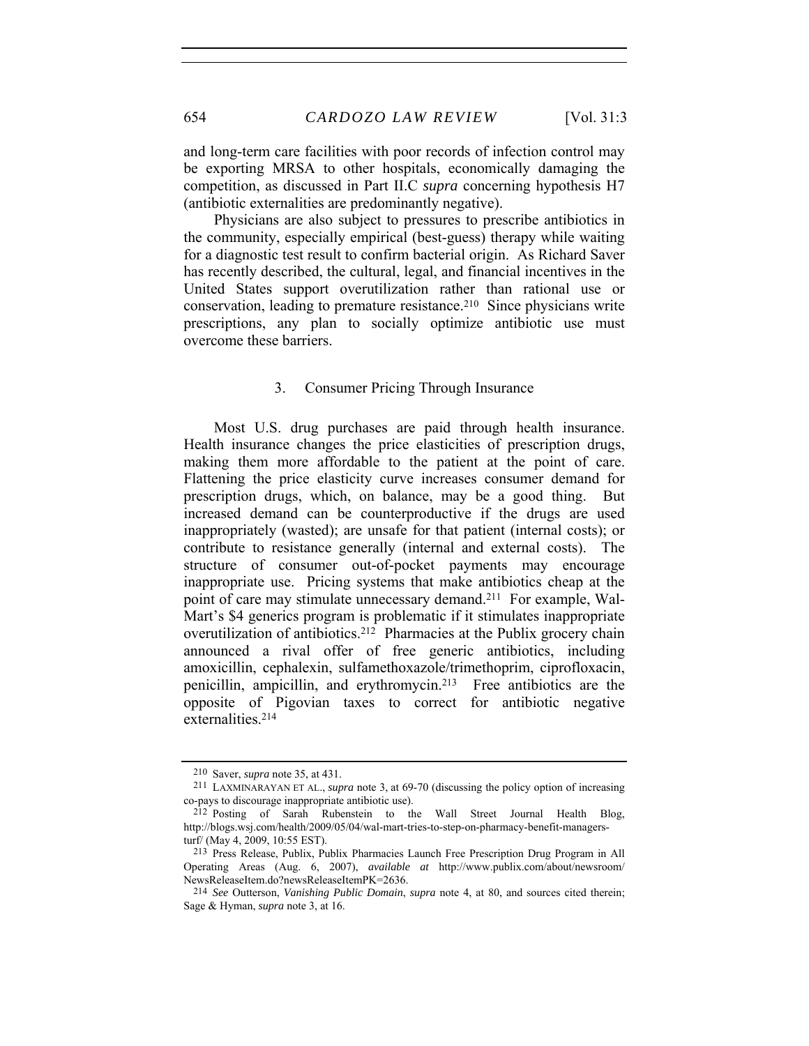and long-term care facilities with poor records of infection control may be exporting MRSA to other hospitals, economically damaging the competition, as discussed in Part II.C *supra* concerning hypothesis H7 (antibiotic externalities are predominantly negative).

Physicians are also subject to pressures to prescribe antibiotics in the community, especially empirical (best-guess) therapy while waiting for a diagnostic test result to confirm bacterial origin. As Richard Saver has recently described, the cultural, legal, and financial incentives in the United States support overutilization rather than rational use or conservation, leading to premature resistance.[210] Since physicians write prescriptions, any plan to socially optimize antibiotic use must overcome these barriers.

### 3. Consumer Pricing Through Insurance

Most U.S. drug purchases are paid through health insurance. Health insurance changes the price elasticities of prescription drugs, making them more affordable to the patient at the point of care. Flattening the price elasticity curve increases consumer demand for prescription drugs, which, on balance, may be a good thing. But increased demand can be counterproductive if the drugs are used inappropriately (wasted); are unsafe for that patient (internal costs); or contribute to resistance generally (internal and external costs). The structure of consumer out-of-pocket payments may encourage inappropriate use. Pricing systems that make antibiotics cheap at the point of care may stimulate unnecessary demand.[211] For example, Wal-Mart's $4 generics program is problematic if it stimulates inappropriate overutilization of antibiotics.[212] Pharmacies at the Publix grocery chain announced a rival offer of free generic antibiotics, including amoxicillin, cephalexin, sulfamethoxazole/trimethoprim, ciprofloxacin, penicillin, ampicillin, and erythromycin.[213] Free antibiotics are the opposite of Pigovian taxes to correct for antibiotic negative externalities.[214]

---

[210] Saver, *supra* note 35, at 431.

[211] LAXMINARAYAN ET AL., *supra* note 3, at 69-70 (discussing the policy option of increasing co-pays to discourage inappropriate antibiotic use).

[212] Posting of Sarah Rubenstein to the Wall Street Journal Health Blog, http://blogs.wsj.com/health/2009/05/04/wal-mart-tries-to-step-on-pharmacy-benefit-managers-turf/ (May 4, 2009, 10:55 EST).

[213] Press Release, Publix, Publix Pharmacies Launch Free Prescription Drug Program in All Operating Areas (Aug. 6, 2007), *available at* http://www.publix.com/about/newsroom/NewsReleaseItem.do?newsReleaseItemPK=2636.

[214] *See* Outterson, *Vanishing Public Domain*, *supra* note 4, at 80, and sources cited therein; Sage & Hyman, *supra* note 3, at 16.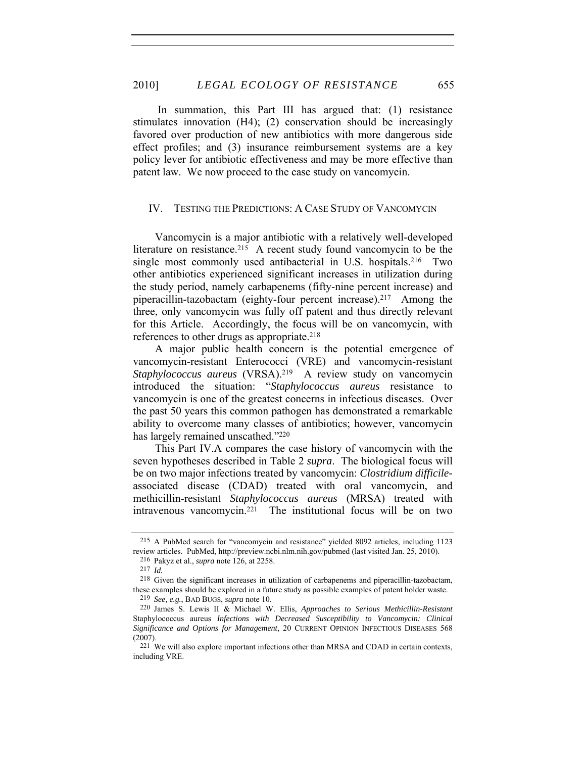In summation, this Part III has argued that: (1) resistance stimulates innovation (H4); (2) conservation should be increasingly favored over production of new antibiotics with more dangerous side effect profiles; and (3) insurance reimbursement systems are a key policy lever for antibiotic effectiveness and may be more effective than patent law. We now proceed to the case study on vancomycin.

## IV. TESTING THE PREDICTIONS: A CASE STUDY OF VANCOMYCIN

Vancomycin is a major antibiotic with a relatively well-developed literature on resistance.[215] A recent study found vancomycin to be the single most commonly used antibacterial in U.S. hospitals.[216] Two other antibiotics experienced significant increases in utilization during the study period, namely carbapenems (fifty-nine percent increase) and piperacillin-tazobactam (eighty-four percent increase).[217] Among the three, only vancomycin was fully off patent and thus directly relevant for this Article. Accordingly, the focus will be on vancomycin, with references to other drugs as appropriate.[218]

A major public health concern is the potential emergence of vancomycin-resistant Enterococci (VRE) and vancomycin-resistant *Staphylococcus aureus* (VRSA).[219] A review study on vancomycin introduced the situation: "*Staphylococcus aureus* resistance to vancomycin is one of the greatest concerns in infectious diseases. Over the past 50 years this common pathogen has demonstrated a remarkable ability to overcome many classes of antibiotics; however, vancomycin has largely remained unscathed."[220]

This Part IV.A compares the case history of vancomycin with the seven hypotheses described in Table 2 *supra*. The biological focus will be on two major infections treated by vancomycin: *Clostridium difficile*-associated disease (CDAD) treated with oral vancomycin, and methicillin-resistant *Staphylococcus aureus* (MRSA) treated with intravenous vancomycin.[221] The institutional focus will be on two

---

[215] A PubMed search for "vancomycin and resistance" yielded 8092 articles, including 1123 review articles. PubMed, http://preview.ncbi.nlm.nih.gov/pubmed (last visited Jan. 25, 2010).

[216] Pakyz et al., *supra* note 126, at 2258.

[217] *Id.*

[218] Given the significant increases in utilization of carbapenems and piperacillin-tazobactam, these examples should be explored in a future study as possible examples of patent holder waste.

[219] *See, e.g.*, BAD BUGS, *supra* note 10.

[220] James S. Lewis II & Michael W. Ellis, *Approaches to Serious Methicillin-Resistant* Staphylococcus aureus *Infections with Decreased Susceptibility to Vancomycin: Clinical Significance and Options for Management*, 20 CURRENT OPINION INFECTIOUS DISEASES 568 (2007).

[221] We will also explore important infections other than MRSA and CDAD in certain contexts, including VRE.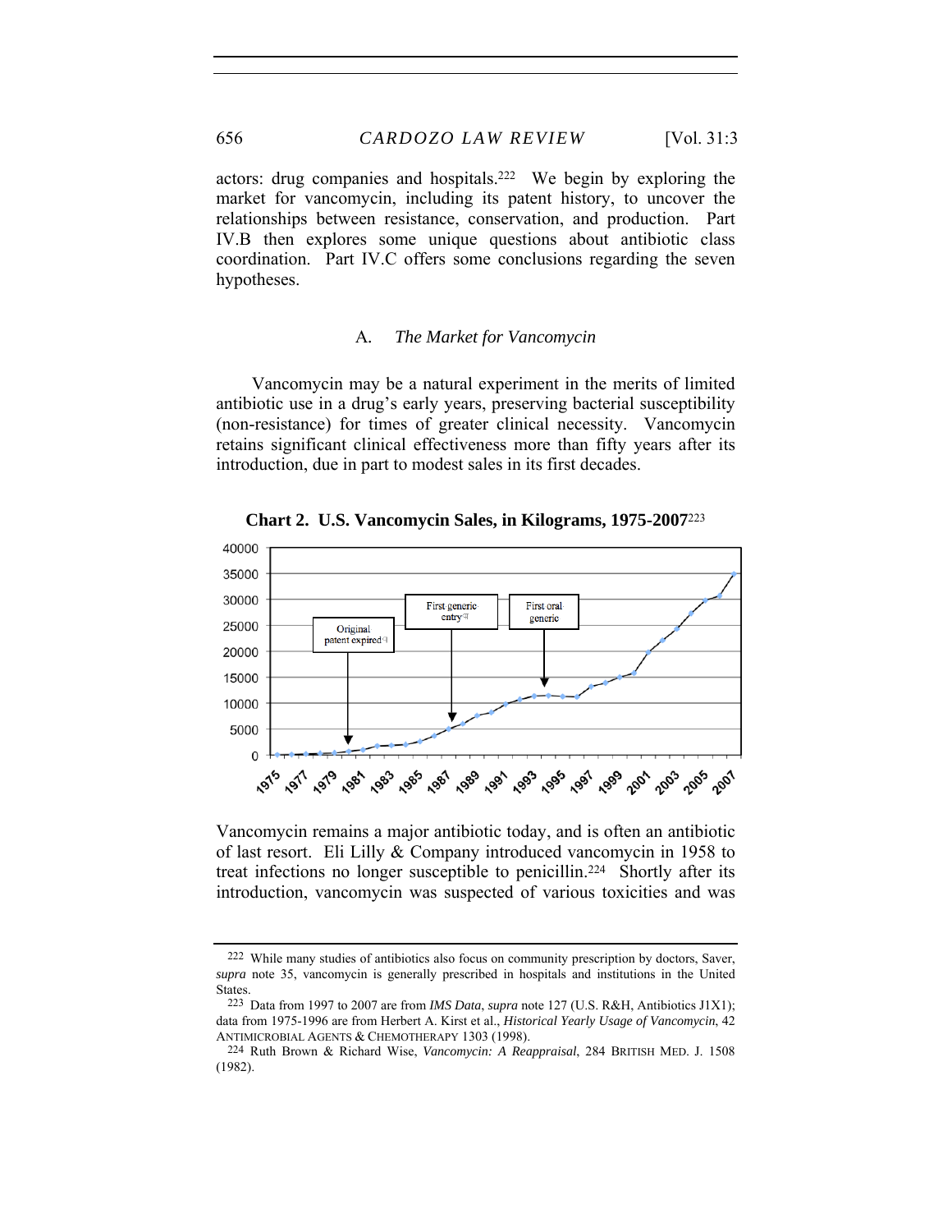actors: drug companies and hospitals.[222] We begin by exploring the market for vancomycin, including its patent history, to uncover the relationships between resistance, conservation, and production. Part IV.B then explores some unique questions about antibiotic class coordination. Part IV.C offers some conclusions regarding the seven hypotheses.

### A. *The Market for Vancomycin*

Vancomycin may be a natural experiment in the merits of limited antibiotic use in a drug's early years, preserving bacterial susceptibility (non-resistance) for times of greater clinical necessity. Vancomycin retains significant clinical effectiveness more than fifty years after its introduction, due in part to modest sales in its first decades.

**Chart 2. U.S. Vancomycin Sales, in Kilograms, 1975-2007**[223]

Vancomycin remains a major antibiotic today, and is often an antibiotic of last resort. Eli Lilly & Company introduced vancomycin in 1958 to treat infections no longer susceptible to penicillin.[224] Shortly after its introduction, vancomycin was suspected of various toxicities and was

---

[222] While many studies of antibiotics also focus on community prescription by doctors, Saver, *supra* note 35, vancomycin is generally prescribed in hospitals and institutions in the United States.

[223] Data from 1997 to 2007 are from *IMS Data*, *supra* note 127 (U.S. R&H, Antibiotics J1X1); data from 1975-1996 are from Herbert A. Kirst et al., *Historical Yearly Usage of Vancomycin*, 42 ANTIMICROBIAL AGENTS & CHEMOTHERAPY 1303 (1998).

[224] Ruth Brown & Richard Wise, *Vancomycin: A Reappraisal*, 284 BRITISH MED. J. 1508 (1982).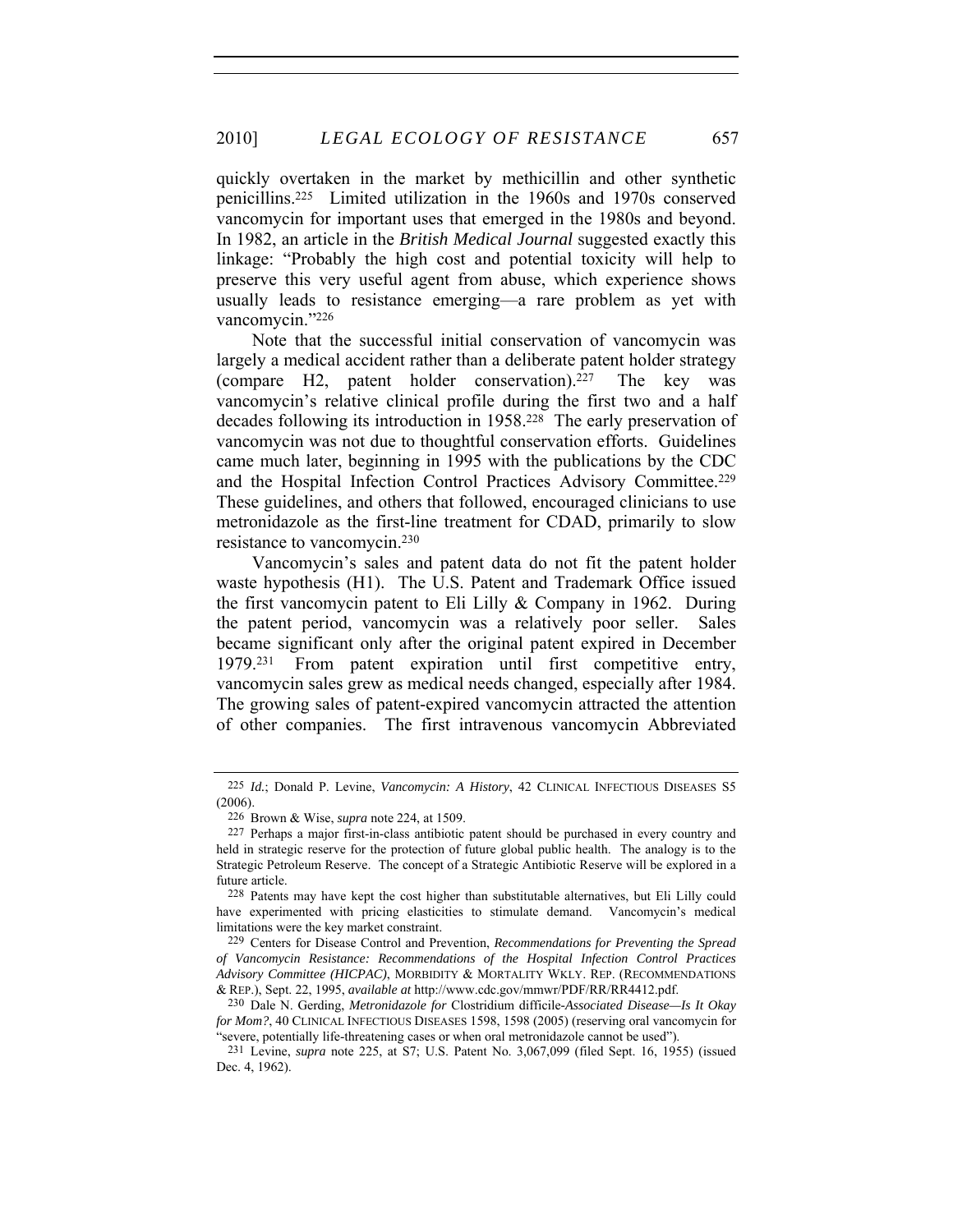quickly overtaken in the market by methicillin and other synthetic penicillins.[225] Limited utilization in the 1960s and 1970s conserved vancomycin for important uses that emerged in the 1980s and beyond. In 1982, an article in the *British Medical Journal* suggested exactly this linkage: "Probably the high cost and potential toxicity will help to preserve this very useful agent from abuse, which experience shows usually leads to resistance emerging—a rare problem as yet with vancomycin."[226]

Note that the successful initial conservation of vancomycin was largely a medical accident rather than a deliberate patent holder strategy (compare H2, patent holder conservation).[227] The key was vancomycin's relative clinical profile during the first two and a half decades following its introduction in 1958.[228] The early preservation of vancomycin was not due to thoughtful conservation efforts. Guidelines came much later, beginning in 1995 with the publications by the CDC and the Hospital Infection Control Practices Advisory Committee.[229] These guidelines, and others that followed, encouraged clinicians to use metronidazole as the first-line treatment for CDAD, primarily to slow resistance to vancomycin.[230]

Vancomycin's sales and patent data do not fit the patent holder waste hypothesis (H1). The U.S. Patent and Trademark Office issued the first vancomycin patent to Eli Lilly & Company in 1962. During the patent period, vancomycin was a relatively poor seller. Sales became significant only after the original patent expired in December 1979.[231] From patent expiration until first competitive entry, vancomycin sales grew as medical needs changed, especially after 1984. The growing sales of patent-expired vancomycin attracted the attention of other companies. The first intravenous vancomycin Abbreviated

---

[225] *Id.*; Donald P. Levine, *Vancomycin: A History*, 42 CLINICAL INFECTIOUS DISEASES S5 (2006).

[226] Brown & Wise, *supra* note 224, at 1509.

[227] Perhaps a major first-in-class antibiotic patent should be purchased in every country and held in strategic reserve for the protection of future global public health. The analogy is to the Strategic Petroleum Reserve. The concept of a Strategic Antibiotic Reserve will be explored in a future article.

[228] Patents may have kept the cost higher than substitutable alternatives, but Eli Lilly could have experimented with pricing elasticities to stimulate demand. Vancomycin's medical limitations were the key market constraint.

[229] Centers for Disease Control and Prevention, *Recommendations for Preventing the Spread of Vancomycin Resistance: Recommendations of the Hospital Infection Control Practices Advisory Committee (HICPAC)*, MORBIDITY & MORTALITY WKLY. REP. (RECOMMENDATIONS & REP.), Sept. 22, 1995, *available at* http://www.cdc.gov/mmwr/PDF/RR/RR4412.pdf.

[230] Dale N. Gerding, *Metronidazole for* Clostridium difficile-*Associated Disease—Is It Okay for Mom?*, 40 CLINICAL INFECTIOUS DISEASES 1598, 1598 (2005) (reserving oral vancomycin for "severe, potentially life-threatening cases or when oral metronidazole cannot be used").

[231] Levine, *supra* note 225, at S7; U.S. Patent No. 3,067,099 (filed Sept. 16, 1955) (issued Dec. 4, 1962).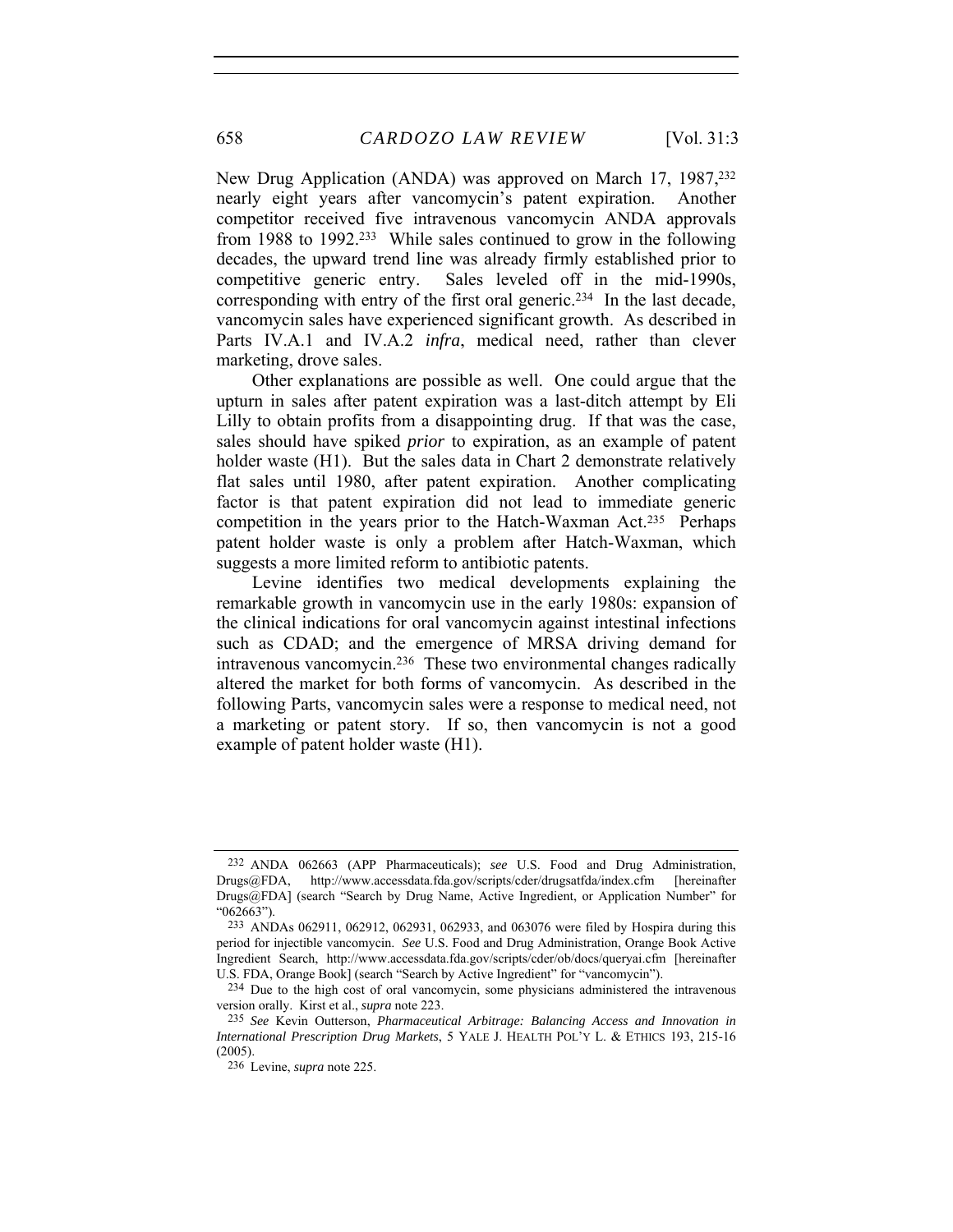New Drug Application (ANDA) was approved on March 17, 1987,[232] nearly eight years after vancomycin's patent expiration. Another competitor received five intravenous vancomycin ANDA approvals from 1988 to 1992.[233] While sales continued to grow in the following decades, the upward trend line was already firmly established prior to competitive generic entry. Sales leveled off in the mid-1990s, corresponding with entry of the first oral generic.[234] In the last decade, vancomycin sales have experienced significant growth. As described in Parts IV.A.1 and IV.A.2 *infra*, medical need, rather than clever marketing, drove sales.

Other explanations are possible as well. One could argue that the upturn in sales after patent expiration was a last-ditch attempt by Eli Lilly to obtain profits from a disappointing drug. If that was the case, sales should have spiked *prior* to expiration, as an example of patent holder waste (H1). But the sales data in Chart 2 demonstrate relatively flat sales until 1980, after patent expiration. Another complicating factor is that patent expiration did not lead to immediate generic competition in the years prior to the Hatch-Waxman Act.[235] Perhaps patent holder waste is only a problem after Hatch-Waxman, which suggests a more limited reform to antibiotic patents.

Levine identifies two medical developments explaining the remarkable growth in vancomycin use in the early 1980s: expansion of the clinical indications for oral vancomycin against intestinal infections such as CDAD; and the emergence of MRSA driving demand for intravenous vancomycin.[236] These two environmental changes radically altered the market for both forms of vancomycin. As described in the following Parts, vancomycin sales were a response to medical need, not a marketing or patent story. If so, then vancomycin is not a good example of patent holder waste (H1).

---

232 ANDA 062663 (APP Pharmaceuticals); *see* U.S. Food and Drug Administration, Drugs@FDA, http://www.accessdata.fda.gov/scripts/cder/drugsatfda/index.cfm [hereinafter Drugs@FDA] (search "Search by Drug Name, Active Ingredient, or Application Number" for "062663").

233 ANDAs 062911, 062912, 062931, 062933, and 063076 were filed by Hospira during this period for injectible vancomycin. *See* U.S. Food and Drug Administration, Orange Book Active Ingredient Search, http://www.accessdata.fda.gov/scripts/cder/ob/docs/queryai.cfm [hereinafter U.S. FDA, Orange Book] (search "Search by Active Ingredient" for "vancomycin").

234 Due to the high cost of oral vancomycin, some physicians administered the intravenous version orally. Kirst et al., *supra* note 223.

235 *See* Kevin Outterson, *Pharmaceutical Arbitrage: Balancing Access and Innovation in International Prescription Drug Markets*, 5 YALE J. HEALTH POL'Y L. & ETHICS 193, 215-16 (2005).

236 Levine, *supra* note 225.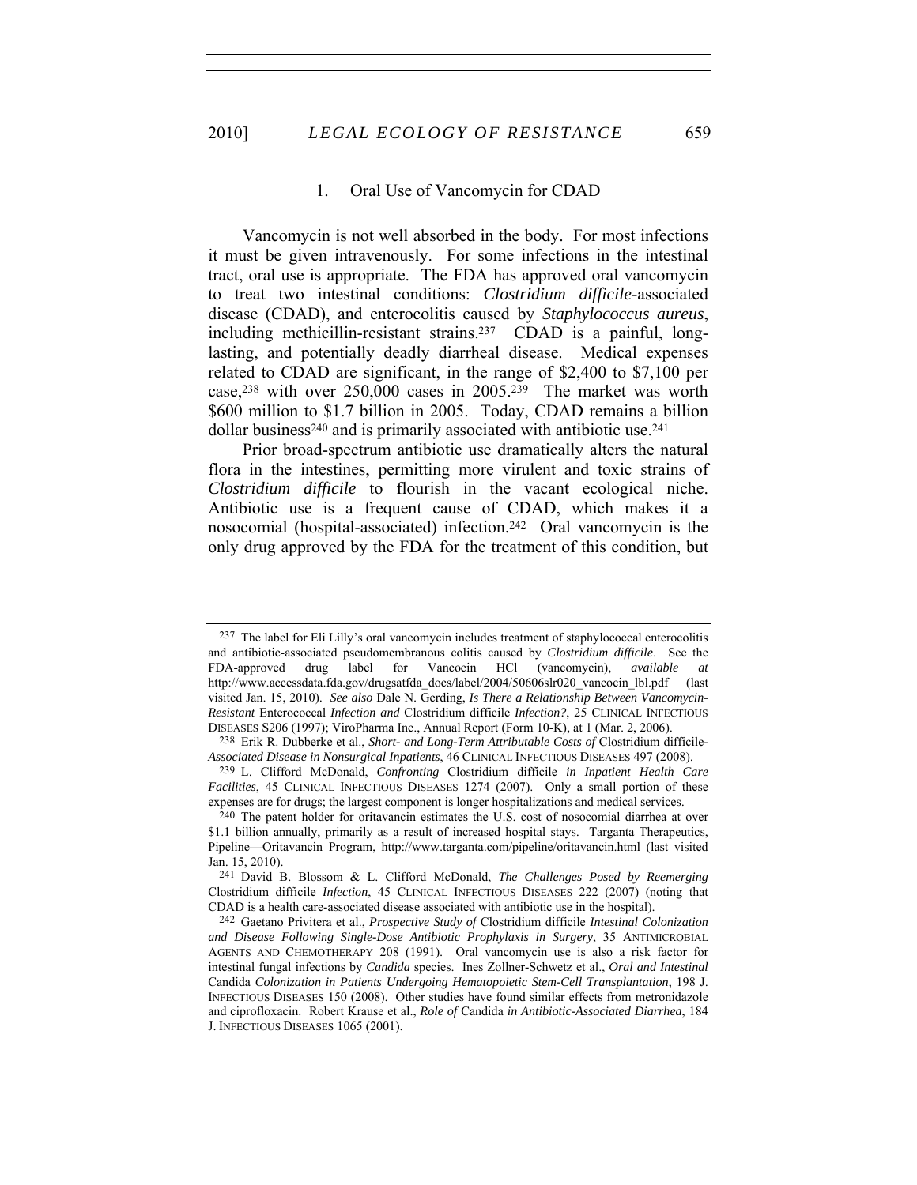### 1. Oral Use of Vancomycin for CDAD

Vancomycin is not well absorbed in the body. For most infections it must be given intravenously. For some infections in the intestinal tract, oral use is appropriate. The FDA has approved oral vancomycin to treat two intestinal conditions: *Clostridium difficile*-associated disease (CDAD), and enterocolitis caused by *Staphylococcus aureus*, including methicillin-resistant strains.[237] CDAD is a painful, long-lasting, and potentially deadly diarrheal disease. Medical expenses related to CDAD are significant, in the range of \$2,400 to \$7,100 per case,[238] with over 250,000 cases in 2005.[239] The market was worth \$600 million to \$1.7 billion in 2005. Today, CDAD remains a billion dollar business[240] and is primarily associated with antibiotic use.[241]

Prior broad-spectrum antibiotic use dramatically alters the natural flora in the intestines, permitting more virulent and toxic strains of *Clostridium difficile* to flourish in the vacant ecological niche. Antibiotic use is a frequent cause of CDAD, which makes it a nosocomial (hospital-associated) infection.[242] Oral vancomycin is the only drug approved by the FDA for the treatment of this condition, but

---

[237] The label for Eli Lilly's oral vancomycin includes treatment of staphylococcal enterocolitis and antibiotic-associated pseudomembranous colitis caused by *Clostridium difficile*. See the FDA-approved drug label for Vancocin HCl (vancomycin), *available at* http://www.accessdata.fda.gov/drugsatfda_docs/label/2004/50606slr020_vancocin_lbl.pdf (last visited Jan. 15, 2010). *See also* Dale N. Gerding, *Is There a Relationship Between Vancomycin-Resistant* Enterococcal *Infection and* Clostridium difficile *Infection?*, 25 CLINICAL INFECTIOUS DISEASES S206 (1997); ViroPharma Inc., Annual Report (Form 10-K), at 1 (Mar. 2, 2006).

[238] Erik R. Dubberke et al., *Short- and Long-Term Attributable Costs of* Clostridium difficile-*Associated Disease in Nonsurgical Inpatients*, 46 CLINICAL INFECTIOUS DISEASES 497 (2008).

[239] L. Clifford McDonald, *Confronting* Clostridium difficile *in Inpatient Health Care Facilities*, 45 CLINICAL INFECTIOUS DISEASES 1274 (2007). Only a small portion of these expenses are for drugs; the largest component is longer hospitalizations and medical services.

[240] The patent holder for oritavancin estimates the U.S. cost of nosocomial diarrhea at over \$1.1 billion annually, primarily as a result of increased hospital stays. Targanta Therapeutics, Pipeline—Oritavancin Program, http://www.targanta.com/pipeline/oritavancin.html (last visited Jan. 15, 2010).

[241] David B. Blossom & L. Clifford McDonald, *The Challenges Posed by Reemerging* Clostridium difficile *Infection*, 45 CLINICAL INFECTIOUS DISEASES 222 (2007) (noting that CDAD is a health care-associated disease associated with antibiotic use in the hospital).

[242] Gaetano Privitera et al., *Prospective Study of* Clostridium difficile *Intestinal Colonization and Disease Following Single-Dose Antibiotic Prophylaxis in Surgery*, 35 ANTIMICROBIAL AGENTS AND CHEMOTHERAPY 208 (1991). Oral vancomycin use is also a risk factor for intestinal fungal infections by *Candida* species. Ines Zollner-Schwetz et al., *Oral and Intestinal* Candida *Colonization in Patients Undergoing Hematopoietic Stem-Cell Transplantation*, 198 J. INFECTIOUS DISEASES 150 (2008). Other studies have found similar effects from metronidazole and ciprofloxacin. Robert Krause et al., *Role of* Candida *in Antibiotic-Associated Diarrhea*, 184 J. INFECTIOUS DISEASES 1065 (2001).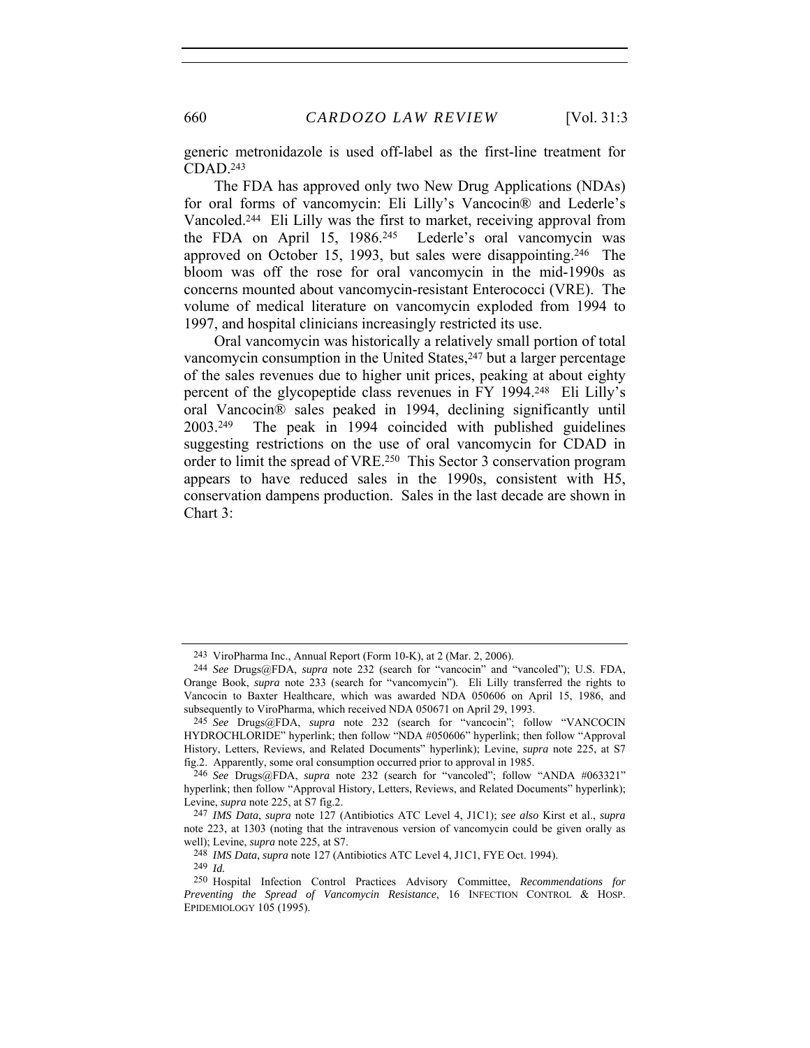generic metronidazole is used off-label as the first-line treatment for CDAD.[243]

The FDA has approved only two New Drug Applications (NDAs) for oral forms of vancomycin: Eli Lilly's Vancocin® and Lederle's Vancoled.[244] Eli Lilly was the first to market, receiving approval from the FDA on April 15, 1986.[245] Lederle's oral vancomycin was approved on October 15, 1993, but sales were disappointing.[246] The bloom was off the rose for oral vancomycin in the mid-1990s as concerns mounted about vancomycin-resistant Enterococci (VRE). The volume of medical literature on vancomycin exploded from 1994 to 1997, and hospital clinicians increasingly restricted its use.

Oral vancomycin was historically a relatively small portion of total vancomycin consumption in the United States,[247] but a larger percentage of the sales revenues due to higher unit prices, peaking at about eighty percent of the glycopeptide class revenues in FY 1994.[248] Eli Lilly's oral Vancocin® sales peaked in 1994, declining significantly until 2003.[249] The peak in 1994 coincided with published guidelines suggesting restrictions on the use of oral vancomycin for CDAD in order to limit the spread of VRE.[250] This Sector 3 conservation program appears to have reduced sales in the 1990s, consistent with H5, conservation dampens production. Sales in the last decade are shown in Chart 3:

---

[243] ViroPharma Inc., Annual Report (Form 10-K), at 2 (Mar. 2, 2006).

[244] *See* Drugs@FDA, *supra* note 232 (search for "vancocin" and "vancoled"); U.S. FDA, Orange Book, *supra* note 233 (search for "vancomycin"). Eli Lilly transferred the rights to Vancocin to Baxter Healthcare, which was awarded NDA 050606 on April 15, 1986, and subsequently to ViroPharma, which received NDA 050671 on April 29, 1993.

[245] *See* Drugs@FDA, *supra* note 232 (search for "vancocin"; follow "VANCOCIN HYDROCHLORIDE" hyperlink; then follow "NDA #050606" hyperlink; then follow "Approval History, Letters, Reviews, and Related Documents" hyperlink); Levine, *supra* note 225, at S7 fig.2. Apparently, some oral consumption occurred prior to approval in 1985.

[246] *See* Drugs@FDA, *supra* note 232 (search for "vancoled"; follow "ANDA #063321" hyperlink; then follow "Approval History, Letters, Reviews, and Related Documents" hyperlink); Levine, *supra* note 225, at S7 fig.2.

[247] *IMS Data*, *supra* note 127 (Antibiotics ATC Level 4, J1C1); *see also* Kirst et al., *supra* note 223, at 1303 (noting that the intravenous version of vancomycin could be given orally as well); Levine, *supra* note 225, at S7.

[248] *IMS Data*, *supra* note 127 (Antibiotics ATC Level 4, J1C1, FYE Oct. 1994).

[249] *Id.*

[250] Hospital Infection Control Practices Advisory Committee, *Recommendations for Preventing the Spread of Vancomycin Resistance*, 16 INFECTION CONTROL & HOSP. EPIDEMIOLOGY 105 (1995).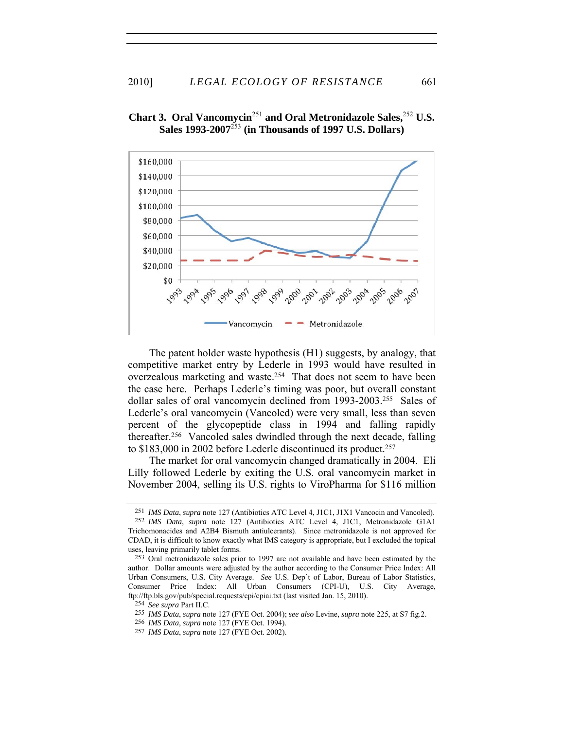**Chart 3. Oral Vancomycin[251] and Oral Metronidazole Sales,[252] U.S. Sales 1993-2007[253] (in Thousands of 1997 U.S. Dollars)**

The patent holder waste hypothesis (H1) suggests, by analogy, that competitive market entry by Lederle in 1993 would have resulted in overzealous marketing and waste.[254] That does not seem to have been the case here. Perhaps Lederle's timing was poor, but overall constant dollar sales of oral vancomycin declined from 1993-2003.[255] Sales of Lederle's oral vancomycin (Vancoled) were very small, less than seven percent of the glycopeptide class in 1994 and falling rapidly thereafter.[256] Vancoled sales dwindled through the next decade, falling to $183,000 in 2002 before Lederle discontinued its product.[257]

The market for oral vancomycin changed dramatically in 2004. Eli Lilly followed Lederle by exiting the U.S. oral vancomycin market in November 2004, selling its U.S. rights to ViroPharma for $116 million

---

[251] *IMS Data*, *supra* note 127 (Antibiotics ATC Level 4, J1C1, J1X1 Vancocin and Vancoled).

[252] *IMS Data*, *supra* note 127 (Antibiotics ATC Level 4, J1C1, Metronidazole G1A1 Trichomonacides and A2B4 Bismuth antiulcerants). Since metronidazole is not approved for CDAD, it is difficult to know exactly what IMS category is appropriate, but I excluded the topical uses, leaving primarily tablet forms.

[253] Oral metronidazole sales prior to 1997 are not available and have been estimated by the author. Dollar amounts were adjusted by the author according to the Consumer Price Index: All Urban Consumers, U.S. City Average. *See* U.S. Dep't of Labor, Bureau of Labor Statistics, Consumer Price Index: All Urban Consumers (CPI-U), U.S. City Average, ftp://ftp.bls.gov/pub/special.requests/cpi/cpiai.txt (last visited Jan. 15, 2010).

[254] *See supra* Part II.C.

[255] *IMS Data*, *supra* note 127 (FYE Oct. 2004); *see also* Levine, *supra* note 225, at S7 fig.2.

[256] *IMS Data*, *supra* note 127 (FYE Oct. 1994).

[257] *IMS Data*, *supra* note 127 (FYE Oct. 2002).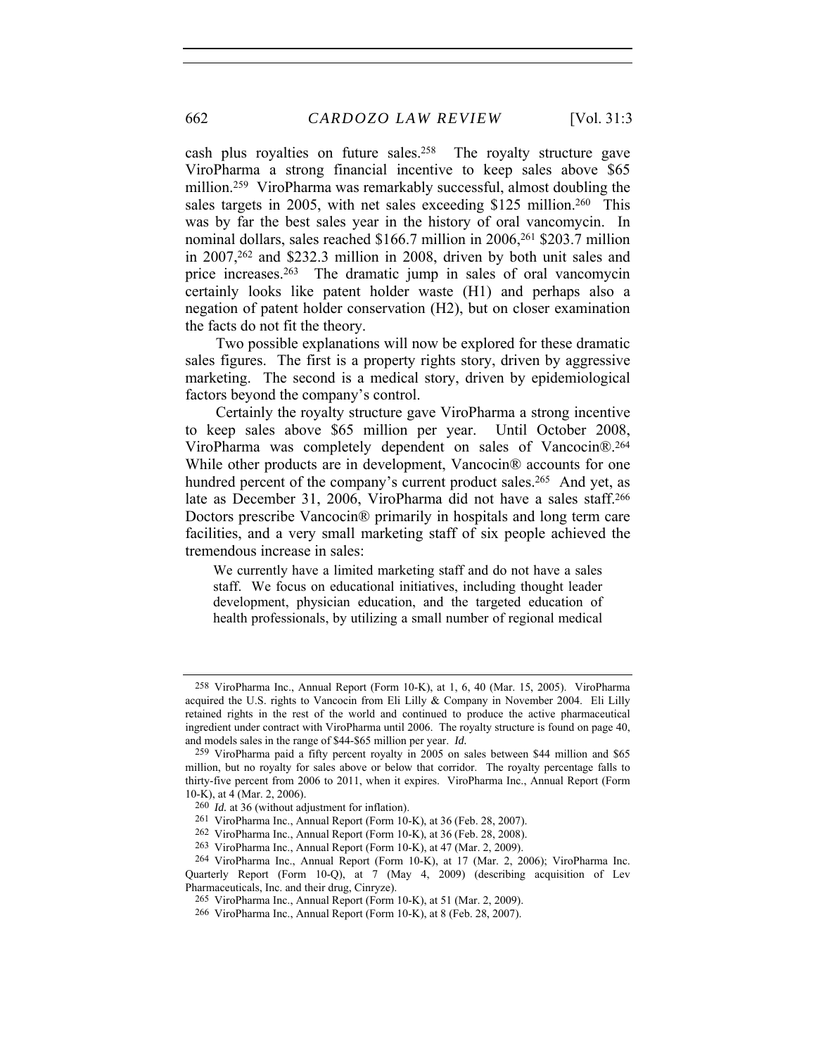cash plus royalties on future sales.[258] The royalty structure gave ViroPharma a strong financial incentive to keep sales above $65 million.[259] ViroPharma was remarkably successful, almost doubling the sales targets in 2005, with net sales exceeding $125 million.[260] This was by far the best sales year in the history of oral vancomycin. In nominal dollars, sales reached $166.7 million in 2006,[261] $203.7 million in 2007,[262] and $232.3 million in 2008, driven by both unit sales and price increases.[263] The dramatic jump in sales of oral vancomycin certainly looks like patent holder waste (H1) and perhaps also a negation of patent holder conservation (H2), but on closer examination the facts do not fit the theory.

Two possible explanations will now be explored for these dramatic sales figures. The first is a property rights story, driven by aggressive marketing. The second is a medical story, driven by epidemiological factors beyond the company's control.

Certainly the royalty structure gave ViroPharma a strong incentive to keep sales above $65 million per year. Until October 2008, ViroPharma was completely dependent on sales of Vancocin®.[264] While other products are in development, Vancocin® accounts for one hundred percent of the company's current product sales.[265] And yet, as late as December 31, 2006, ViroPharma did not have a sales staff.[266] Doctors prescribe Vancocin® primarily in hospitals and long term care facilities, and a very small marketing staff of six people achieved the tremendous increase in sales:

> We currently have a limited marketing staff and do not have a sales staff. We focus on educational initiatives, including thought leader development, physician education, and the targeted education of health professionals, by utilizing a small number of regional medical

---

258 ViroPharma Inc., Annual Report (Form 10-K), at 1, 6, 40 (Mar. 15, 2005). ViroPharma acquired the U.S. rights to Vancocin from Eli Lilly & Company in November 2004. Eli Lilly retained rights in the rest of the world and continued to produce the active pharmaceutical ingredient under contract with ViroPharma until 2006. The royalty structure is found on page 40, and models sales in the range of $44-$65 million per year. *Id.*

259 ViroPharma paid a fifty percent royalty in 2005 on sales between $44 million and $65 million, but no royalty for sales above or below that corridor. The royalty percentage falls to thirty-five percent from 2006 to 2011, when it expires. ViroPharma Inc., Annual Report (Form 10-K), at 4 (Mar. 2, 2006).

260 *Id.* at 36 (without adjustment for inflation).

261 ViroPharma Inc., Annual Report (Form 10-K), at 36 (Feb. 28, 2007).

262 ViroPharma Inc., Annual Report (Form 10-K), at 36 (Feb. 28, 2008).

263 ViroPharma Inc., Annual Report (Form 10-K), at 47 (Mar. 2, 2009).

264 ViroPharma Inc., Annual Report (Form 10-K), at 17 (Mar. 2, 2006); ViroPharma Inc. Quarterly Report (Form 10-Q), at 7 (May 4, 2009) (describing acquisition of Lev Pharmaceuticals, Inc. and their drug, Cinryze).

265 ViroPharma Inc., Annual Report (Form 10-K), at 51 (Mar. 2, 2009).

266 ViroPharma Inc., Annual Report (Form 10-K), at 8 (Feb. 28, 2007).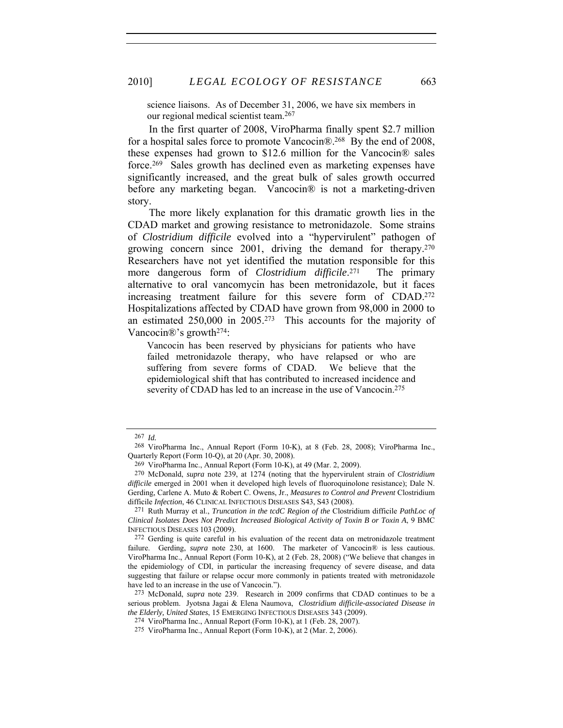> science liaisons. As of December 31, 2006, we have six members in our regional medical scientist team.[267]

In the first quarter of 2008, ViroPharma finally spent $2.7 million for a hospital sales force to promote Vancocin®.[268] By the end of 2008, these expenses had grown to $12.6 million for the Vancocin® sales force.[269] Sales growth has declined even as marketing expenses have significantly increased, and the great bulk of sales growth occurred before any marketing began. Vancocin® is not a marketing-driven story.

The more likely explanation for this dramatic growth lies in the CDAD market and growing resistance to metronidazole. Some strains of *Clostridium difficile* evolved into a "hypervirulent" pathogen of growing concern since 2001, driving the demand for therapy.[270] Researchers have not yet identified the mutation responsible for this more dangerous form of *Clostridium difficile*.[271] The primary alternative to oral vancomycin has been metronidazole, but it faces increasing treatment failure for this severe form of CDAD.[272] Hospitalizations affected by CDAD have grown from 98,000 in 2000 to an estimated 250,000 in 2005.[273] This accounts for the majority of Vancocin®'s growth[274]:

> Vancocin has been reserved by physicians for patients who have failed metronidazole therapy, who have relapsed or who are suffering from severe forms of CDAD. We believe that the epidemiological shift that has contributed to increased incidence and severity of CDAD has led to an increase in the use of Vancocin.[275]

---

[267] *Id.*

[268] ViroPharma Inc., Annual Report (Form 10-K), at 8 (Feb. 28, 2008); ViroPharma Inc., Quarterly Report (Form 10-Q), at 20 (Apr. 30, 2008).

[269] ViroPharma Inc., Annual Report (Form 10-K), at 49 (Mar. 2, 2009).

[270] McDonald, *supra* note 239, at 1274 (noting that the hypervirulent strain of *Clostridium difficile* emerged in 2001 when it developed high levels of fluoroquinolone resistance); Dale N. Gerding, Carlene A. Muto & Robert C. Owens, Jr., *Measures to Control and Prevent* Clostridium difficile *Infection*, 46 CLINICAL INFECTIOUS DISEASES S43, S43 (2008).

[271] Ruth Murray et al., *Truncation in the tcdC Region of the* Clostridium difficile *PathLoc of Clinical Isolates Does Not Predict Increased Biological Activity of Toxin B or Toxin A*, 9 BMC INFECTIOUS DISEASES 103 (2009).

[272] Gerding is quite careful in his evaluation of the recent data on metronidazole treatment failure. Gerding, *supra* note 230, at 1600. The marketer of Vancocin® is less cautious. ViroPharma Inc., Annual Report (Form 10-K), at 2 (Feb. 28, 2008) ("We believe that changes in the epidemiology of CDI, in particular the increasing frequency of severe disease, and data suggesting that failure or relapse occur more commonly in patients treated with metronidazole have led to an increase in the use of Vancocin.").

[273] McDonald, *supra* note 239. Research in 2009 confirms that CDAD continues to be a serious problem. Jyotsna Jagai & Elena Naumova, *Clostridium difficile-associated Disease in the Elderly, United States*, 15 EMERGING INFECTIOUS DISEASES 343 (2009).

[274] ViroPharma Inc., Annual Report (Form 10-K), at 1 (Feb. 28, 2007).

[275] ViroPharma Inc., Annual Report (Form 10-K), at 2 (Mar. 2, 2006).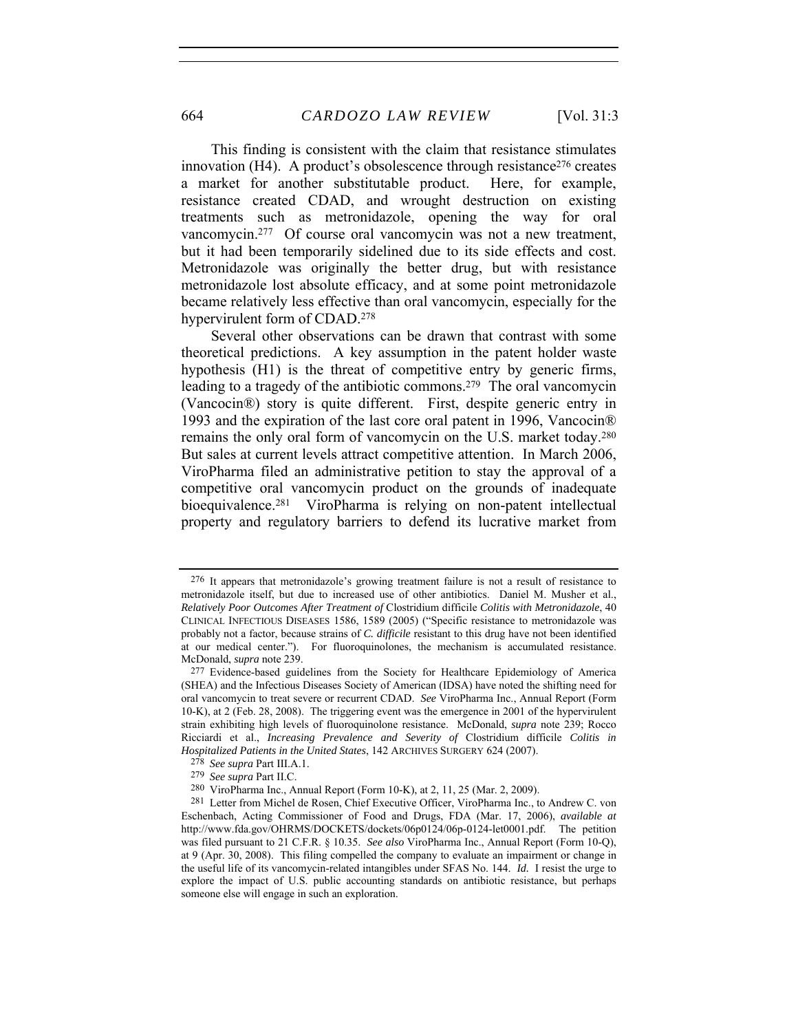This finding is consistent with the claim that resistance stimulates innovation (H4). A product's obsolescence through resistance[276] creates a market for another substitutable product. Here, for example, resistance created CDAD, and wrought destruction on existing treatments such as metronidazole, opening the way for oral vancomycin.[277] Of course oral vancomycin was not a new treatment, but it had been temporarily sidelined due to its side effects and cost. Metronidazole was originally the better drug, but with resistance metronidazole lost absolute efficacy, and at some point metronidazole became relatively less effective than oral vancomycin, especially for the hypervirulent form of CDAD.[278]

Several other observations can be drawn that contrast with some theoretical predictions. A key assumption in the patent holder waste hypothesis (H1) is the threat of competitive entry by generic firms, leading to a tragedy of the antibiotic commons.[279] The oral vancomycin (Vancocin®) story is quite different. First, despite generic entry in 1993 and the expiration of the last core oral patent in 1996, Vancocin® remains the only oral form of vancomycin on the U.S. market today.[280] But sales at current levels attract competitive attention. In March 2006, ViroPharma filed an administrative petition to stay the approval of a competitive oral vancomycin product on the grounds of inadequate bioequivalence.[281] ViroPharma is relying on non-patent intellectual property and regulatory barriers to defend its lucrative market from

---

[276] It appears that metronidazole's growing treatment failure is not a result of resistance to metronidazole itself, but due to increased use of other antibiotics. Daniel M. Musher et al., *Relatively Poor Outcomes After Treatment of* Clostridium difficile *Colitis with Metronidazole*, 40 CLINICAL INFECTIOUS DISEASES 1586, 1589 (2005) ("Specific resistance to metronidazole was probably not a factor, because strains of *C. difficile* resistant to this drug have not been identified at our medical center."). For fluoroquinolones, the mechanism is accumulated resistance. McDonald, *supra* note 239.

[277] Evidence-based guidelines from the Society for Healthcare Epidemiology of America (SHEA) and the Infectious Diseases Society of American (IDSA) have noted the shifting need for oral vancomycin to treat severe or recurrent CDAD. *See* ViroPharma Inc., Annual Report (Form 10-K), at 2 (Feb. 28, 2008). The triggering event was the emergence in 2001 of the hypervirulent strain exhibiting high levels of fluoroquinolone resistance. McDonald, *supra* note 239; Rocco Ricciardi et al., *Increasing Prevalence and Severity of* Clostridium difficile *Colitis in Hospitalized Patients in the United States*, 142 ARCHIVES SURGERY 624 (2007).

[278] *See supra* Part III.A.1.

[279] *See supra* Part II.C.

[280] ViroPharma Inc., Annual Report (Form 10-K), at 2, 11, 25 (Mar. 2, 2009).

[281] Letter from Michel de Rosen, Chief Executive Officer, ViroPharma Inc., to Andrew C. von Eschenbach, Acting Commissioner of Food and Drugs, FDA (Mar. 17, 2006), *available at* http://www.fda.gov/OHRMS/DOCKETS/dockets/06p0124/06p-0124-let0001.pdf. The petition was filed pursuant to 21 C.F.R. § 10.35. *See also* ViroPharma Inc., Annual Report (Form 10-Q), at 9 (Apr. 30, 2008). This filing compelled the company to evaluate an impairment or change in the useful life of its vancomycin-related intangibles under SFAS No. 144. *Id.* I resist the urge to explore the impact of U.S. public accounting standards on antibiotic resistance, but perhaps someone else will engage in such an exploration.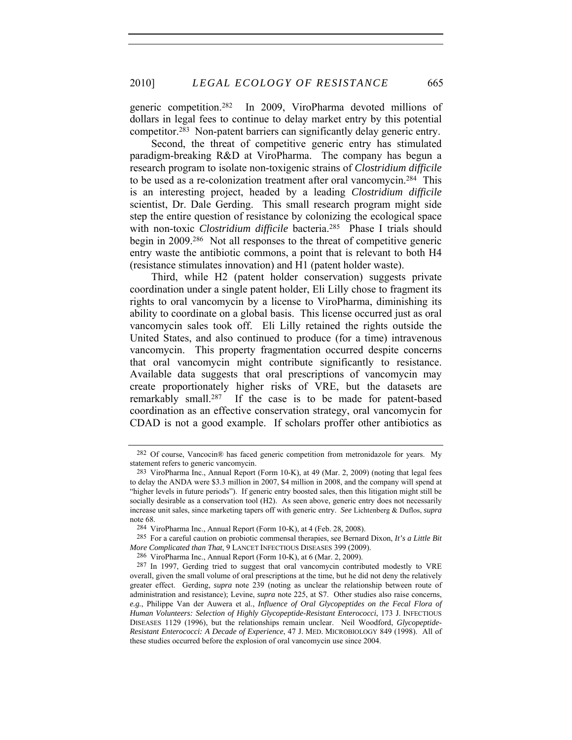generic competition.[282] In 2009, ViroPharma devoted millions of dollars in legal fees to continue to delay market entry by this potential competitor.[283] Non-patent barriers can significantly delay generic entry.

Second, the threat of competitive generic entry has stimulated paradigm-breaking R&D at ViroPharma. The company has begun a research program to isolate non-toxigenic strains of *Clostridium difficile* to be used as a re-colonization treatment after oral vancomycin.[284] This is an interesting project, headed by a leading *Clostridium difficile* scientist, Dr. Dale Gerding. This small research program might side step the entire question of resistance by colonizing the ecological space with non-toxic *Clostridium difficile* bacteria.[285] Phase I trials should begin in 2009.[286] Not all responses to the threat of competitive generic entry waste the antibiotic commons, a point that is relevant to both H4 (resistance stimulates innovation) and H1 (patent holder waste).

Third, while H2 (patent holder conservation) suggests private coordination under a single patent holder, Eli Lilly chose to fragment its rights to oral vancomycin by a license to ViroPharma, diminishing its ability to coordinate on a global basis. This license occurred just as oral vancomycin sales took off. Eli Lilly retained the rights outside the United States, and also continued to produce (for a time) intravenous vancomycin. This property fragmentation occurred despite concerns that oral vancomycin might contribute significantly to resistance. Available data suggests that oral prescriptions of vancomycin may create proportionately higher risks of VRE, but the datasets are remarkably small.[287] If the case is to be made for patent-based coordination as an effective conservation strategy, oral vancomycin for CDAD is not a good example. If scholars proffer other antibiotics as

---

[282] Of course, Vancocin® has faced generic competition from metronidazole for years. My statement refers to generic vancomycin.

[283] ViroPharma Inc., Annual Report (Form 10-K), at 49 (Mar. 2, 2009) (noting that legal fees to delay the ANDA were $3.3 million in 2007, $4 million in 2008, and the company will spend at "higher levels in future periods"). If generic entry boosted sales, then this litigation might still be socially desirable as a conservation tool (H2). As seen above, generic entry does not necessarily increase unit sales, since marketing tapers off with generic entry. *See* Lichtenberg & Duflos, *supra* note 68.

[284] ViroPharma Inc., Annual Report (Form 10-K), at 4 (Feb. 28, 2008).

[285] For a careful caution on probiotic commensal therapies, see Bernard Dixon, *It's a Little Bit More Complicated than That*, 9 LANCET INFECTIOUS DISEASES 399 (2009).

[286] ViroPharma Inc., Annual Report (Form 10-K), at 6 (Mar. 2, 2009).

[287] In 1997, Gerding tried to suggest that oral vancomycin contributed modestly to VRE overall, given the small volume of oral prescriptions at the time, but he did not deny the relatively greater effect. Gerding, *supra* note 239 (noting as unclear the relationship between route of administration and resistance); Levine, *supra* note 225, at S7. Other studies also raise concerns, *e.g.*, Philippe Van der Auwera et al., *Influence of Oral Glycopeptides on the Fecal Flora of Human Volunteers: Selection of Highly Glycopeptide-Resistant Enterococci*, 173 J. INFECTIOUS DISEASES 1129 (1996), but the relationships remain unclear. Neil Woodford, *Glycopeptide-Resistant Enterococci: A Decade of Experience*, 47 J. MED. MICROBIOLOGY 849 (1998). All of these studies occurred before the explosion of oral vancomycin use since 2004.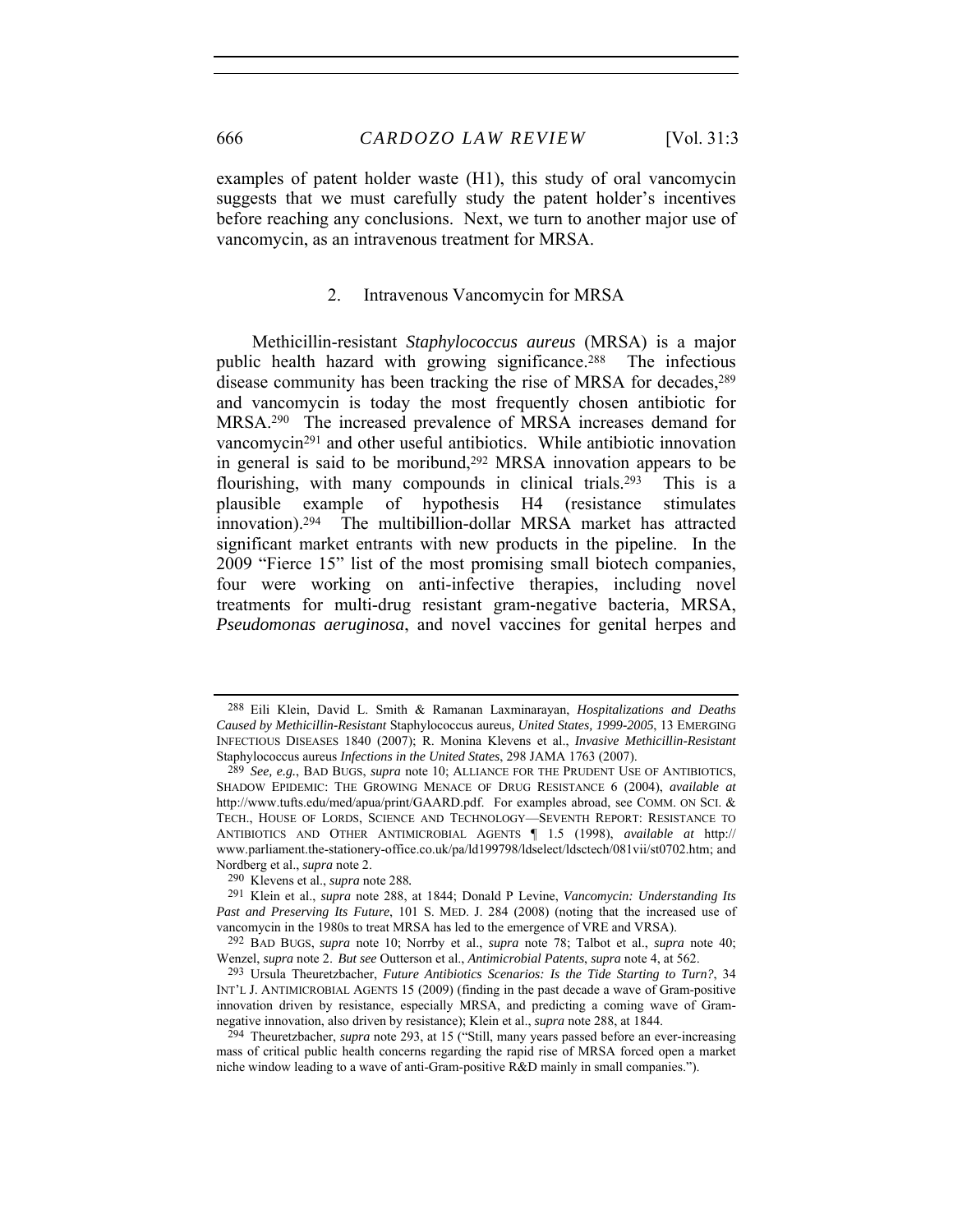examples of patent holder waste (H1), this study of oral vancomycin suggests that we must carefully study the patent holder's incentives before reaching any conclusions. Next, we turn to another major use of vancomycin, as an intravenous treatment for MRSA.

### 2. Intravenous Vancomycin for MRSA

Methicillin-resistant *Staphylococcus aureus* (MRSA) is a major public health hazard with growing significance.[288] The infectious disease community has been tracking the rise of MRSA for decades,[289] and vancomycin is today the most frequently chosen antibiotic for MRSA.[290] The increased prevalence of MRSA increases demand for vancomycin[291] and other useful antibiotics. While antibiotic innovation in general is said to be moribund,[292] MRSA innovation appears to be flourishing, with many compounds in clinical trials.[293] This is a plausible example of hypothesis H4 (resistance stimulates innovation).[294] The multibillion-dollar MRSA market has attracted significant market entrants with new products in the pipeline. In the 2009 "Fierce 15" list of the most promising small biotech companies, four were working on anti-infective therapies, including novel treatments for multi-drug resistant gram-negative bacteria, MRSA, *Pseudomonas aeruginosa*, and novel vaccines for genital herpes and

---

[288] Eili Klein, David L. Smith & Ramanan Laxminarayan, *Hospitalizations and Deaths Caused by Methicillin-Resistant* Staphylococcus aureus*, United States, 1999-2005*, 13 EMERGING INFECTIOUS DISEASES 1840 (2007); R. Monina Klevens et al., *Invasive Methicillin-Resistant* Staphylococcus aureus *Infections in the United States*, 298 JAMA 1763 (2007).

[289] *See, e.g.*, BAD BUGS, *supra* note 10; ALLIANCE FOR THE PRUDENT USE OF ANTIBIOTICS, SHADOW EPIDEMIC: THE GROWING MENACE OF DRUG RESISTANCE 6 (2004), *available at* http://www.tufts.edu/med/apua/print/GAARD.pdf. For examples abroad, see COMM. ON SCI. & TECH., HOUSE OF LORDS, SCIENCE AND TECHNOLOGY—SEVENTH REPORT: RESISTANCE TO ANTIBIOTICS AND OTHER ANTIMICROBIAL AGENTS ¶ 1.5 (1998), *available at* http://www.parliament.the-stationery-office.co.uk/pa/ld199798/ldselect/ldsctech/081vii/st0702.htm; and Nordberg et al., *supra* note 2.

[290] Klevens et al., *supra* note 288.

[291] Klein et al., *supra* note 288, at 1844; Donald P Levine, *Vancomycin: Understanding Its Past and Preserving Its Future*, 101 S. MED. J. 284 (2008) (noting that the increased use of vancomycin in the 1980s to treat MRSA has led to the emergence of VRE and VRSA).

[292] BAD BUGS, *supra* note 10; Norrby et al., *supra* note 78; Talbot et al., *supra* note 40; Wenzel, *supra* note 2. *But see* Outterson et al., *Antimicrobial Patents*, *supra* note 4, at 562.

[293] Ursula Theuretzbacher, *Future Antibiotics Scenarios: Is the Tide Starting to Turn?*, 34 INT'L J. ANTIMICROBIAL AGENTS 15 (2009) (finding in the past decade a wave of Gram-positive innovation driven by resistance, especially MRSA, and predicting a coming wave of Gram-negative innovation, also driven by resistance); Klein et al., *supra* note 288, at 1844.

[294] Theuretzbacher, *supra* note 293, at 15 ("Still, many years passed before an ever-increasing mass of critical public health concerns regarding the rapid rise of MRSA forced open a market niche window leading to a wave of anti-Gram-positive R&D mainly in small companies.").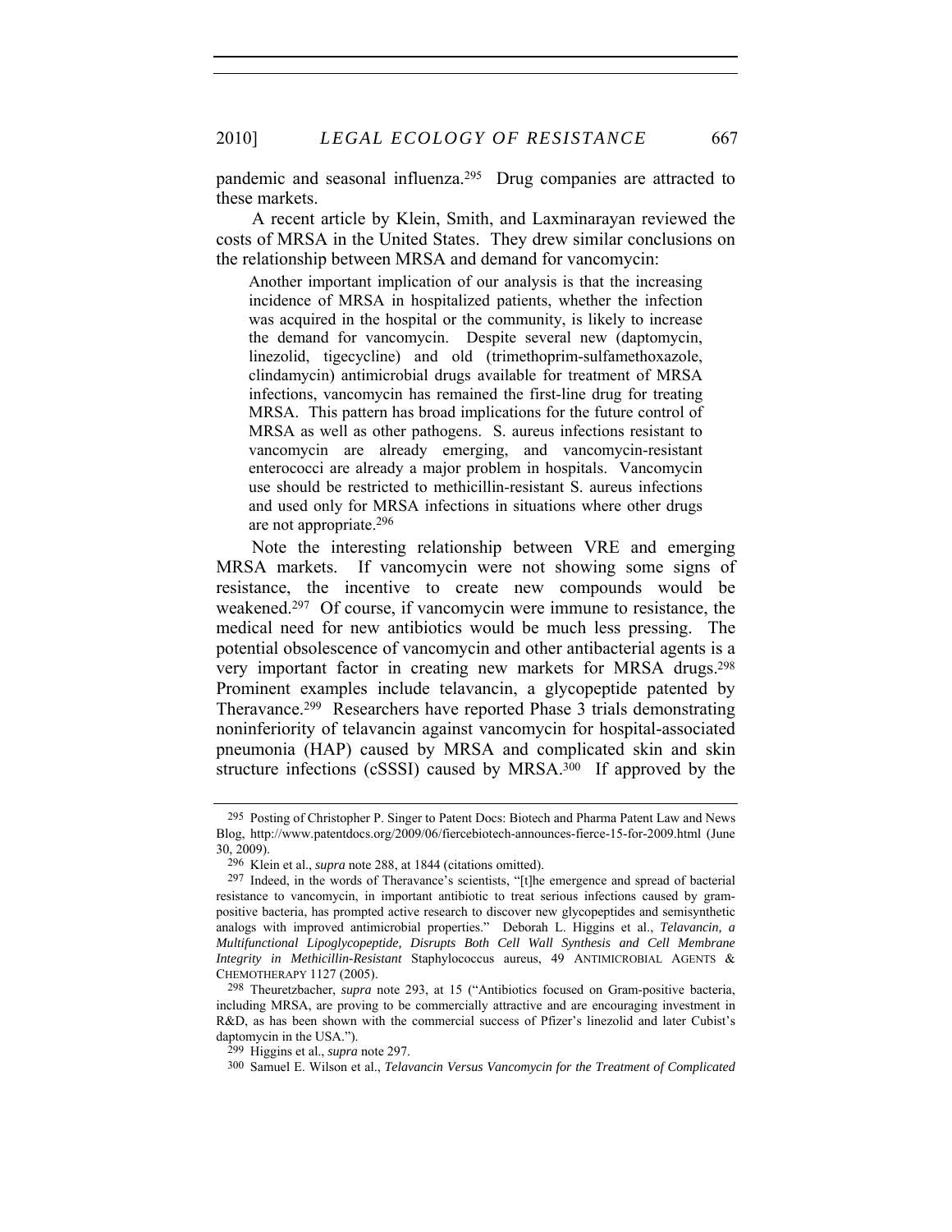pandemic and seasonal influenza.[295] Drug companies are attracted to these markets.

A recent article by Klein, Smith, and Laxminarayan reviewed the costs of MRSA in the United States. They drew similar conclusions on the relationship between MRSA and demand for vancomycin:

> Another important implication of our analysis is that the increasing incidence of MRSA in hospitalized patients, whether the infection was acquired in the hospital or the community, is likely to increase the demand for vancomycin. Despite several new (daptomycin, linezolid, tigecycline) and old (trimethoprim-sulfamethoxazole, clindamycin) antimicrobial drugs available for treatment of MRSA infections, vancomycin has remained the first-line drug for treating MRSA. This pattern has broad implications for the future control of MRSA as well as other pathogens. S. aureus infections resistant to vancomycin are already emerging, and vancomycin-resistant enterococci are already a major problem in hospitals. Vancomycin use should be restricted to methicillin-resistant S. aureus infections and used only for MRSA infections in situations where other drugs are not appropriate.[296]

Note the interesting relationship between VRE and emerging MRSA markets. If vancomycin were not showing some signs of resistance, the incentive to create new compounds would be weakened.[297] Of course, if vancomycin were immune to resistance, the medical need for new antibiotics would be much less pressing. The potential obsolescence of vancomycin and other antibacterial agents is a very important factor in creating new markets for MRSA drugs.[298] Prominent examples include telavancin, a glycopeptide patented by Theravance.[299] Researchers have reported Phase 3 trials demonstrating noninferiority of telavancin against vancomycin for hospital-associated pneumonia (HAP) caused by MRSA and complicated skin and skin structure infections (cSSSI) caused by MRSA.[300] If approved by the

---

[295] Posting of Christopher P. Singer to Patent Docs: Biotech and Pharma Patent Law and News Blog, http://www.patentdocs.org/2009/06/fiercebiotech-announces-fierce-15-for-2009.html (June 30, 2009).

[296] Klein et al., *supra* note 288, at 1844 (citations omitted).

[297] Indeed, in the words of Theravance's scientists, "[t]he emergence and spread of bacterial resistance to vancomycin, in important antibiotic to treat serious infections caused by gram-positive bacteria, has prompted active research to discover new glycopeptides and semisynthetic analogs with improved antimicrobial properties." Deborah L. Higgins et al., *Telavancin, a Multifunctional Lipoglycopeptide, Disrupts Both Cell Wall Synthesis and Cell Membrane Integrity in Methicillin-Resistant* Staphylococcus aureus, 49 ANTIMICROBIAL AGENTS & CHEMOTHERAPY 1127 (2005).

[298] Theuretzbacher, *supra* note 293, at 15 ("Antibiotics focused on Gram-positive bacteria, including MRSA, are proving to be commercially attractive and are encouraging investment in R&D, as has been shown with the commercial success of Pfizer's linezolid and later Cubist's daptomycin in the USA.").

[299] Higgins et al., *supra* note 297.

[300] Samuel E. Wilson et al., *Telavancin Versus Vancomycin for the Treatment of Complicated*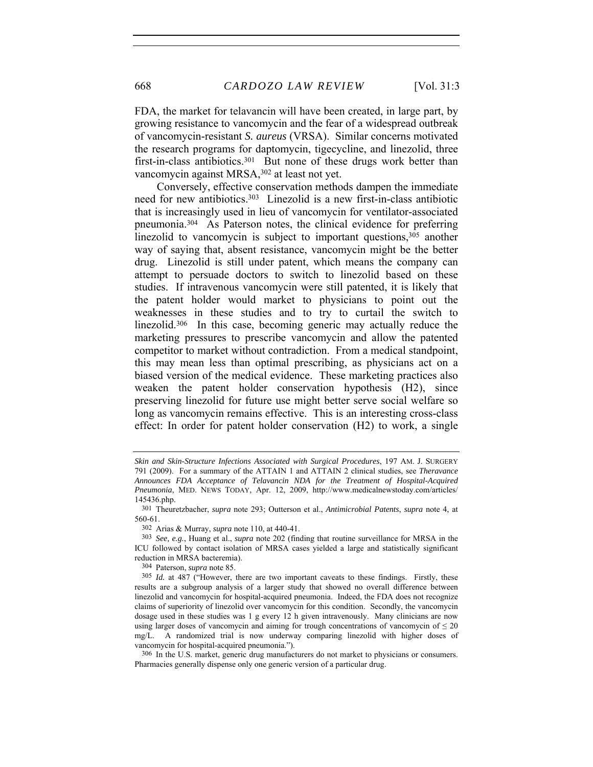FDA, the market for telavancin will have been created, in large part, by growing resistance to vancomycin and the fear of a widespread outbreak of vancomycin-resistant *S. aureus* (VRSA). Similar concerns motivated the research programs for daptomycin, tigecycline, and linezolid, three first-in-class antibiotics.[301] But none of these drugs work better than vancomycin against MRSA,[302] at least not yet.

Conversely, effective conservation methods dampen the immediate need for new antibiotics.[303] Linezolid is a new first-in-class antibiotic that is increasingly used in lieu of vancomycin for ventilator-associated pneumonia.[304] As Paterson notes, the clinical evidence for preferring linezolid to vancomycin is subject to important questions,[305] another way of saying that, absent resistance, vancomycin might be the better drug. Linezolid is still under patent, which means the company can attempt to persuade doctors to switch to linezolid based on these studies. If intravenous vancomycin were still patented, it is likely that the patent holder would market to physicians to point out the weaknesses in these studies and to try to curtail the switch to linezolid.[306] In this case, becoming generic may actually reduce the marketing pressures to prescribe vancomycin and allow the patented competitor to market without contradiction. From a medical standpoint, this may mean less than optimal prescribing, as physicians act on a biased version of the medical evidence. These marketing practices also weaken the patent holder conservation hypothesis (H2), since preserving linezolid for future use might better serve social welfare so long as vancomycin remains effective. This is an interesting cross-class effect: In order for patent holder conservation (H2) to work, a single

---

*Skin and Skin-Structure Infections Associated with Surgical Procedures*, 197 AM. J. SURGERY 791 (2009). For a summary of the ATTAIN 1 and ATTAIN 2 clinical studies, see *Theravance Announces FDA Acceptance of Telavancin NDA for the Treatment of Hospital-Acquired Pneumonia*, MED. NEWS TODAY, Apr. 12, 2009, http://www.medicalnewstoday.com/articles/145436.php.

[301] Theuretzbacher, *supra* note 293; Outterson et al., *Antimicrobial Patents*, *supra* note 4, at 560-61.

[302] Arias & Murray, *supra* note 110, at 440-41.

[303] *See, e.g.*, Huang et al., *supra* note 202 (finding that routine surveillance for MRSA in the ICU followed by contact isolation of MRSA cases yielded a large and statistically significant reduction in MRSA bacteremia).

[304] Paterson, *supra* note 85.

[305] *Id.* at 487 ("However, there are two important caveats to these findings. Firstly, these results are a subgroup analysis of a larger study that showed no overall difference between linezolid and vancomycin for hospital-acquired pneumonia. Indeed, the FDA does not recognize claims of superiority of linezolid over vancomycin for this condition. Secondly, the vancomycin dosage used in these studies was 1 g every 12 h given intravenously. Many clinicians are now using larger doses of vancomycin and aiming for trough concentrations of vancomycin of ≤ 20 mg/L. A randomized trial is now underway comparing linezolid with higher doses of vancomycin for hospital-acquired pneumonia.").

[306] In the U.S. market, generic drug manufacturers do not market to physicians or consumers. Pharmacies generally dispense only one generic version of a particular drug.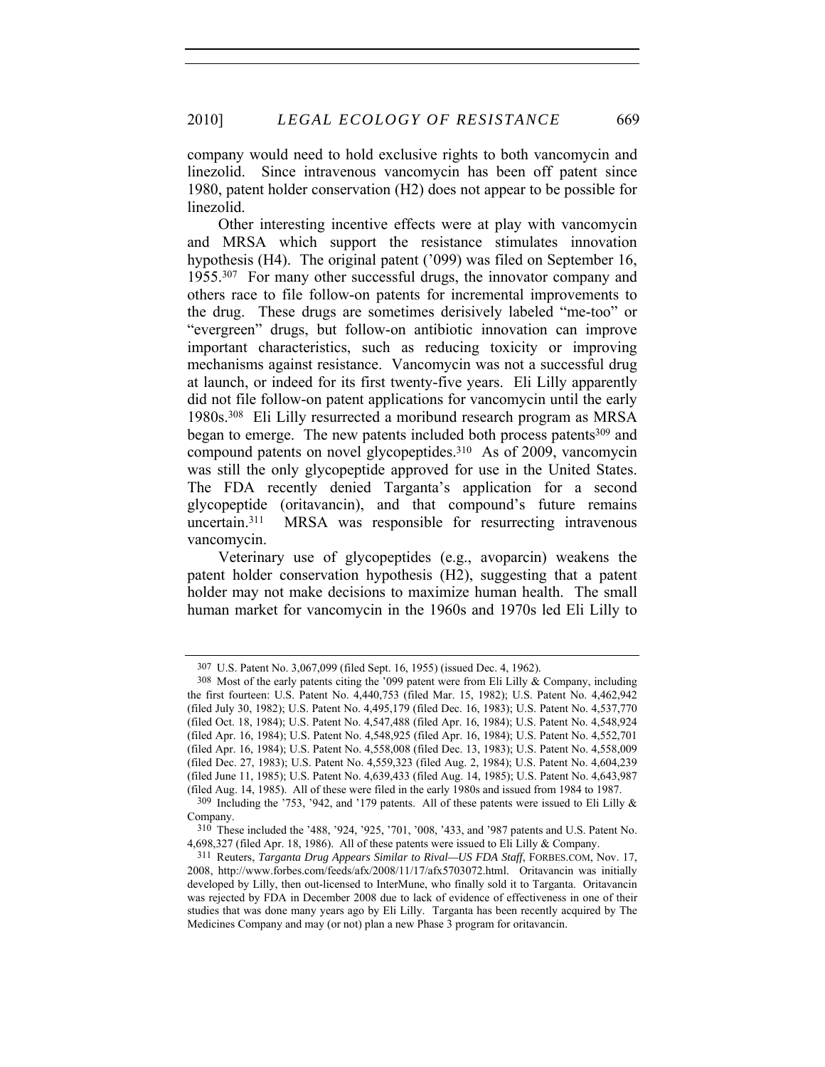company would need to hold exclusive rights to both vancomycin and linezolid. Since intravenous vancomycin has been off patent since 1980, patent holder conservation (H2) does not appear to be possible for linezolid.

Other interesting incentive effects were at play with vancomycin and MRSA which support the resistance stimulates innovation hypothesis (H4). The original patent ('099) was filed on September 16, 1955.[307] For many other successful drugs, the innovator company and others race to file follow-on patents for incremental improvements to the drug. These drugs are sometimes derisively labeled "me-too" or "evergreen" drugs, but follow-on antibiotic innovation can improve important characteristics, such as reducing toxicity or improving mechanisms against resistance. Vancomycin was not a successful drug at launch, or indeed for its first twenty-five years. Eli Lilly apparently did not file follow-on patent applications for vancomycin until the early 1980s.[308] Eli Lilly resurrected a moribund research program as MRSA began to emerge. The new patents included both process patents[309] and compound patents on novel glycopeptides.[310] As of 2009, vancomycin was still the only glycopeptide approved for use in the United States. The FDA recently denied Targanta's application for a second glycopeptide (oritavancin), and that compound's future remains uncertain.[311] MRSA was responsible for resurrecting intravenous vancomycin.

Veterinary use of glycopeptides (e.g., avoparcin) weakens the patent holder conservation hypothesis (H2), suggesting that a patent holder may not make decisions to maximize human health. The small human market for vancomycin in the 1960s and 1970s led Eli Lilly to

---

[307] U.S. Patent No. 3,067,099 (filed Sept. 16, 1955) (issued Dec. 4, 1962).

[308] Most of the early patents citing the '099 patent were from Eli Lilly & Company, including the first fourteen: U.S. Patent No. 4,440,753 (filed Mar. 15, 1982); U.S. Patent No. 4,462,942 (filed July 30, 1982); U.S. Patent No. 4,495,179 (filed Dec. 16, 1983); U.S. Patent No. 4,537,770 (filed Oct. 18, 1984); U.S. Patent No. 4,547,488 (filed Apr. 16, 1984); U.S. Patent No. 4,548,924 (filed Apr. 16, 1984); U.S. Patent No. 4,548,925 (filed Apr. 16, 1984); U.S. Patent No. 4,552,701 (filed Apr. 16, 1984); U.S. Patent No. 4,558,008 (filed Dec. 13, 1983); U.S. Patent No. 4,558,009 (filed Dec. 27, 1983); U.S. Patent No. 4,559,323 (filed Aug. 2, 1984); U.S. Patent No. 4,604,239 (filed June 11, 1985); U.S. Patent No. 4,639,433 (filed Aug. 14, 1985); U.S. Patent No. 4,643,987 (filed Aug. 14, 1985). All of these were filed in the early 1980s and issued from 1984 to 1987.

[309] Including the '753, '942, and '179 patents. All of these patents were issued to Eli Lilly & Company.

[310] These included the '488, '924, '925, '701, '008, '433, and '987 patents and U.S. Patent No. 4,698,327 (filed Apr. 18, 1986). All of these patents were issued to Eli Lilly & Company.

[311] Reuters, *Targanta Drug Appears Similar to Rival—US FDA Staff*, FORBES.COM, Nov. 17, 2008, http://www.forbes.com/feeds/afx/2008/11/17/afx5703072.html. Oritavancin was initially developed by Lilly, then out-licensed to InterMune, who finally sold it to Targanta. Oritavancin was rejected by FDA in December 2008 due to lack of evidence of effectiveness in one of their studies that was done many years ago by Eli Lilly. Targanta has been recently acquired by The Medicines Company and may (or not) plan a new Phase 3 program for oritavancin.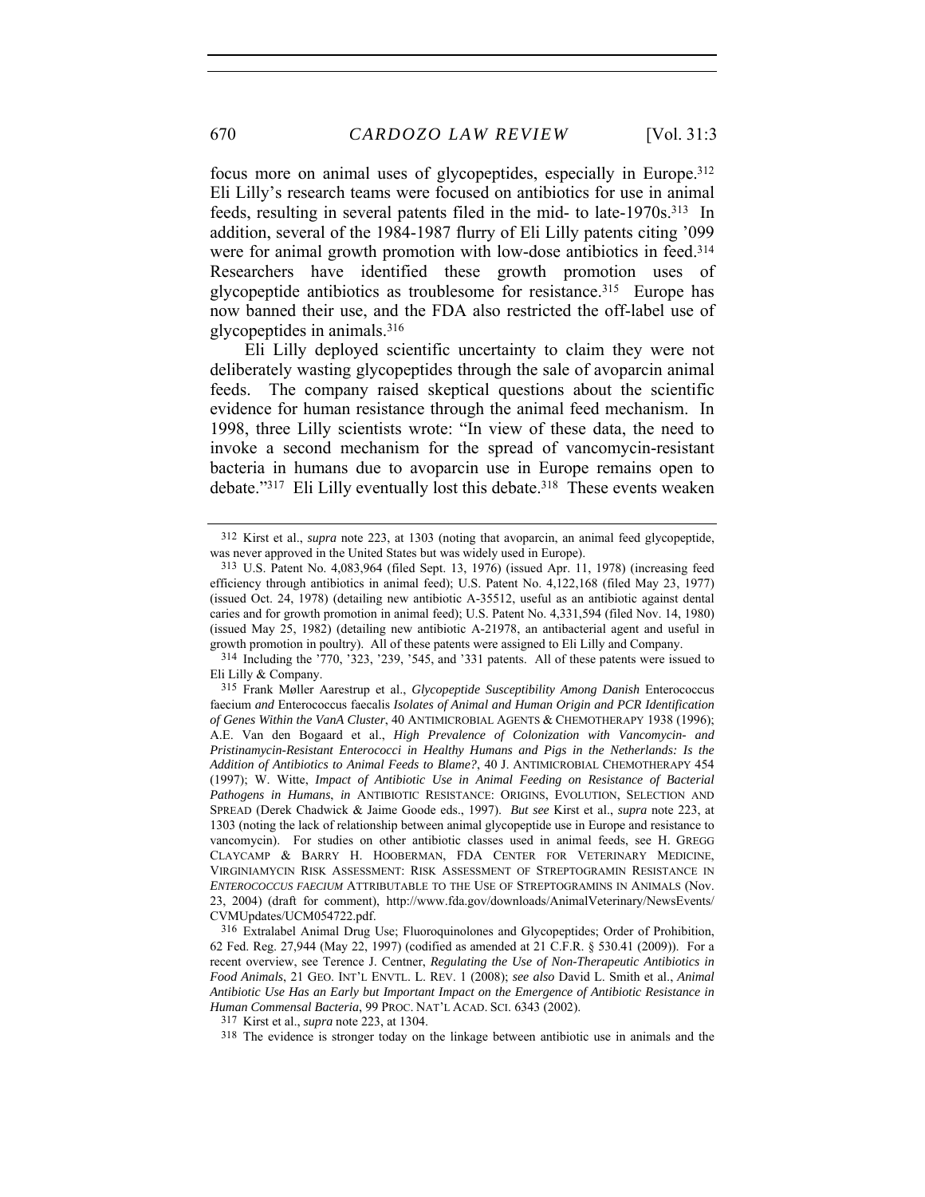focus more on animal uses of glycopeptides, especially in Europe.[312] Eli Lilly's research teams were focused on antibiotics for use in animal feeds, resulting in several patents filed in the mid- to late-1970s.[313] In addition, several of the 1984-1987 flurry of Eli Lilly patents citing '099 were for animal growth promotion with low-dose antibiotics in feed.[314] Researchers have identified these growth promotion uses of glycopeptide antibiotics as troublesome for resistance.[315] Europe has now banned their use, and the FDA also restricted the off-label use of glycopeptides in animals.[316]

Eli Lilly deployed scientific uncertainty to claim they were not deliberately wasting glycopeptides through the sale of avoparcin animal feeds. The company raised skeptical questions about the scientific evidence for human resistance through the animal feed mechanism. In 1998, three Lilly scientists wrote: "In view of these data, the need to invoke a second mechanism for the spread of vancomycin-resistant bacteria in humans due to avoparcin use in Europe remains open to debate."[317] Eli Lilly eventually lost this debate.[318] These events weaken

---

[312] Kirst et al., *supra* note 223, at 1303 (noting that avoparcin, an animal feed glycopeptide, was never approved in the United States but was widely used in Europe).

[313] U.S. Patent No. 4,083,964 (filed Sept. 13, 1976) (issued Apr. 11, 1978) (increasing feed efficiency through antibiotics in animal feed); U.S. Patent No. 4,122,168 (filed May 23, 1977) (issued Oct. 24, 1978) (detailing new antibiotic A-35512, useful as an antibiotic against dental caries and for growth promotion in animal feed); U.S. Patent No. 4,331,594 (filed Nov. 14, 1980) (issued May 25, 1982) (detailing new antibiotic A-21978, an antibacterial agent and useful in growth promotion in poultry). All of these patents were assigned to Eli Lilly and Company.

[314] Including the '770, '323, '239, '545, and '331 patents. All of these patents were issued to Eli Lilly & Company.

[315] Frank Møller Aarestrup et al., *Glycopeptide Susceptibility Among Danish* Enterococcus faecium *and* Enterococcus faecalis *Isolates of Animal and Human Origin and PCR Identification of Genes Within the VanA Cluster*, 40 ANTIMICROBIAL AGENTS & CHEMOTHERAPY 1938 (1996); A.E. Van den Bogaard et al., *High Prevalence of Colonization with Vancomycin- and Pristinamycin-Resistant Enterococci in Healthy Humans and Pigs in the Netherlands: Is the Addition of Antibiotics to Animal Feeds to Blame?*, 40 J. ANTIMICROBIAL CHEMOTHERAPY 454 (1997); W. Witte, *Impact of Antibiotic Use in Animal Feeding on Resistance of Bacterial Pathogens in Humans*, *in* ANTIBIOTIC RESISTANCE: ORIGINS, EVOLUTION, SELECTION AND SPREAD (Derek Chadwick & Jaime Goode eds., 1997). *But see* Kirst et al., *supra* note 223, at 1303 (noting the lack of relationship between animal glycopeptide use in Europe and resistance to vancomycin). For studies on other antibiotic classes used in animal feeds, see H. GREGG CLAYCAMP & BARRY H. HOOBERMAN, FDA CENTER FOR VETERINARY MEDICINE, VIRGINIAMYCIN RISK ASSESSMENT: RISK ASSESSMENT OF STREPTOGRAMIN RESISTANCE IN *ENTEROCOCCUS FAECIUM* ATTRIBUTABLE TO THE USE OF STREPTOGRAMINS IN ANIMALS (Nov. 23, 2004) (draft for comment), http://www.fda.gov/downloads/AnimalVeterinary/NewsEvents/CVMUpdates/UCM054722.pdf.

[316] Extralabel Animal Drug Use; Fluoroquinolones and Glycopeptides; Order of Prohibition, 62 Fed. Reg. 27,944 (May 22, 1997) (codified as amended at 21 C.F.R. § 530.41 (2009)). For a recent overview, see Terence J. Centner, *Regulating the Use of Non-Therapeutic Antibiotics in Food Animals*, 21 GEO. INT'L ENVTL. L. REV. 1 (2008); *see also* David L. Smith et al., *Animal Antibiotic Use Has an Early but Important Impact on the Emergence of Antibiotic Resistance in Human Commensal Bacteria*, 99 PROC. NAT'L ACAD. SCI. 6343 (2002).

[317] Kirst et al., *supra* note 223, at 1304.

[318] The evidence is stronger today on the linkage between antibiotic use in animals and the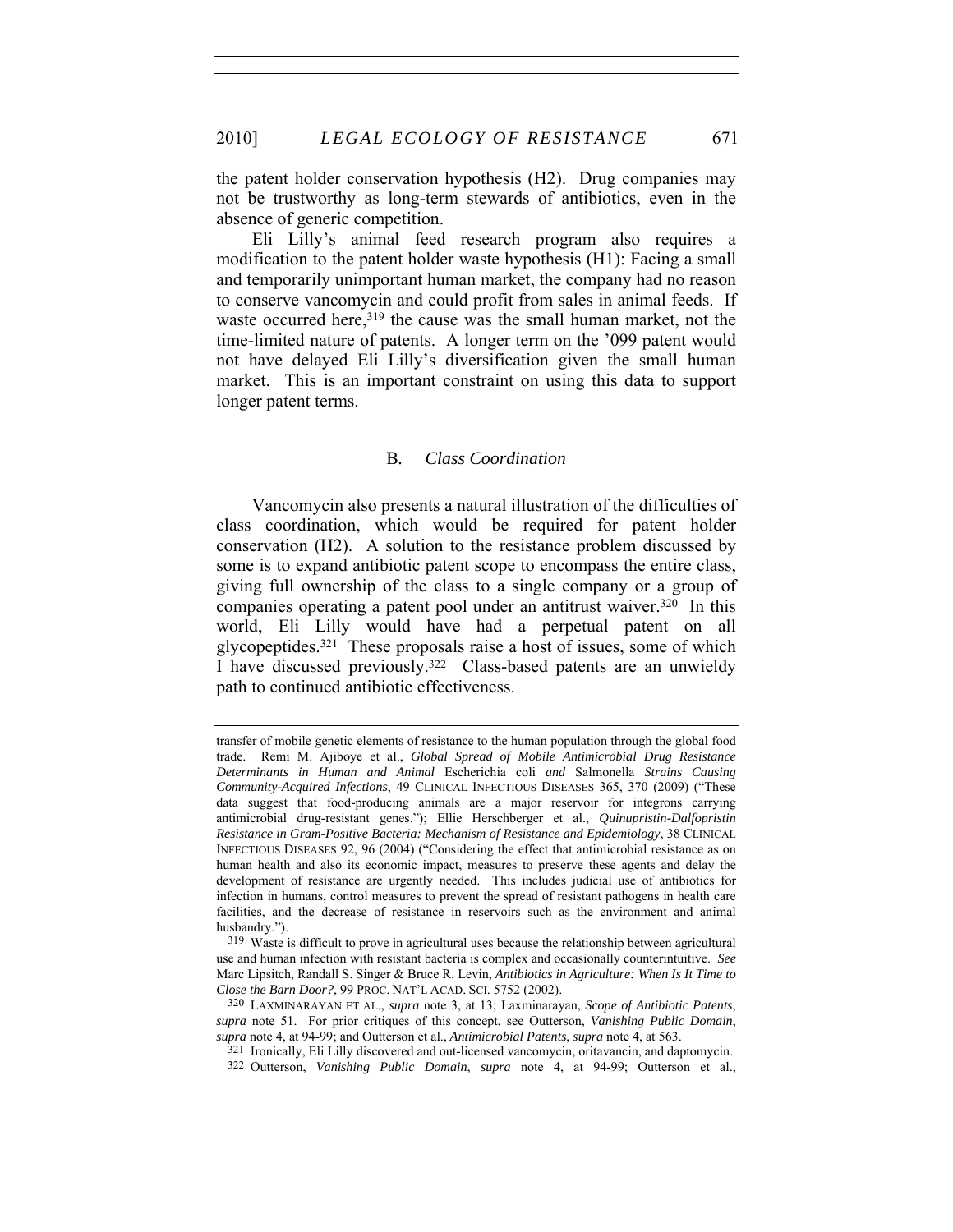the patent holder conservation hypothesis (H2). Drug companies may not be trustworthy as long-term stewards of antibiotics, even in the absence of generic competition.

Eli Lilly's animal feed research program also requires a modification to the patent holder waste hypothesis (H1): Facing a small and temporarily unimportant human market, the company had no reason to conserve vancomycin and could profit from sales in animal feeds. If waste occurred here,[319] the cause was the small human market, not the time-limited nature of patents. A longer term on the '099 patent would not have delayed Eli Lilly's diversification given the small human market. This is an important constraint on using this data to support longer patent terms.

### B. *Class Coordination*

Vancomycin also presents a natural illustration of the difficulties of class coordination, which would be required for patent holder conservation (H2). A solution to the resistance problem discussed by some is to expand antibiotic patent scope to encompass the entire class, giving full ownership of the class to a single company or a group of companies operating a patent pool under an antitrust waiver.[320] In this world, Eli Lilly would have had a perpetual patent on all glycopeptides.[321] These proposals raise a host of issues, some of which I have discussed previously.[322] Class-based patents are an unwieldy path to continued antibiotic effectiveness.

---

transfer of mobile genetic elements of resistance to the human population through the global food trade. Remi M. Ajiboye et al., *Global Spread of Mobile Antimicrobial Drug Resistance Determinants in Human and Animal* Escherichia coli *and* Salmonella *Strains Causing Community-Acquired Infections*, 49 CLINICAL INFECTIOUS DISEASES 365, 370 (2009) ("These data suggest that food-producing animals are a major reservoir for integrons carrying antimicrobial drug-resistant genes."); Ellie Herschberger et al., *Quinupristin-Dalfopristin Resistance in Gram-Positive Bacteria: Mechanism of Resistance and Epidemiology*, 38 CLINICAL INFECTIOUS DISEASES 92, 96 (2004) ("Considering the effect that antimicrobial resistance as on human health and also its economic impact, measures to preserve these agents and delay the development of resistance are urgently needed. This includes judicial use of antibiotics for infection in humans, control measures to prevent the spread of resistant pathogens in health care facilities, and the decrease of resistance in reservoirs such as the environment and animal husbandry.").

[319] Waste is difficult to prove in agricultural uses because the relationship between agricultural use and human infection with resistant bacteria is complex and occasionally counterintuitive. *See* Marc Lipsitch, Randall S. Singer & Bruce R. Levin, *Antibiotics in Agriculture: When Is It Time to Close the Barn Door?*, 99 PROC. NAT'L ACAD. SCI. 5752 (2002).

[320] LAXMINARAYAN ET AL., *supra* note 3, at 13; Laxminarayan, *Scope of Antibiotic Patents*, *supra* note 51. For prior critiques of this concept, see Outterson, *Vanishing Public Domain*, *supra* note 4, at 94-99; and Outterson et al., *Antimicrobial Patents*, *supra* note 4, at 563.

[321] Ironically, Eli Lilly discovered and out-licensed vancomycin, oritavancin, and daptomycin.

[322] Outterson, *Vanishing Public Domain*, *supra* note 4, at 94-99; Outterson et al.,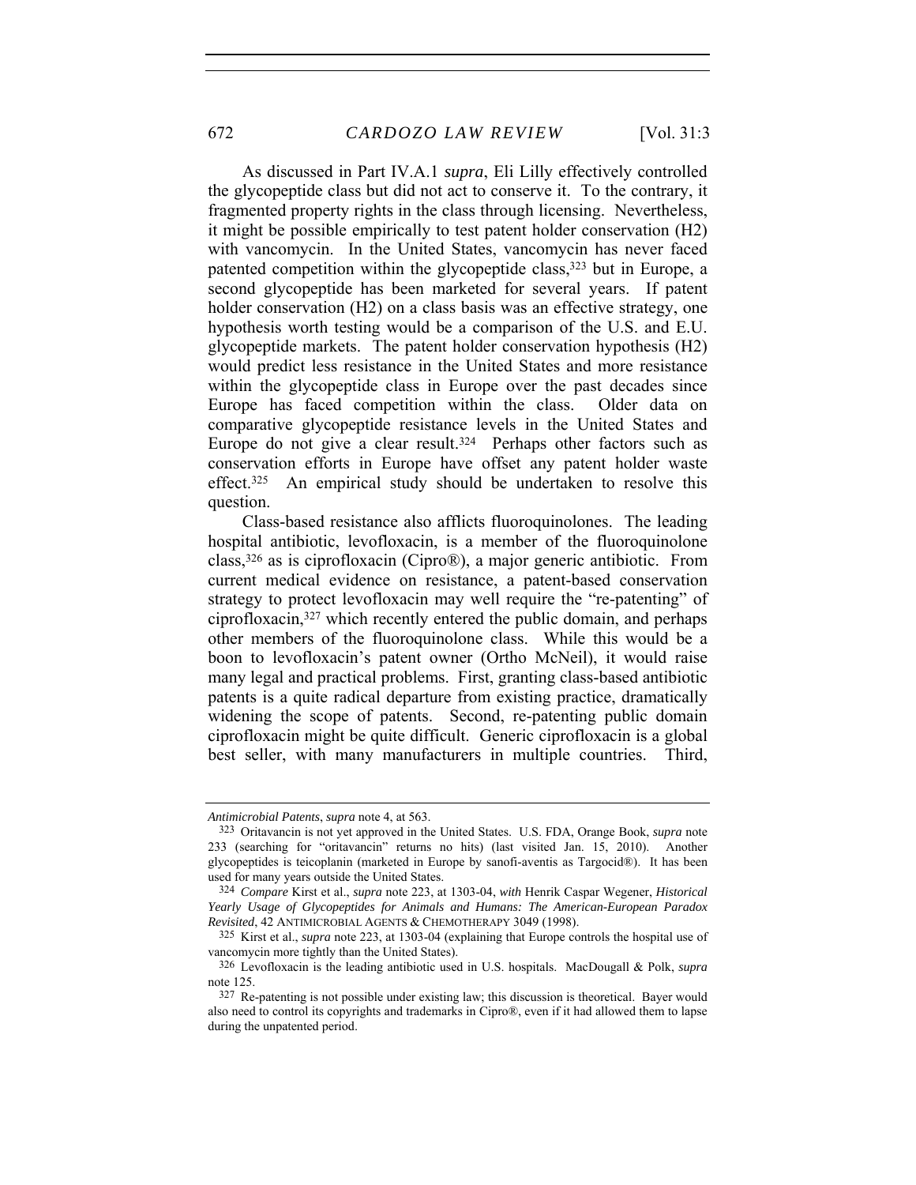As discussed in Part IV.A.1 *supra*, Eli Lilly effectively controlled the glycopeptide class but did not act to conserve it. To the contrary, it fragmented property rights in the class through licensing. Nevertheless, it might be possible empirically to test patent holder conservation (H2) with vancomycin. In the United States, vancomycin has never faced patented competition within the glycopeptide class,[323] but in Europe, a second glycopeptide has been marketed for several years. If patent holder conservation (H2) on a class basis was an effective strategy, one hypothesis worth testing would be a comparison of the U.S. and E.U. glycopeptide markets. The patent holder conservation hypothesis (H2) would predict less resistance in the United States and more resistance within the glycopeptide class in Europe over the past decades since Europe has faced competition within the class. Older data on comparative glycopeptide resistance levels in the United States and Europe do not give a clear result.[324] Perhaps other factors such as conservation efforts in Europe have offset any patent holder waste effect.[325] An empirical study should be undertaken to resolve this question.

Class-based resistance also afflicts fluoroquinolones. The leading hospital antibiotic, levofloxacin, is a member of the fluoroquinolone class,[326] as is ciprofloxacin (Cipro®), a major generic antibiotic. From current medical evidence on resistance, a patent-based conservation strategy to protect levofloxacin may well require the "re-patenting" of ciprofloxacin,[327] which recently entered the public domain, and perhaps other members of the fluoroquinolone class. While this would be a boon to levofloxacin's patent owner (Ortho McNeil), it would raise many legal and practical problems. First, granting class-based antibiotic patents is a quite radical departure from existing practice, dramatically widening the scope of patents. Second, re-patenting public domain ciprofloxacin might be quite difficult. Generic ciprofloxacin is a global best seller, with many manufacturers in multiple countries. Third,

---

*Antimicrobial Patents*, *supra* note 4, at 563.

[323] Oritavancin is not yet approved in the United States. U.S. FDA, Orange Book, *supra* note 233 (searching for "oritavancin" returns no hits) (last visited Jan. 15, 2010). Another glycopeptides is teicoplanin (marketed in Europe by sanofi-aventis as Targocid®). It has been used for many years outside the United States.

[324] *Compare* Kirst et al., *supra* note 223, at 1303-04, *with* Henrik Caspar Wegener, *Historical Yearly Usage of Glycopeptides for Animals and Humans: The American-European Paradox Revisited*, 42 ANTIMICROBIAL AGENTS & CHEMOTHERAPY 3049 (1998).

[325] Kirst et al., *supra* note 223, at 1303-04 (explaining that Europe controls the hospital use of vancomycin more tightly than the United States).

[326] Levofloxacin is the leading antibiotic used in U.S. hospitals. MacDougall & Polk, *supra* note 125.

[327] Re-patenting is not possible under existing law; this discussion is theoretical. Bayer would also need to control its copyrights and trademarks in Cipro®, even if it had allowed them to lapse during the unpatented period.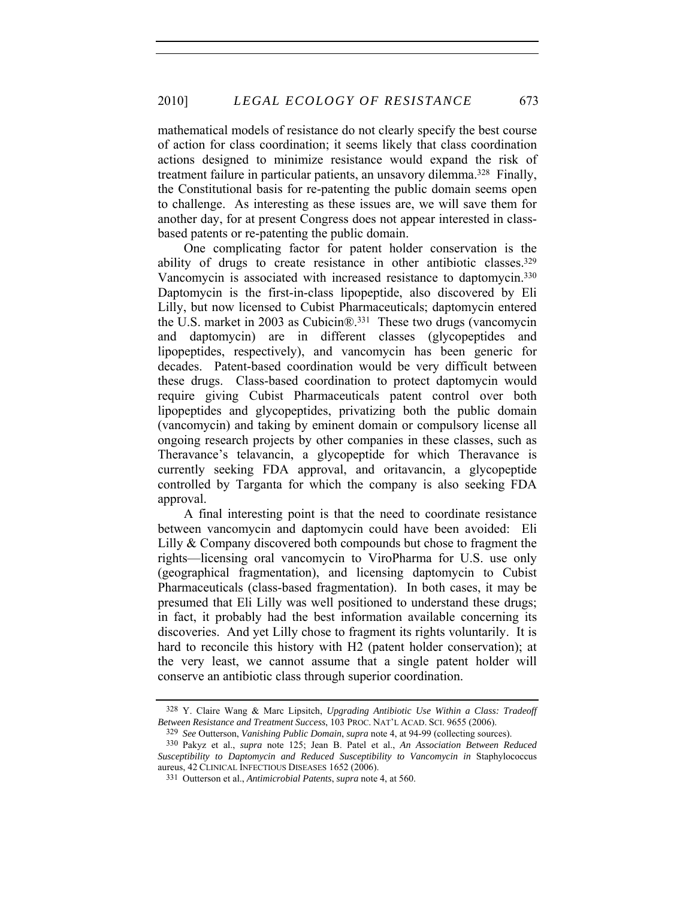mathematical models of resistance do not clearly specify the best course of action for class coordination; it seems likely that class coordination actions designed to minimize resistance would expand the risk of treatment failure in particular patients, an unsavory dilemma.[328] Finally, the Constitutional basis for re-patenting the public domain seems open to challenge. As interesting as these issues are, we will save them for another day, for at present Congress does not appear interested in class-based patents or re-patenting the public domain.

One complicating factor for patent holder conservation is the ability of drugs to create resistance in other antibiotic classes.[329] Vancomycin is associated with increased resistance to daptomycin.[330] Daptomycin is the first-in-class lipopeptide, also discovered by Eli Lilly, but now licensed to Cubist Pharmaceuticals; daptomycin entered the U.S. market in 2003 as Cubicin®.[331] These two drugs (vancomycin and daptomycin) are in different classes (glycopeptides and lipopeptides, respectively), and vancomycin has been generic for decades. Patent-based coordination would be very difficult between these drugs. Class-based coordination to protect daptomycin would require giving Cubist Pharmaceuticals patent control over both lipopeptides and glycopeptides, privatizing both the public domain (vancomycin) and taking by eminent domain or compulsory license all ongoing research projects by other companies in these classes, such as Theravance's telavancin, a glycopeptide for which Theravance is currently seeking FDA approval, and oritavancin, a glycopeptide controlled by Targanta for which the company is also seeking FDA approval.

A final interesting point is that the need to coordinate resistance between vancomycin and daptomycin could have been avoided: Eli Lilly & Company discovered both compounds but chose to fragment the rights—licensing oral vancomycin to ViroPharma for U.S. use only (geographical fragmentation), and licensing daptomycin to Cubist Pharmaceuticals (class-based fragmentation). In both cases, it may be presumed that Eli Lilly was well positioned to understand these drugs; in fact, it probably had the best information available concerning its discoveries. And yet Lilly chose to fragment its rights voluntarily. It is hard to reconcile this history with H2 (patent holder conservation); at the very least, we cannot assume that a single patent holder will conserve an antibiotic class through superior coordination.

---

[328] Y. Claire Wang & Marc Lipsitch, *Upgrading Antibiotic Use Within a Class: Tradeoff Between Resistance and Treatment Success*, 103 PROC. NAT'L ACAD. SCI. 9655 (2006).

[329] *See* Outterson, *Vanishing Public Domain*, *supra* note 4, at 94-99 (collecting sources).

[330] Pakyz et al., *supra* note 125; Jean B. Patel et al., *An Association Between Reduced Susceptibility to Daptomycin and Reduced Susceptibility to Vancomycin in* Staphylococcus aureus, 42 CLINICAL INFECTIOUS DISEASES 1652 (2006).

[331] Outterson et al., *Antimicrobial Patents*, *supra* note 4, at 560.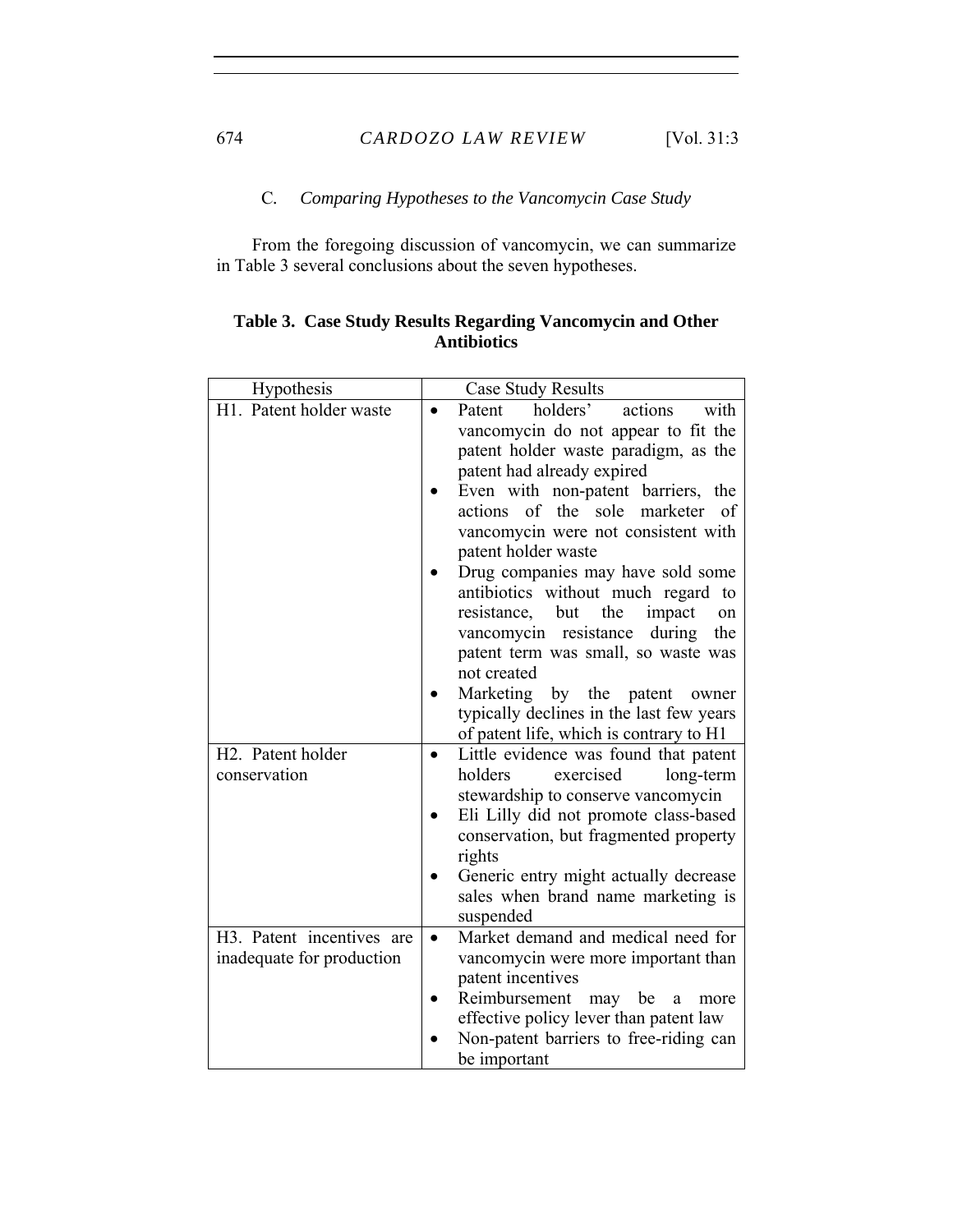### C. *Comparing Hypotheses to the Vancomycin Case Study*

From the foregoing discussion of vancomycin, we can summarize in Table 3 several conclusions about the seven hypotheses.

**Table 3. Case Study Results Regarding Vancomycin and Other Antibiotics**

| Hypothesis | Case Study Results |
|---|---|
| H1. Patent holder waste | • Patent holders' actions with vancomycin do not appear to fit the patent holder waste paradigm, as the patent had already expired<br>• Even with non-patent barriers, the actions of the sole marketer of vancomycin were not consistent with patent holder waste<br>• Drug companies may have sold some antibiotics without much regard to resistance, but the impact on vancomycin resistance during the patent term was small, so waste was not created<br>• Marketing by the patent owner typically declines in the last few years of patent life, which is contrary to H1 |
| H2. Patent holder conservation | • Little evidence was found that patent holders exercised long-term stewardship to conserve vancomycin<br>• Eli Lilly did not promote class-based conservation, but fragmented property rights<br>• Generic entry might actually decrease sales when brand name marketing is suspended |
| H3. Patent incentives are inadequate for production | • Market demand and medical need for vancomycin were more important than patent incentives<br>• Reimbursement may be a more effective policy lever than patent law<br>• Non-patent barriers to free-riding can be important |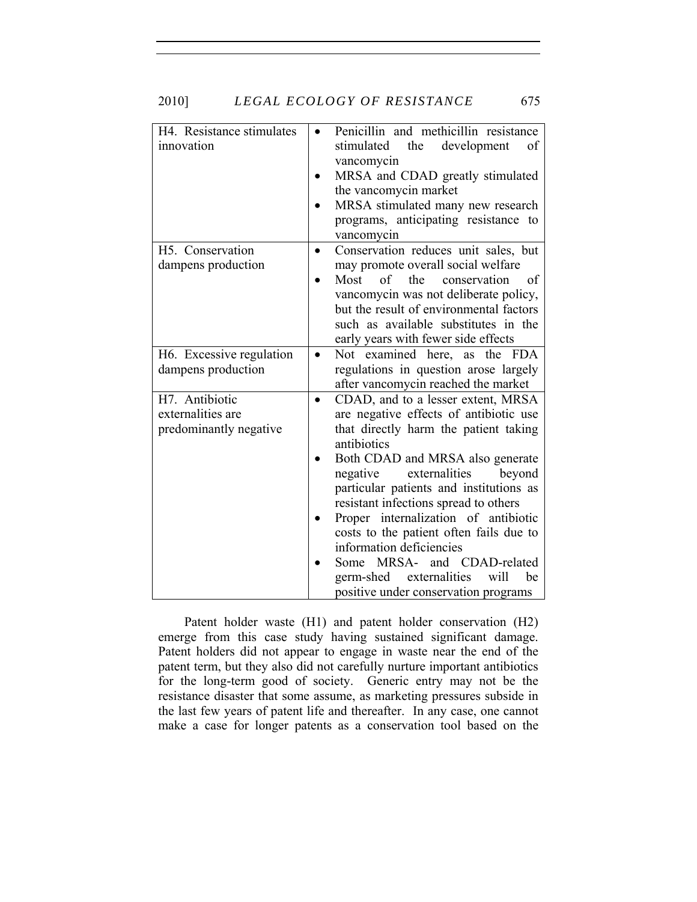| | |
|---|---|
| H4. Resistance stimulates innovation | • Penicillin and methicillin resistance stimulated the development of vancomycin<br>• MRSA and CDAD greatly stimulated the vancomycin market<br>• MRSA stimulated many new research programs, anticipating resistance to vancomycin |
| H5. Conservation dampens production | • Conservation reduces unit sales, but may promote overall social welfare<br>• Most of the conservation of vancomycin was not deliberate policy, but the result of environmental factors such as available substitutes in the early years with fewer side effects |
| H6. Excessive regulation dampens production | • Not examined here, as the FDA regulations in question arose largely after vancomycin reached the market |
| H7. Antibiotic externalities are predominantly negative | • CDAD, and to a lesser extent, MRSA are negative effects of antibiotic use that directly harm the patient taking antibiotics<br>• Both CDAD and MRSA also generate negative externalities beyond particular patients and institutions as resistant infections spread to others<br>• Proper internalization of antibiotic costs to the patient often fails due to information deficiencies<br>• Some MRSA- and CDAD-related germ-shed externalities will be positive under conservation programs |

Patent holder waste (H1) and patent holder conservation (H2) emerge from this case study having sustained significant damage. Patent holders did not appear to engage in waste near the end of the patent term, but they also did not carefully nurture important antibiotics for the long-term good of society. Generic entry may not be the resistance disaster that some assume, as marketing pressures subside in the last few years of patent life and thereafter. In any case, one cannot make a case for longer patents as a conservation tool based on the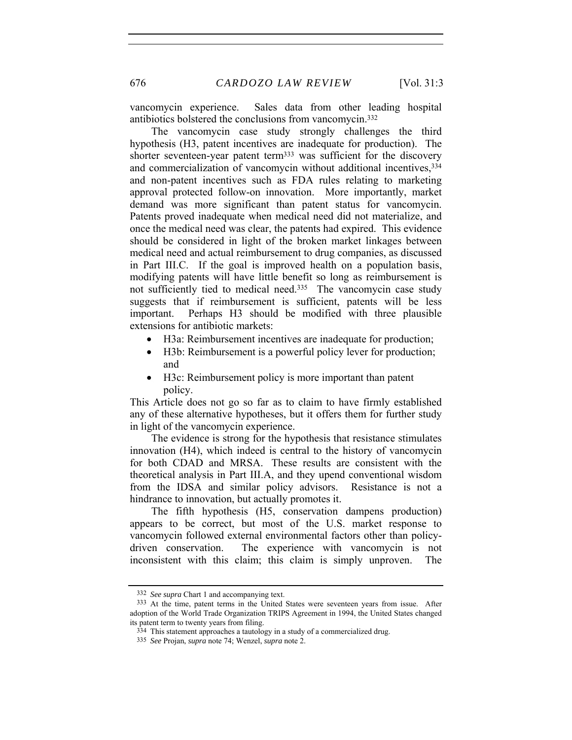vancomycin experience. Sales data from other leading hospital antibiotics bolstered the conclusions from vancomycin.[332]

The vancomycin case study strongly challenges the third hypothesis (H3, patent incentives are inadequate for production). The shorter seventeen-year patent term[333] was sufficient for the discovery and commercialization of vancomycin without additional incentives,[334] and non-patent incentives such as FDA rules relating to marketing approval protected follow-on innovation. More importantly, market demand was more significant than patent status for vancomycin. Patents proved inadequate when medical need did not materialize, and once the medical need was clear, the patents had expired. This evidence should be considered in light of the broken market linkages between medical need and actual reimbursement to drug companies, as discussed in Part III.C. If the goal is improved health on a population basis, modifying patents will have little benefit so long as reimbursement is not sufficiently tied to medical need.[335] The vancomycin case study suggests that if reimbursement is sufficient, patents will be less important. Perhaps H3 should be modified with three plausible extensions for antibiotic markets:

- H3a: Reimbursement incentives are inadequate for production;
- H3b: Reimbursement is a powerful policy lever for production; and
- H3c: Reimbursement policy is more important than patent policy.

This Article does not go so far as to claim to have firmly established any of these alternative hypotheses, but it offers them for further study in light of the vancomycin experience.

The evidence is strong for the hypothesis that resistance stimulates innovation (H4), which indeed is central to the history of vancomycin for both CDAD and MRSA. These results are consistent with the theoretical analysis in Part III.A, and they upend conventional wisdom from the IDSA and similar policy advisors. Resistance is not a hindrance to innovation, but actually promotes it.

The fifth hypothesis (H5, conservation dampens production) appears to be correct, but most of the U.S. market response to vancomycin followed external environmental factors other than policy-driven conservation. The experience with vancomycin is not inconsistent with this claim; this claim is simply unproven. The

---

[332] *See supra* Chart 1 and accompanying text.

[333] At the time, patent terms in the United States were seventeen years from issue. After adoption of the World Trade Organization TRIPS Agreement in 1994, the United States changed its patent term to twenty years from filing.

[334] This statement approaches a tautology in a study of a commercialized drug.

[335] *See* Projan, *supra* note 74; Wenzel, *supra* note 2.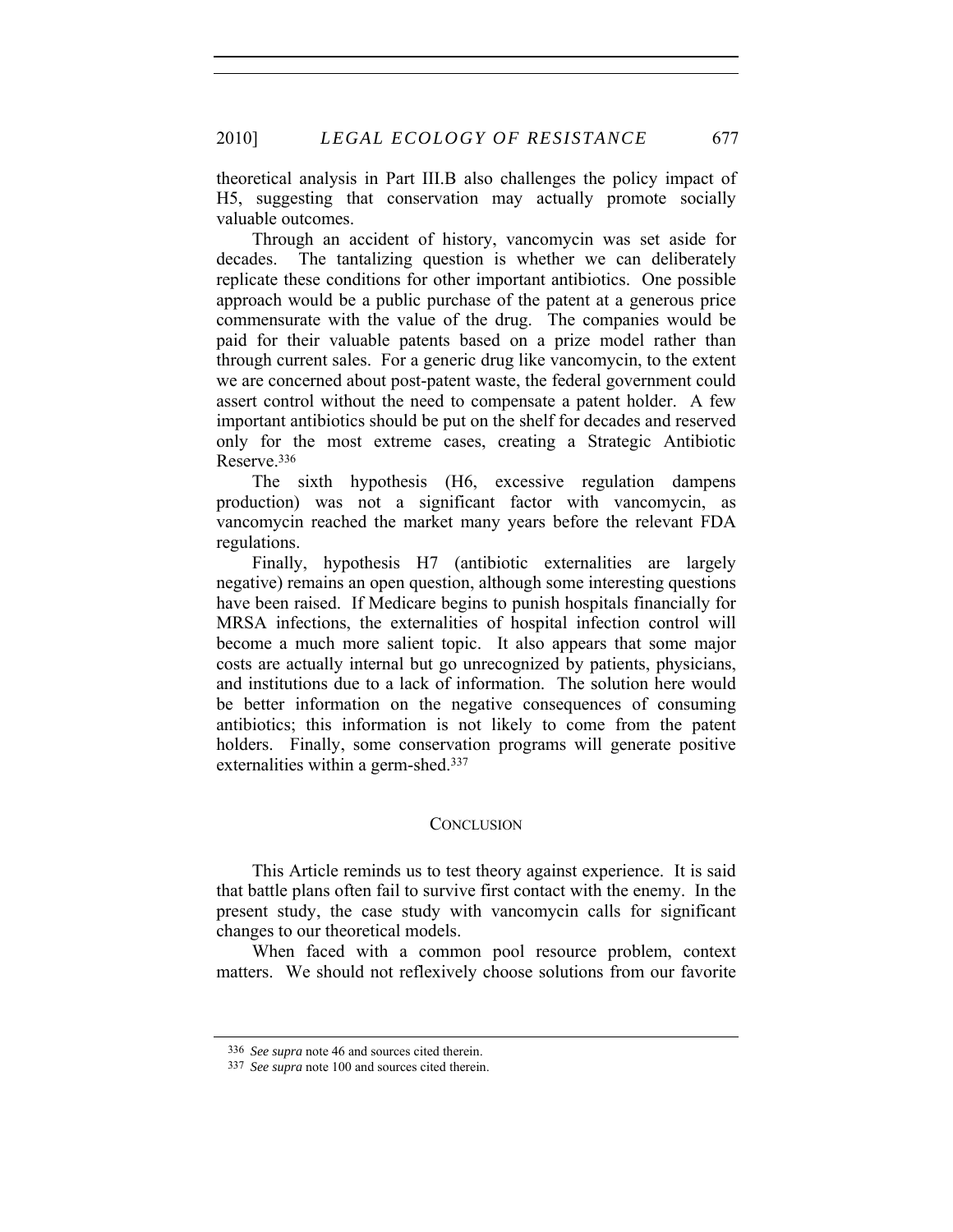theoretical analysis in Part III.B also challenges the policy impact of H5, suggesting that conservation may actually promote socially valuable outcomes.

Through an accident of history, vancomycin was set aside for decades. The tantalizing question is whether we can deliberately replicate these conditions for other important antibiotics. One possible approach would be a public purchase of the patent at a generous price commensurate with the value of the drug. The companies would be paid for their valuable patents based on a prize model rather than through current sales. For a generic drug like vancomycin, to the extent we are concerned about post-patent waste, the federal government could assert control without the need to compensate a patent holder. A few important antibiotics should be put on the shelf for decades and reserved only for the most extreme cases, creating a Strategic Antibiotic Reserve.[336]

The sixth hypothesis (H6, excessive regulation dampens production) was not a significant factor with vancomycin, as vancomycin reached the market many years before the relevant FDA regulations.

Finally, hypothesis H7 (antibiotic externalities are largely negative) remains an open question, although some interesting questions have been raised. If Medicare begins to punish hospitals financially for MRSA infections, the externalities of hospital infection control will become a much more salient topic. It also appears that some major costs are actually internal but go unrecognized by patients, physicians, and institutions due to a lack of information. The solution here would be better information on the negative consequences of consuming antibiotics; this information is not likely to come from the patent holders. Finally, some conservation programs will generate positive externalities within a germ-shed.[337]

## CONCLUSION

This Article reminds us to test theory against experience. It is said that battle plans often fail to survive first contact with the enemy. In the present study, the case study with vancomycin calls for significant changes to our theoretical models.

When faced with a common pool resource problem, context matters. We should not reflexively choose solutions from our favorite

---

336 *See supra* note 46 and sources cited therein.

337 *See supra* note 100 and sources cited therein.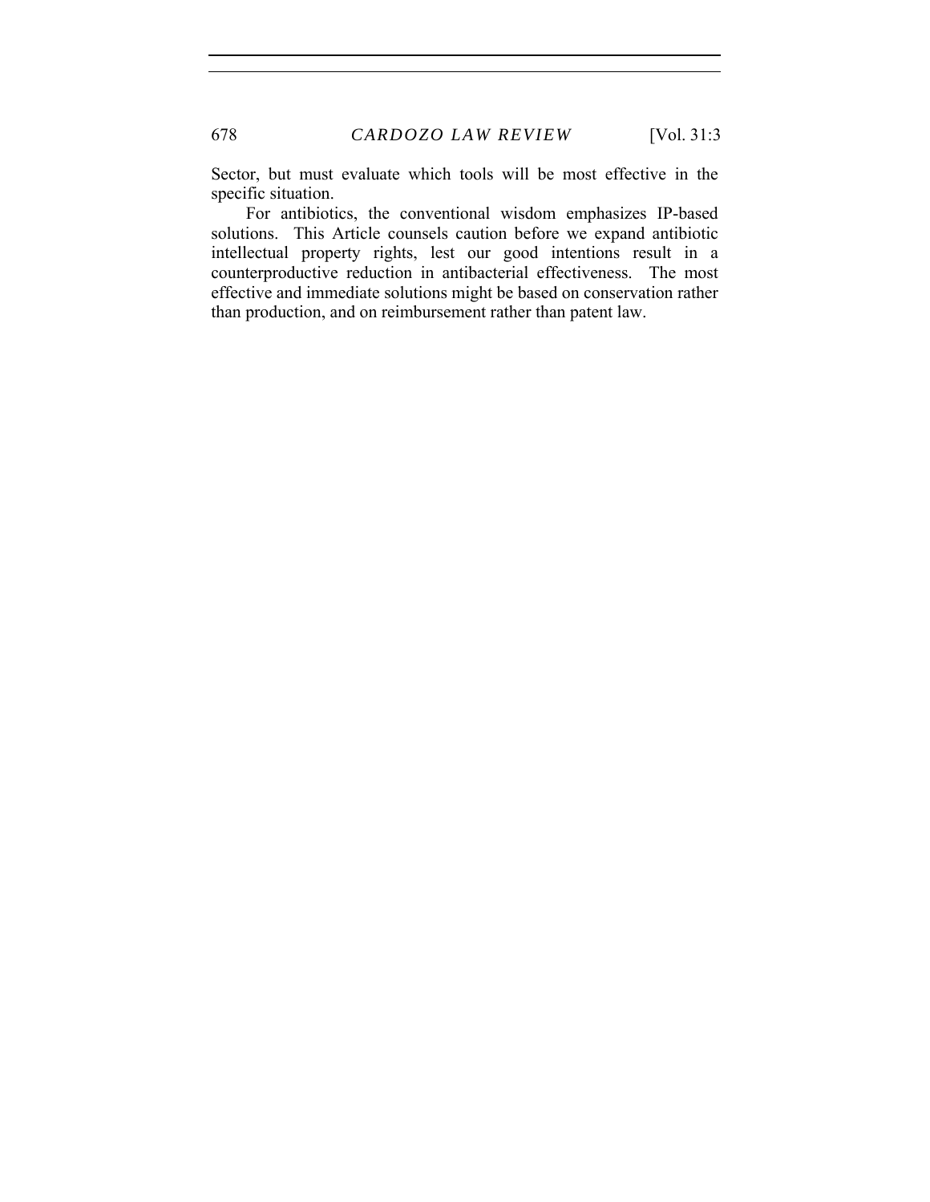Sector, but must evaluate which tools will be most effective in the specific situation.

For antibiotics, the conventional wisdom emphasizes IP-based solutions. This Article counsels caution before we expand antibiotic intellectual property rights, lest our good intentions result in a counterproductive reduction in antibacterial effectiveness. The most effective and immediate solutions might be based on conservation rather than production, and on reimbursement rather than patent law.